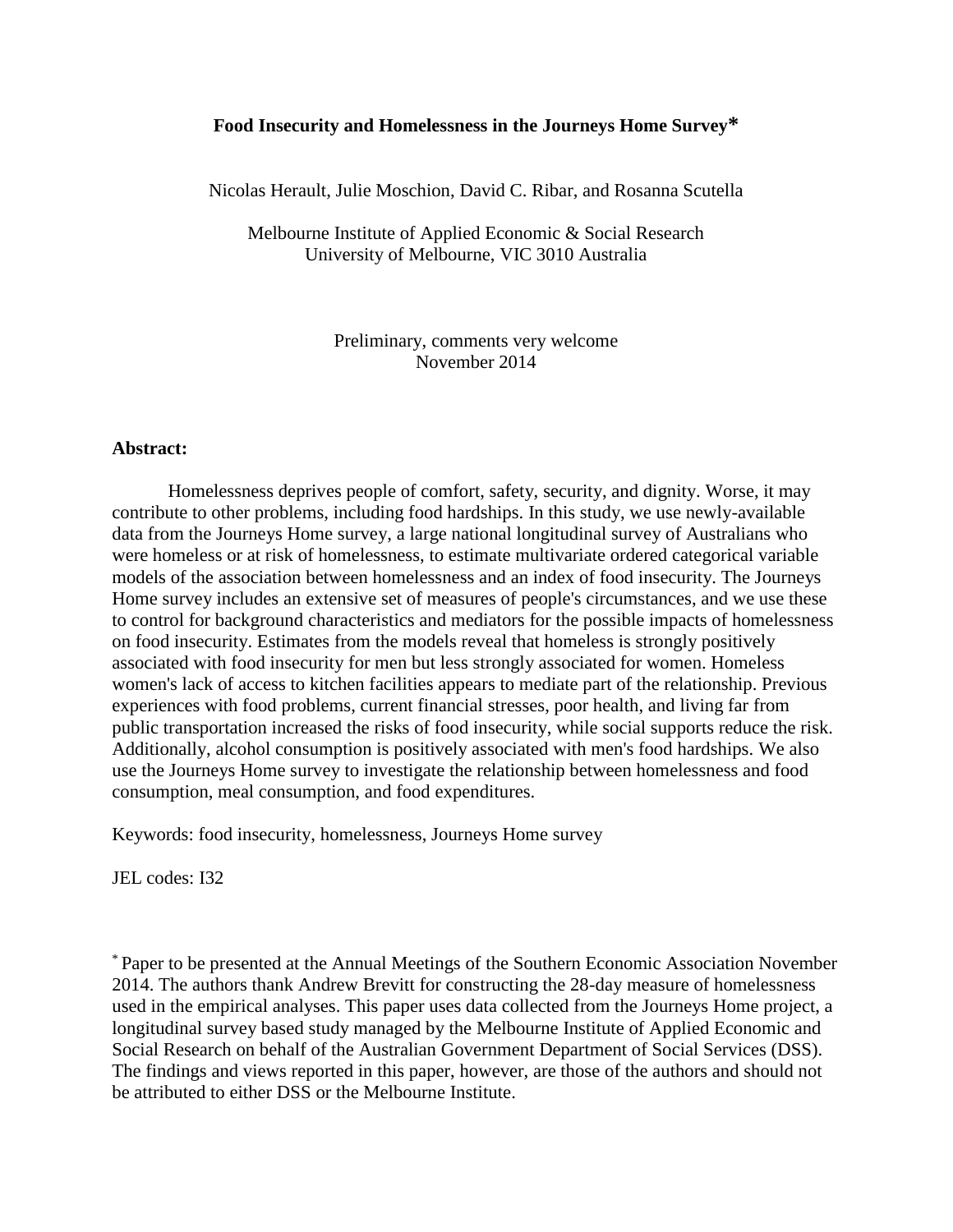# Food Insecurity and Homelessness in the Journeys Home Survey*

Nicolas Herault, Julie Moschion, David C. Ribar, and Rosanna Scutella

Melbourne Institute of Applied Economic & Social Research
University of Melbourne, VIC 3010 Australia

Preliminary, comments very welcome
November 2014

**Abstract:**

Homelessness deprives people of comfort, safety, security, and dignity. Worse, it may contribute to other problems, including food hardships. In this study, we use newly-available data from the Journeys Home survey, a large national longitudinal survey of Australians who were homeless or at risk of homelessness, to estimate multivariate ordered categorical variable models of the association between homelessness and an index of food insecurity. The Journeys Home survey includes an extensive set of measures of people's circumstances, and we use these to control for background characteristics and mediators for the possible impacts of homelessness on food insecurity. Estimates from the models reveal that homeless is strongly positively associated with food insecurity for men but less strongly associated for women. Homeless women's lack of access to kitchen facilities appears to mediate part of the relationship. Previous experiences with food problems, current financial stresses, poor health, and living far from public transportation increased the risks of food insecurity, while social supports reduce the risk. Additionally, alcohol consumption is positively associated with men's food hardships. We also use the Journeys Home survey to investigate the relationship between homelessness and food consumption, meal consumption, and food expenditures.

Keywords: food insecurity, homelessness, Journeys Home survey

JEL codes: I32

* Paper to be presented at the Annual Meetings of the Southern Economic Association November 2014. The authors thank Andrew Brevitt for constructing the 28-day measure of homelessness used in the empirical analyses. This paper uses data collected from the Journeys Home project, a longitudinal survey based study managed by the Melbourne Institute of Applied Economic and Social Research on behalf of the Australian Government Department of Social Services (DSS). The findings and views reported in this paper, however, are those of the authors and should not be attributed to either DSS or the Melbourne Institute.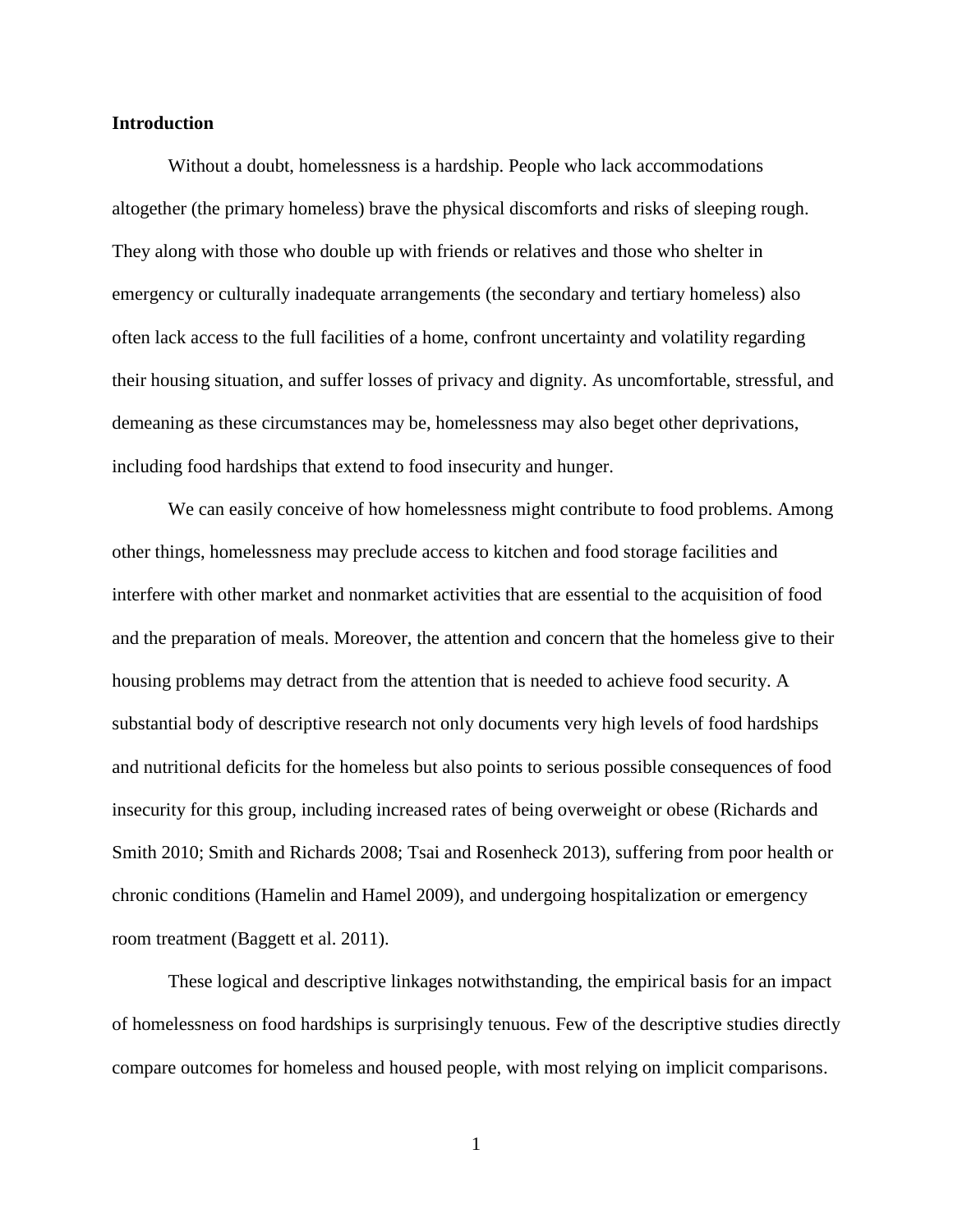## Introduction

Without a doubt, homelessness is a hardship. People who lack accommodations altogether (the primary homeless) brave the physical discomforts and risks of sleeping rough. They along with those who double up with friends or relatives and those who shelter in emergency or culturally inadequate arrangements (the secondary and tertiary homeless) also often lack access to the full facilities of a home, confront uncertainty and volatility regarding their housing situation, and suffer losses of privacy and dignity. As uncomfortable, stressful, and demeaning as these circumstances may be, homelessness may also beget other deprivations, including food hardships that extend to food insecurity and hunger.

We can easily conceive of how homelessness might contribute to food problems. Among other things, homelessness may preclude access to kitchen and food storage facilities and interfere with other market and nonmarket activities that are essential to the acquisition of food and the preparation of meals. Moreover, the attention and concern that the homeless give to their housing problems may detract from the attention that is needed to achieve food security. A substantial body of descriptive research not only documents very high levels of food hardships and nutritional deficits for the homeless but also points to serious possible consequences of food insecurity for this group, including increased rates of being overweight or obese (Richards and Smith 2010; Smith and Richards 2008; Tsai and Rosenheck 2013), suffering from poor health or chronic conditions (Hamelin and Hamel 2009), and undergoing hospitalization or emergency room treatment (Baggett et al. 2011).

These logical and descriptive linkages notwithstanding, the empirical basis for an impact of homelessness on food hardships is surprisingly tenuous. Few of the descriptive studies directly compare outcomes for homeless and housed people, with most relying on implicit comparisons.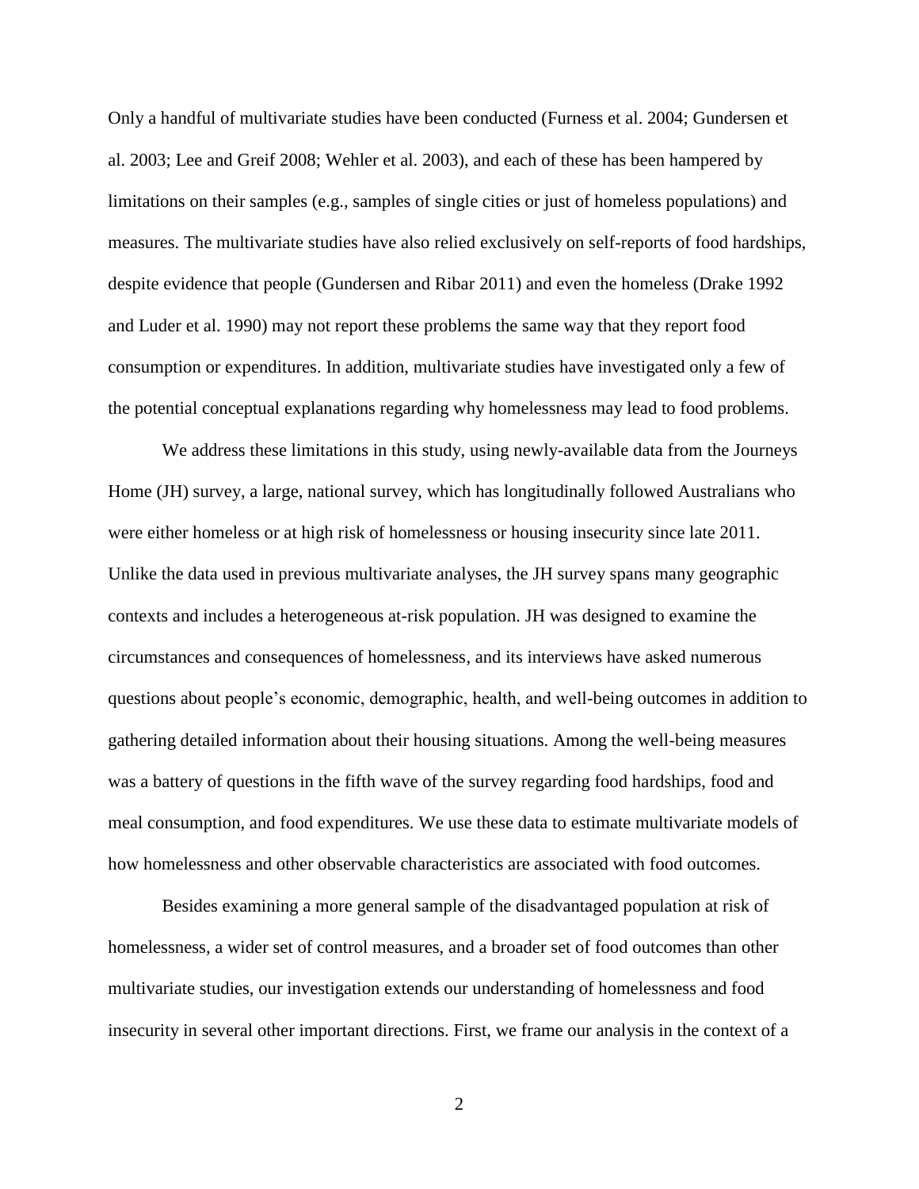Only a handful of multivariate studies have been conducted (Furness et al. 2004; Gundersen et al. 2003; Lee and Greif 2008; Wehler et al. 2003), and each of these has been hampered by limitations on their samples (e.g., samples of single cities or just of homeless populations) and measures. The multivariate studies have also relied exclusively on self-reports of food hardships, despite evidence that people (Gundersen and Ribar 2011) and even the homeless (Drake 1992 and Luder et al. 1990) may not report these problems the same way that they report food consumption or expenditures. In addition, multivariate studies have investigated only a few of the potential conceptual explanations regarding why homelessness may lead to food problems.

We address these limitations in this study, using newly-available data from the Journeys Home (JH) survey, a large, national survey, which has longitudinally followed Australians who were either homeless or at high risk of homelessness or housing insecurity since late 2011. Unlike the data used in previous multivariate analyses, the JH survey spans many geographic contexts and includes a heterogeneous at-risk population. JH was designed to examine the circumstances and consequences of homelessness, and its interviews have asked numerous questions about people's economic, demographic, health, and well-being outcomes in addition to gathering detailed information about their housing situations. Among the well-being measures was a battery of questions in the fifth wave of the survey regarding food hardships, food and meal consumption, and food expenditures. We use these data to estimate multivariate models of how homelessness and other observable characteristics are associated with food outcomes.

Besides examining a more general sample of the disadvantaged population at risk of homelessness, a wider set of control measures, and a broader set of food outcomes than other multivariate studies, our investigation extends our understanding of homelessness and food insecurity in several other important directions. First, we frame our analysis in the context of a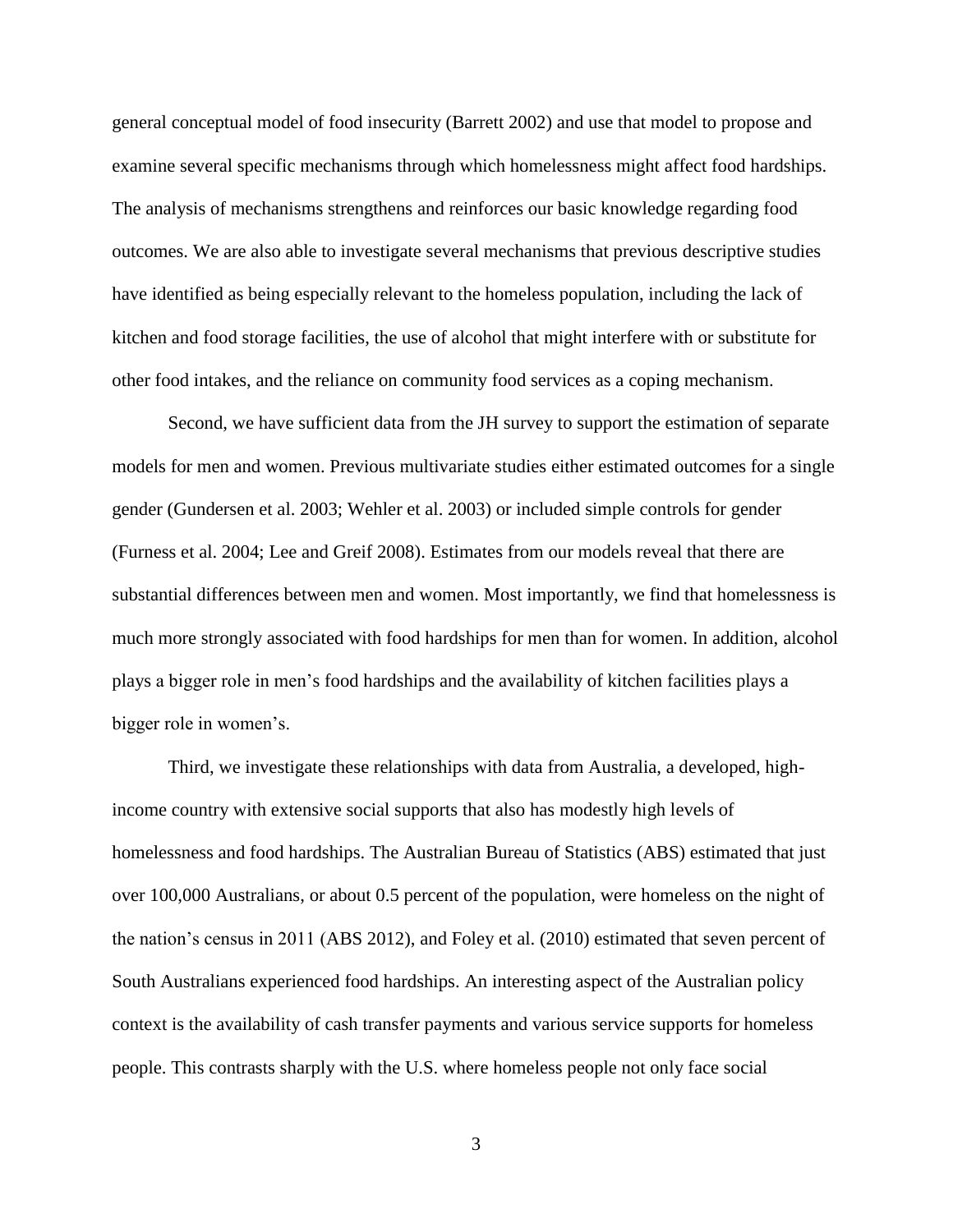general conceptual model of food insecurity (Barrett 2002) and use that model to propose and examine several specific mechanisms through which homelessness might affect food hardships. The analysis of mechanisms strengthens and reinforces our basic knowledge regarding food outcomes. We are also able to investigate several mechanisms that previous descriptive studies have identified as being especially relevant to the homeless population, including the lack of kitchen and food storage facilities, the use of alcohol that might interfere with or substitute for other food intakes, and the reliance on community food services as a coping mechanism.

Second, we have sufficient data from the JH survey to support the estimation of separate models for men and women. Previous multivariate studies either estimated outcomes for a single gender (Gundersen et al. 2003; Wehler et al. 2003) or included simple controls for gender (Furness et al. 2004; Lee and Greif 2008). Estimates from our models reveal that there are substantial differences between men and women. Most importantly, we find that homelessness is much more strongly associated with food hardships for men than for women. In addition, alcohol plays a bigger role in men's food hardships and the availability of kitchen facilities plays a bigger role in women's.

Third, we investigate these relationships with data from Australia, a developed, high-income country with extensive social supports that also has modestly high levels of homelessness and food hardships. The Australian Bureau of Statistics (ABS) estimated that just over 100,000 Australians, or about 0.5 percent of the population, were homeless on the night of the nation's census in 2011 (ABS 2012), and Foley et al. (2010) estimated that seven percent of South Australians experienced food hardships. An interesting aspect of the Australian policy context is the availability of cash transfer payments and various service supports for homeless people. This contrasts sharply with the U.S. where homeless people not only face social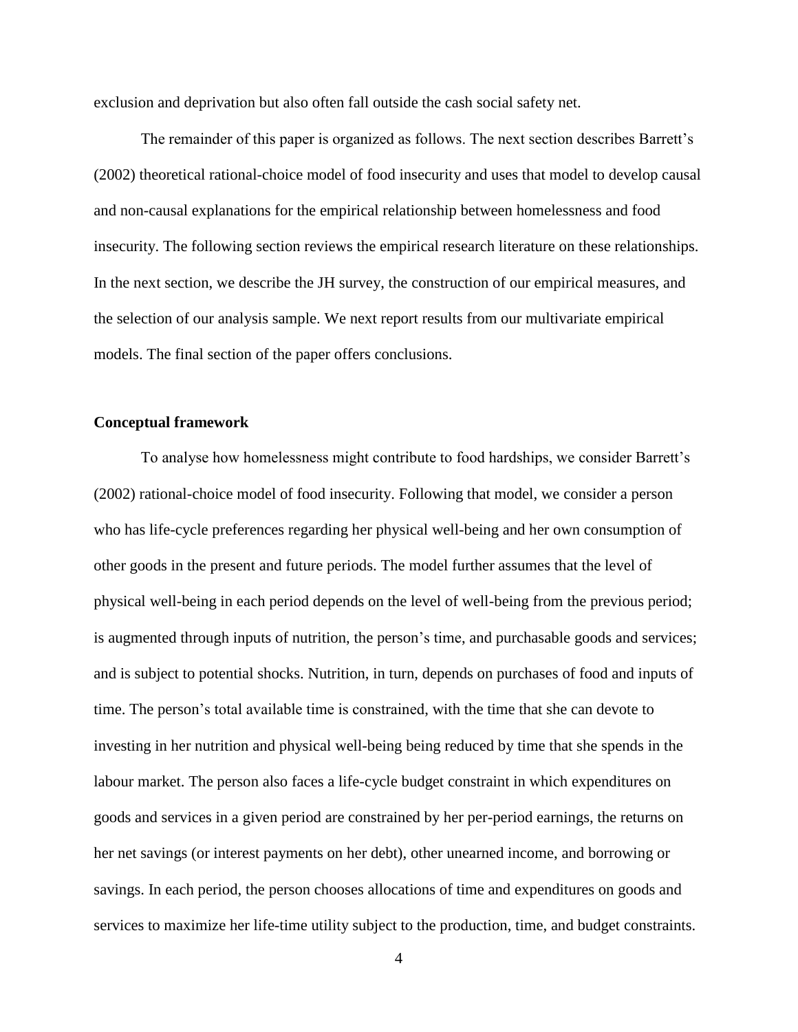exclusion and deprivation but also often fall outside the cash social safety net.

The remainder of this paper is organized as follows. The next section describes Barrett's (2002) theoretical rational-choice model of food insecurity and uses that model to develop causal and non-causal explanations for the empirical relationship between homelessness and food insecurity. The following section reviews the empirical research literature on these relationships. In the next section, we describe the JH survey, the construction of our empirical measures, and the selection of our analysis sample. We next report results from our multivariate empirical models. The final section of the paper offers conclusions.

## Conceptual framework

To analyse how homelessness might contribute to food hardships, we consider Barrett's (2002) rational-choice model of food insecurity. Following that model, we consider a person who has life-cycle preferences regarding her physical well-being and her own consumption of other goods in the present and future periods. The model further assumes that the level of physical well-being in each period depends on the level of well-being from the previous period; is augmented through inputs of nutrition, the person's time, and purchasable goods and services; and is subject to potential shocks. Nutrition, in turn, depends on purchases of food and inputs of time. The person's total available time is constrained, with the time that she can devote to investing in her nutrition and physical well-being being reduced by time that she spends in the labour market. The person also faces a life-cycle budget constraint in which expenditures on goods and services in a given period are constrained by her per-period earnings, the returns on her net savings (or interest payments on her debt), other unearned income, and borrowing or savings. In each period, the person chooses allocations of time and expenditures on goods and services to maximize her life-time utility subject to the production, time, and budget constraints.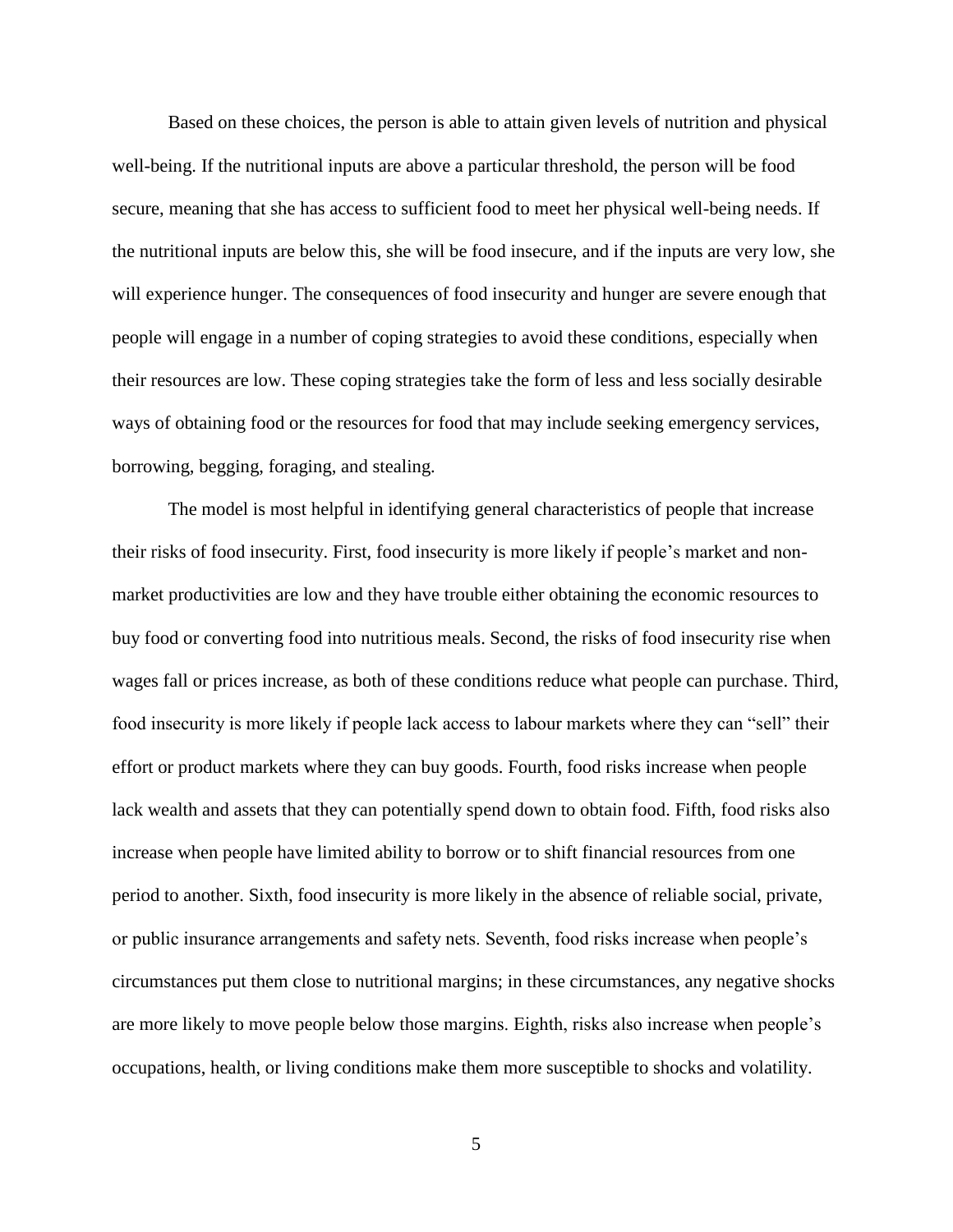Based on these choices, the person is able to attain given levels of nutrition and physical well-being. If the nutritional inputs are above a particular threshold, the person will be food secure, meaning that she has access to sufficient food to meet her physical well-being needs. If the nutritional inputs are below this, she will be food insecure, and if the inputs are very low, she will experience hunger. The consequences of food insecurity and hunger are severe enough that people will engage in a number of coping strategies to avoid these conditions, especially when their resources are low. These coping strategies take the form of less and less socially desirable ways of obtaining food or the resources for food that may include seeking emergency services, borrowing, begging, foraging, and stealing.

The model is most helpful in identifying general characteristics of people that increase their risks of food insecurity. First, food insecurity is more likely if people's market and non-market productivities are low and they have trouble either obtaining the economic resources to buy food or converting food into nutritious meals. Second, the risks of food insecurity rise when wages fall or prices increase, as both of these conditions reduce what people can purchase. Third, food insecurity is more likely if people lack access to labour markets where they can "sell" their effort or product markets where they can buy goods. Fourth, food risks increase when people lack wealth and assets that they can potentially spend down to obtain food. Fifth, food risks also increase when people have limited ability to borrow or to shift financial resources from one period to another. Sixth, food insecurity is more likely in the absence of reliable social, private, or public insurance arrangements and safety nets. Seventh, food risks increase when people's circumstances put them close to nutritional margins; in these circumstances, any negative shocks are more likely to move people below those margins. Eighth, risks also increase when people's occupations, health, or living conditions make them more susceptible to shocks and volatility.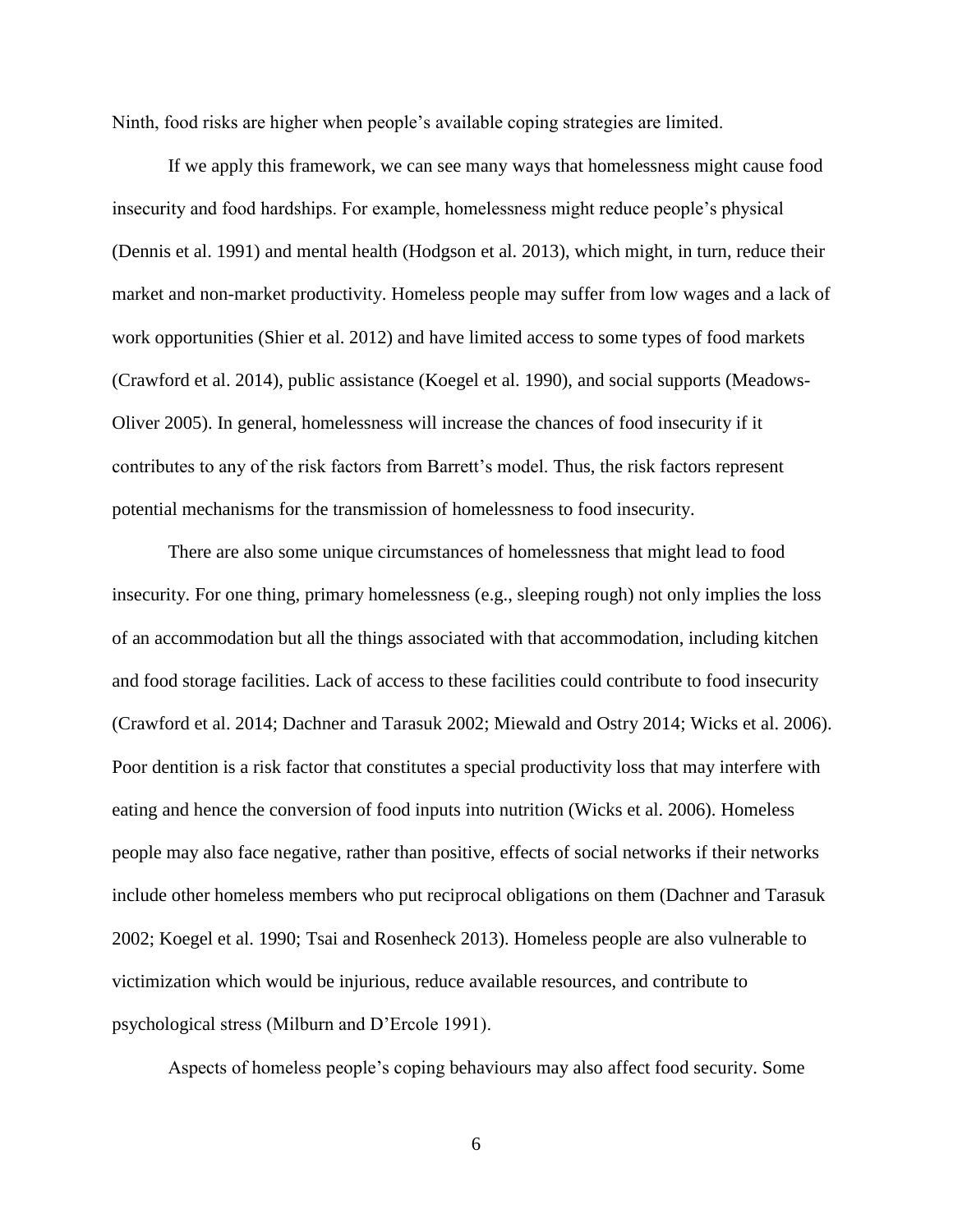Ninth, food risks are higher when people's available coping strategies are limited.

If we apply this framework, we can see many ways that homelessness might cause food insecurity and food hardships. For example, homelessness might reduce people's physical (Dennis et al. 1991) and mental health (Hodgson et al. 2013), which might, in turn, reduce their market and non-market productivity. Homeless people may suffer from low wages and a lack of work opportunities (Shier et al. 2012) and have limited access to some types of food markets (Crawford et al. 2014), public assistance (Koegel et al. 1990), and social supports (Meadows-Oliver 2005). In general, homelessness will increase the chances of food insecurity if it contributes to any of the risk factors from Barrett's model. Thus, the risk factors represent potential mechanisms for the transmission of homelessness to food insecurity.

There are also some unique circumstances of homelessness that might lead to food insecurity. For one thing, primary homelessness (e.g., sleeping rough) not only implies the loss of an accommodation but all the things associated with that accommodation, including kitchen and food storage facilities. Lack of access to these facilities could contribute to food insecurity (Crawford et al. 2014; Dachner and Tarasuk 2002; Miewald and Ostry 2014; Wicks et al. 2006). Poor dentition is a risk factor that constitutes a special productivity loss that may interfere with eating and hence the conversion of food inputs into nutrition (Wicks et al. 2006). Homeless people may also face negative, rather than positive, effects of social networks if their networks include other homeless members who put reciprocal obligations on them (Dachner and Tarasuk 2002; Koegel et al. 1990; Tsai and Rosenheck 2013). Homeless people are also vulnerable to victimization which would be injurious, reduce available resources, and contribute to psychological stress (Milburn and D'Ercole 1991).

Aspects of homeless people's coping behaviours may also affect food security. Some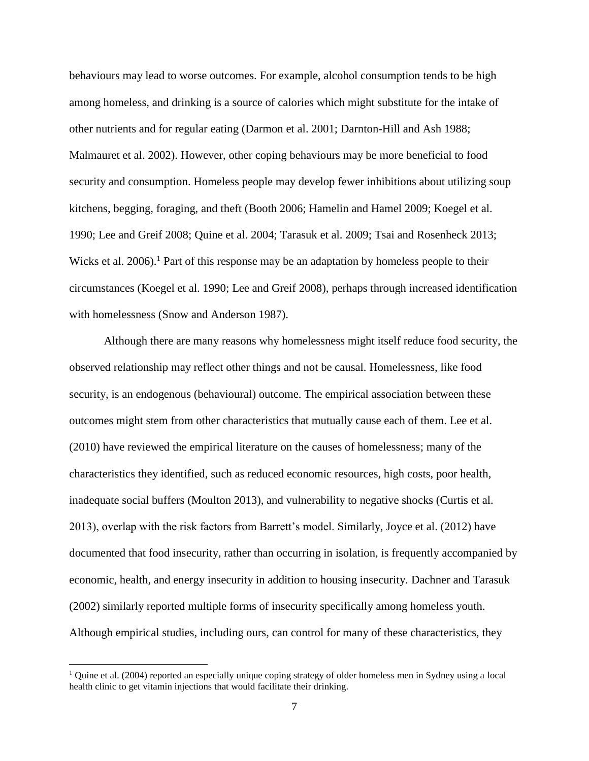behaviours may lead to worse outcomes. For example, alcohol consumption tends to be high among homeless, and drinking is a source of calories which might substitute for the intake of other nutrients and for regular eating (Darmon et al. 2001; Darnton-Hill and Ash 1988; Malmauret et al. 2002). However, other coping behaviours may be more beneficial to food security and consumption. Homeless people may develop fewer inhibitions about utilizing soup kitchens, begging, foraging, and theft (Booth 2006; Hamelin and Hamel 2009; Koegel et al. 1990; Lee and Greif 2008; Quine et al. 2004; Tarasuk et al. 2009; Tsai and Rosenheck 2013; Wicks et al. 2006).[1] Part of this response may be an adaptation by homeless people to their circumstances (Koegel et al. 1990; Lee and Greif 2008), perhaps through increased identification with homelessness (Snow and Anderson 1987).

Although there are many reasons why homelessness might itself reduce food security, the observed relationship may reflect other things and not be causal. Homelessness, like food security, is an endogenous (behavioural) outcome. The empirical association between these outcomes might stem from other characteristics that mutually cause each of them. Lee et al. (2010) have reviewed the empirical literature on the causes of homelessness; many of the characteristics they identified, such as reduced economic resources, high costs, poor health, inadequate social buffers (Moulton 2013), and vulnerability to negative shocks (Curtis et al. 2013), overlap with the risk factors from Barrett's model. Similarly, Joyce et al. (2012) have documented that food insecurity, rather than occurring in isolation, is frequently accompanied by economic, health, and energy insecurity in addition to housing insecurity. Dachner and Tarasuk (2002) similarly reported multiple forms of insecurity specifically among homeless youth. Although empirical studies, including ours, can control for many of these characteristics, they

[1] Quine et al. (2004) reported an especially unique coping strategy of older homeless men in Sydney using a local health clinic to get vitamin injections that would facilitate their drinking.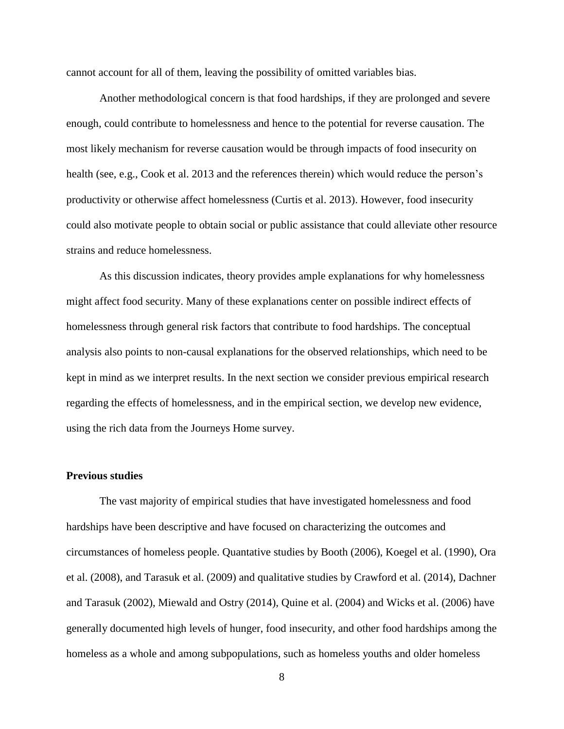cannot account for all of them, leaving the possibility of omitted variables bias.

Another methodological concern is that food hardships, if they are prolonged and severe enough, could contribute to homelessness and hence to the potential for reverse causation. The most likely mechanism for reverse causation would be through impacts of food insecurity on health (see, e.g., Cook et al. 2013 and the references therein) which would reduce the person's productivity or otherwise affect homelessness (Curtis et al. 2013). However, food insecurity could also motivate people to obtain social or public assistance that could alleviate other resource strains and reduce homelessness.

As this discussion indicates, theory provides ample explanations for why homelessness might affect food security. Many of these explanations center on possible indirect effects of homelessness through general risk factors that contribute to food hardships. The conceptual analysis also points to non-causal explanations for the observed relationships, which need to be kept in mind as we interpret results. In the next section we consider previous empirical research regarding the effects of homelessness, and in the empirical section, we develop new evidence, using the rich data from the Journeys Home survey.

## Previous studies

The vast majority of empirical studies that have investigated homelessness and food hardships have been descriptive and have focused on characterizing the outcomes and circumstances of homeless people. Quantative studies by Booth (2006), Koegel et al. (1990), Ora et al. (2008), and Tarasuk et al. (2009) and qualitative studies by Crawford et al. (2014), Dachner and Tarasuk (2002), Miewald and Ostry (2014), Quine et al. (2004) and Wicks et al. (2006) have generally documented high levels of hunger, food insecurity, and other food hardships among the homeless as a whole and among subpopulations, such as homeless youths and older homeless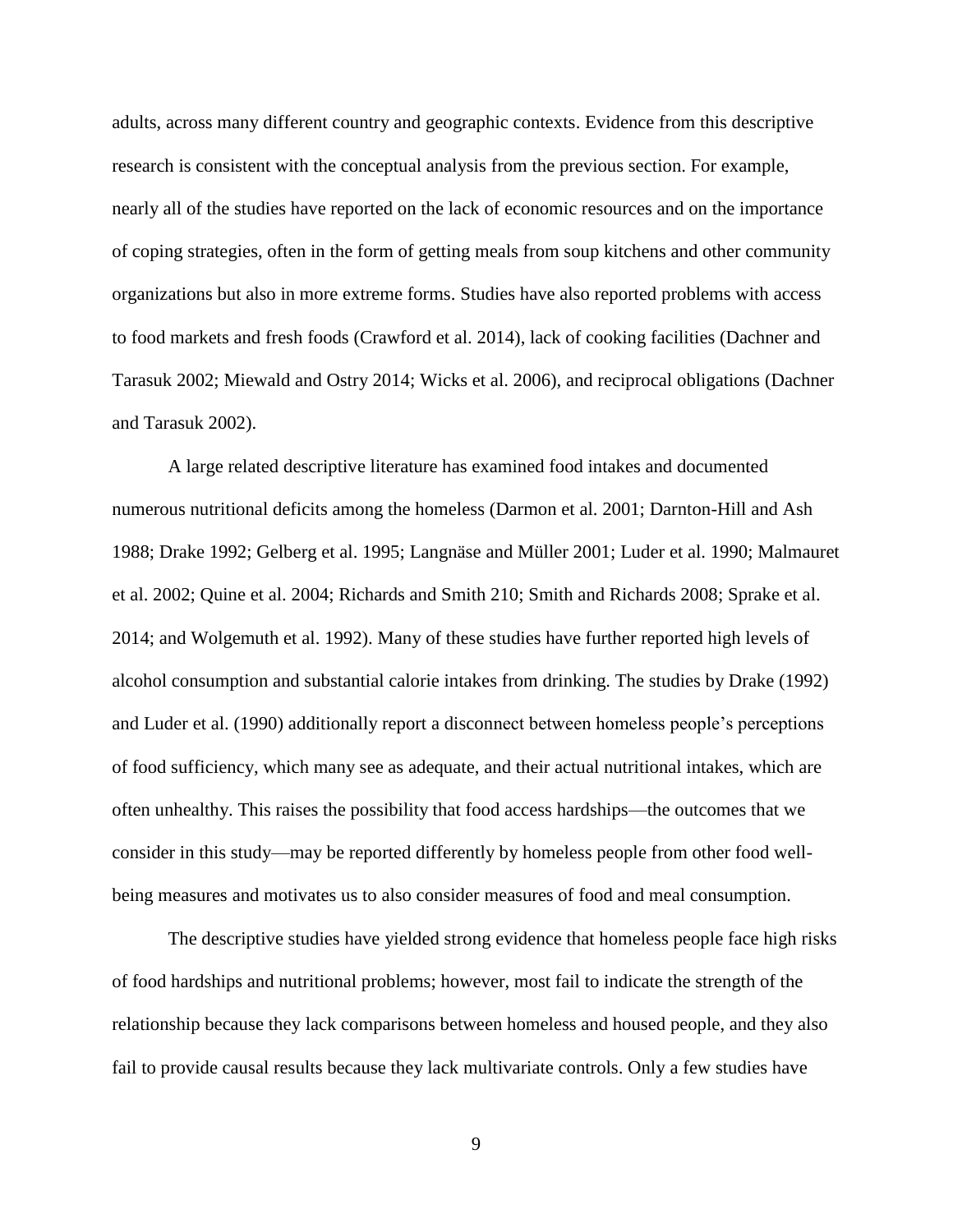adults, across many different country and geographic contexts. Evidence from this descriptive research is consistent with the conceptual analysis from the previous section. For example, nearly all of the studies have reported on the lack of economic resources and on the importance of coping strategies, often in the form of getting meals from soup kitchens and other community organizations but also in more extreme forms. Studies have also reported problems with access to food markets and fresh foods (Crawford et al. 2014), lack of cooking facilities (Dachner and Tarasuk 2002; Miewald and Ostry 2014; Wicks et al. 2006), and reciprocal obligations (Dachner and Tarasuk 2002).

A large related descriptive literature has examined food intakes and documented numerous nutritional deficits among the homeless (Darmon et al. 2001; Darnton-Hill and Ash 1988; Drake 1992; Gelberg et al. 1995; Langnäse and Müller 2001; Luder et al. 1990; Malmauret et al. 2002; Quine et al. 2004; Richards and Smith 210; Smith and Richards 2008; Sprake et al. 2014; and Wolgemuth et al. 1992). Many of these studies have further reported high levels of alcohol consumption and substantial calorie intakes from drinking. The studies by Drake (1992) and Luder et al. (1990) additionally report a disconnect between homeless people's perceptions of food sufficiency, which many see as adequate, and their actual nutritional intakes, which are often unhealthy. This raises the possibility that food access hardships—the outcomes that we consider in this study—may be reported differently by homeless people from other food well-being measures and motivates us to also consider measures of food and meal consumption.

The descriptive studies have yielded strong evidence that homeless people face high risks of food hardships and nutritional problems; however, most fail to indicate the strength of the relationship because they lack comparisons between homeless and housed people, and they also fail to provide causal results because they lack multivariate controls. Only a few studies have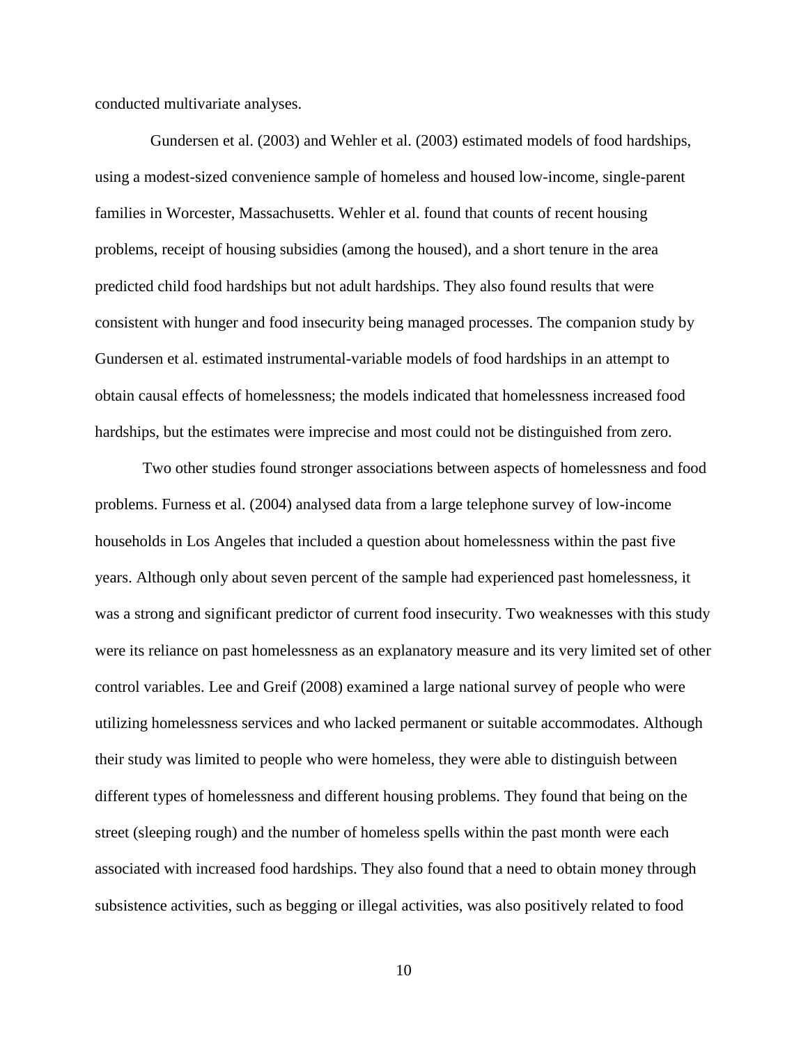conducted multivariate analyses.

Gundersen et al. (2003) and Wehler et al. (2003) estimated models of food hardships, using a modest-sized convenience sample of homeless and housed low-income, single-parent families in Worcester, Massachusetts. Wehler et al. found that counts of recent housing problems, receipt of housing subsidies (among the housed), and a short tenure in the area predicted child food hardships but not adult hardships. They also found results that were consistent with hunger and food insecurity being managed processes. The companion study by Gundersen et al. estimated instrumental-variable models of food hardships in an attempt to obtain causal effects of homelessness; the models indicated that homelessness increased food hardships, but the estimates were imprecise and most could not be distinguished from zero.

Two other studies found stronger associations between aspects of homelessness and food problems. Furness et al. (2004) analysed data from a large telephone survey of low-income households in Los Angeles that included a question about homelessness within the past five years. Although only about seven percent of the sample had experienced past homelessness, it was a strong and significant predictor of current food insecurity. Two weaknesses with this study were its reliance on past homelessness as an explanatory measure and its very limited set of other control variables. Lee and Greif (2008) examined a large national survey of people who were utilizing homelessness services and who lacked permanent or suitable accommodates. Although their study was limited to people who were homeless, they were able to distinguish between different types of homelessness and different housing problems. They found that being on the street (sleeping rough) and the number of homeless spells within the past month were each associated with increased food hardships. They also found that a need to obtain money through subsistence activities, such as begging or illegal activities, was also positively related to food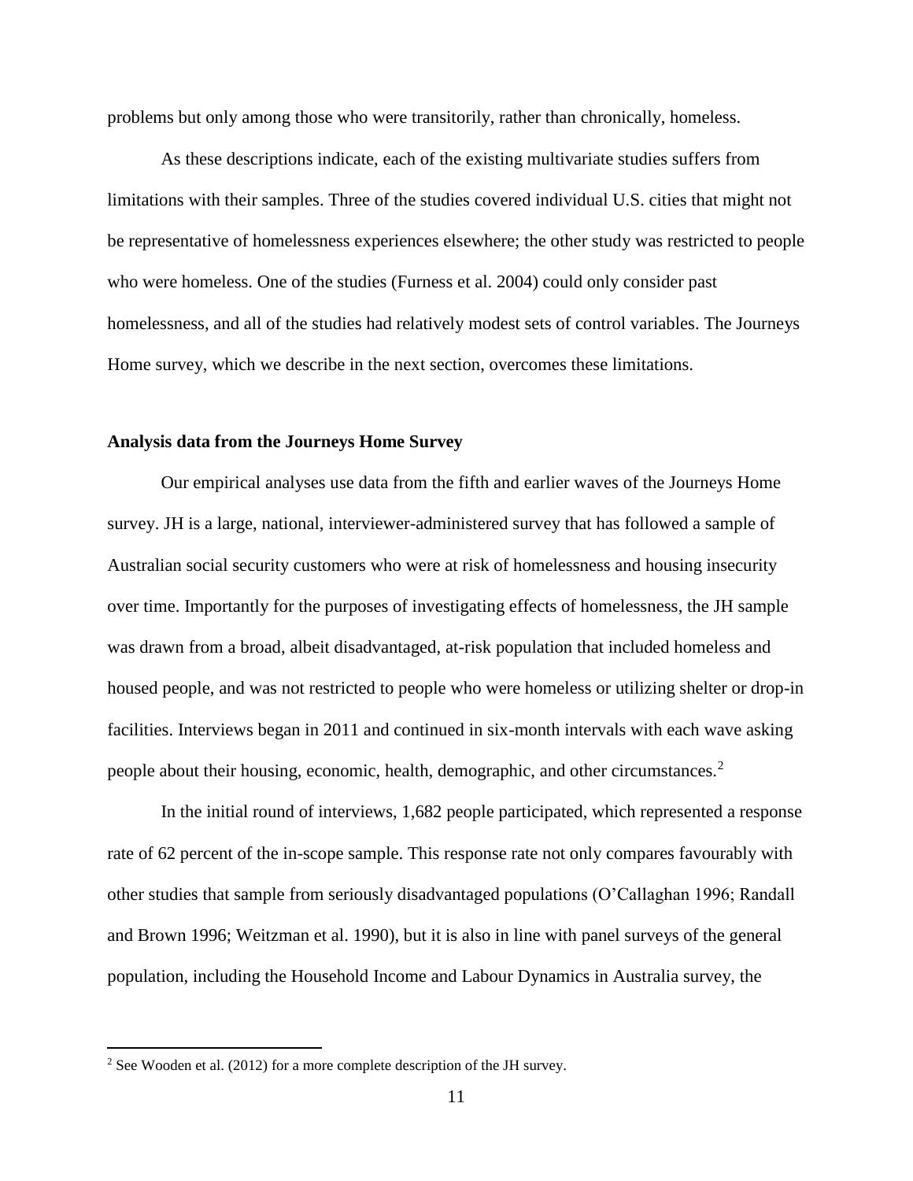problems but only among those who were transitorily, rather than chronically, homeless.

As these descriptions indicate, each of the existing multivariate studies suffers from limitations with their samples. Three of the studies covered individual U.S. cities that might not be representative of homelessness experiences elsewhere; the other study was restricted to people who were homeless. One of the studies (Furness et al. 2004) could only consider past homelessness, and all of the studies had relatively modest sets of control variables. The Journeys Home survey, which we describe in the next section, overcomes these limitations.

**Analysis data from the Journeys Home Survey**

Our empirical analyses use data from the fifth and earlier waves of the Journeys Home survey. JH is a large, national, interviewer-administered survey that has followed a sample of Australian social security customers who were at risk of homelessness and housing insecurity over time. Importantly for the purposes of investigating effects of homelessness, the JH sample was drawn from a broad, albeit disadvantaged, at-risk population that included homeless and housed people, and was not restricted to people who were homeless or utilizing shelter or drop-in facilities. Interviews began in 2011 and continued in six-month intervals with each wave asking people about their housing, economic, health, demographic, and other circumstances.[2]

In the initial round of interviews, 1,682 people participated, which represented a response rate of 62 percent of the in-scope sample. This response rate not only compares favourably with other studies that sample from seriously disadvantaged populations (O'Callaghan 1996; Randall and Brown 1996; Weitzman et al. 1990), but it is also in line with panel surveys of the general population, including the Household Income and Labour Dynamics in Australia survey, the

[2] See Wooden et al. (2012) for a more complete description of the JH survey.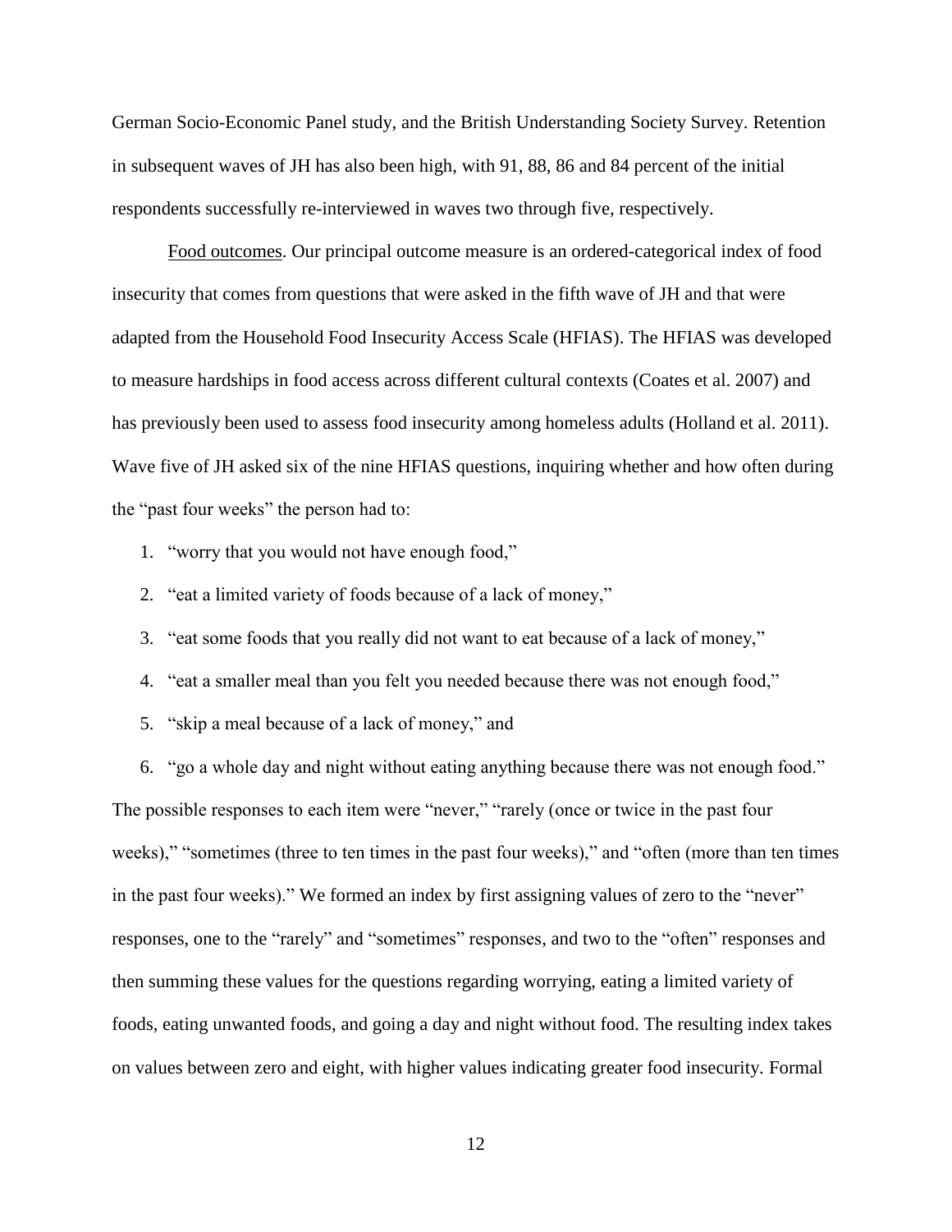German Socio-Economic Panel study, and the British Understanding Society Survey. Retention in subsequent waves of JH has also been high, with 91, 88, 86 and 84 percent of the initial respondents successfully re-interviewed in waves two through five, respectively.

Food outcomes. Our principal outcome measure is an ordered-categorical index of food insecurity that comes from questions that were asked in the fifth wave of JH and that were adapted from the Household Food Insecurity Access Scale (HFIAS). The HFIAS was developed to measure hardships in food access across different cultural contexts (Coates et al. 2007) and has previously been used to assess food insecurity among homeless adults (Holland et al. 2011). Wave five of JH asked six of the nine HFIAS questions, inquiring whether and how often during the "past four weeks" the person had to:

1. "worry that you would not have enough food,"
2. "eat a limited variety of foods because of a lack of money,"
3. "eat some foods that you really did not want to eat because of a lack of money,"
4. "eat a smaller meal than you felt you needed because there was not enough food,"
5. "skip a meal because of a lack of money," and
6. "go a whole day and night without eating anything because there was not enough food."

The possible responses to each item were "never," "rarely (once or twice in the past four weeks)," "sometimes (three to ten times in the past four weeks)," and "often (more than ten times in the past four weeks)." We formed an index by first assigning values of zero to the "never" responses, one to the "rarely" and "sometimes" responses, and two to the "often" responses and then summing these values for the questions regarding worrying, eating a limited variety of foods, eating unwanted foods, and going a day and night without food. The resulting index takes on values between zero and eight, with higher values indicating greater food insecurity. Formal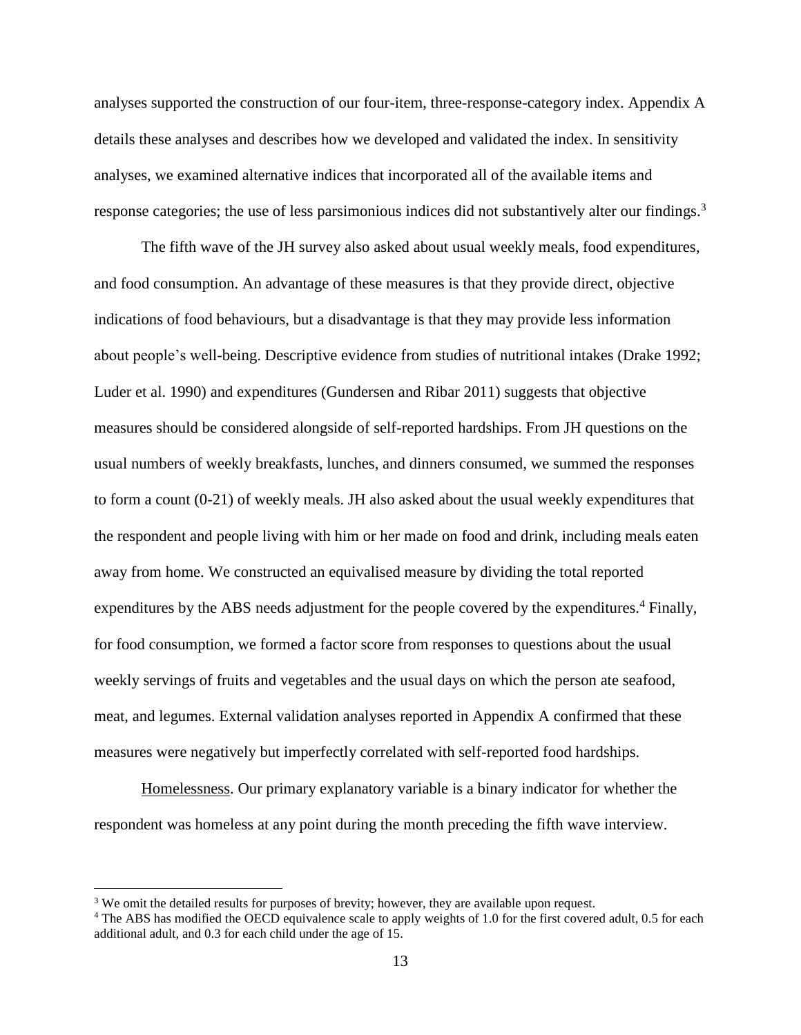analyses supported the construction of our four-item, three-response-category index. Appendix A details these analyses and describes how we developed and validated the index. In sensitivity analyses, we examined alternative indices that incorporated all of the available items and response categories; the use of less parsimonious indices did not substantively alter our findings.[3]

The fifth wave of the JH survey also asked about usual weekly meals, food expenditures, and food consumption. An advantage of these measures is that they provide direct, objective indications of food behaviours, but a disadvantage is that they may provide less information about people's well-being. Descriptive evidence from studies of nutritional intakes (Drake 1992; Luder et al. 1990) and expenditures (Gundersen and Ribar 2011) suggests that objective measures should be considered alongside of self-reported hardships. From JH questions on the usual numbers of weekly breakfasts, lunches, and dinners consumed, we summed the responses to form a count (0-21) of weekly meals. JH also asked about the usual weekly expenditures that the respondent and people living with him or her made on food and drink, including meals eaten away from home. We constructed an equivalised measure by dividing the total reported expenditures by the ABS needs adjustment for the people covered by the expenditures.[4] Finally, for food consumption, we formed a factor score from responses to questions about the usual weekly servings of fruits and vegetables and the usual days on which the person ate seafood, meat, and legumes. External validation analyses reported in Appendix A confirmed that these measures were negatively but imperfectly correlated with self-reported food hardships.

Homelessness. Our primary explanatory variable is a binary indicator for whether the respondent was homeless at any point during the month preceding the fifth wave interview.

[3] We omit the detailed results for purposes of brevity; however, they are available upon request.

[4] The ABS has modified the OECD equivalence scale to apply weights of 1.0 for the first covered adult, 0.5 for each additional adult, and 0.3 for each child under the age of 15.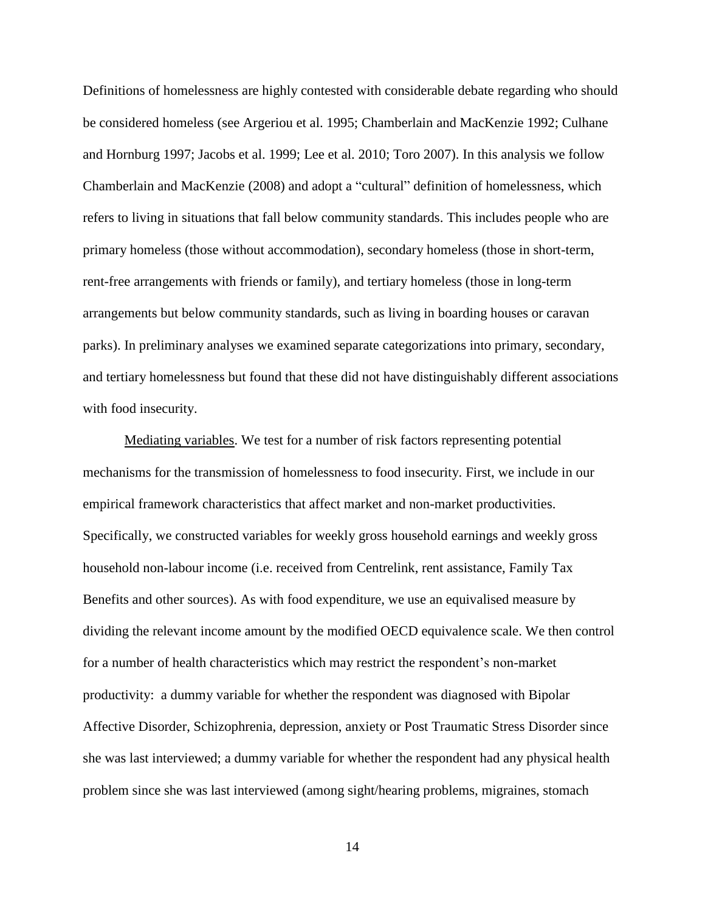Definitions of homelessness are highly contested with considerable debate regarding who should be considered homeless (see Argeriou et al. 1995; Chamberlain and MacKenzie 1992; Culhane and Hornburg 1997; Jacobs et al. 1999; Lee et al. 2010; Toro 2007). In this analysis we follow Chamberlain and MacKenzie (2008) and adopt a "cultural" definition of homelessness, which refers to living in situations that fall below community standards. This includes people who are primary homeless (those without accommodation), secondary homeless (those in short-term, rent-free arrangements with friends or family), and tertiary homeless (those in long-term arrangements but below community standards, such as living in boarding houses or caravan parks). In preliminary analyses we examined separate categorizations into primary, secondary, and tertiary homelessness but found that these did not have distinguishably different associations with food insecurity.

Mediating variables. We test for a number of risk factors representing potential mechanisms for the transmission of homelessness to food insecurity. First, we include in our empirical framework characteristics that affect market and non-market productivities. Specifically, we constructed variables for weekly gross household earnings and weekly gross household non-labour income (i.e. received from Centrelink, rent assistance, Family Tax Benefits and other sources). As with food expenditure, we use an equivalised measure by dividing the relevant income amount by the modified OECD equivalence scale. We then control for a number of health characteristics which may restrict the respondent's non-market productivity: a dummy variable for whether the respondent was diagnosed with Bipolar Affective Disorder, Schizophrenia, depression, anxiety or Post Traumatic Stress Disorder since she was last interviewed; a dummy variable for whether the respondent had any physical health problem since she was last interviewed (among sight/hearing problems, migraines, stomach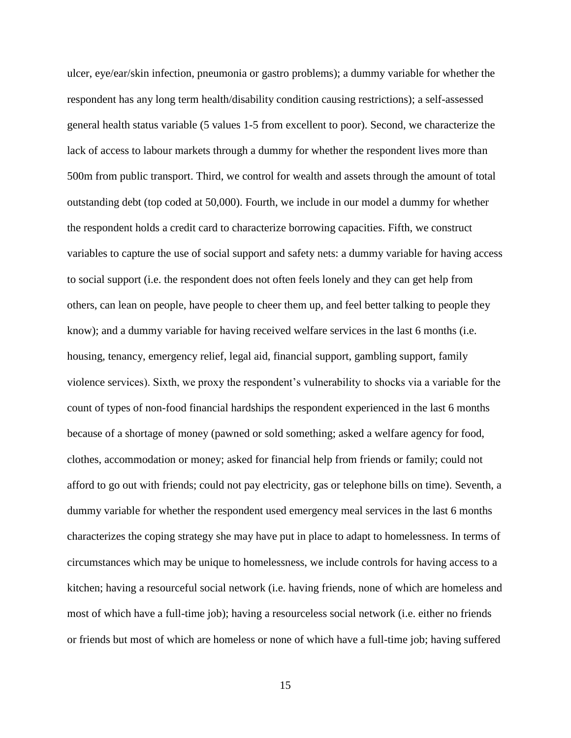ulcer, eye/ear/skin infection, pneumonia or gastro problems); a dummy variable for whether the respondent has any long term health/disability condition causing restrictions); a self-assessed general health status variable (5 values 1-5 from excellent to poor). Second, we characterize the lack of access to labour markets through a dummy for whether the respondent lives more than 500m from public transport. Third, we control for wealth and assets through the amount of total outstanding debt (top coded at 50,000). Fourth, we include in our model a dummy for whether the respondent holds a credit card to characterize borrowing capacities. Fifth, we construct variables to capture the use of social support and safety nets: a dummy variable for having access to social support (i.e. the respondent does not often feels lonely and they can get help from others, can lean on people, have people to cheer them up, and feel better talking to people they know); and a dummy variable for having received welfare services in the last 6 months (i.e. housing, tenancy, emergency relief, legal aid, financial support, gambling support, family violence services). Sixth, we proxy the respondent's vulnerability to shocks via a variable for the count of types of non-food financial hardships the respondent experienced in the last 6 months because of a shortage of money (pawned or sold something; asked a welfare agency for food, clothes, accommodation or money; asked for financial help from friends or family; could not afford to go out with friends; could not pay electricity, gas or telephone bills on time). Seventh, a dummy variable for whether the respondent used emergency meal services in the last 6 months characterizes the coping strategy she may have put in place to adapt to homelessness. In terms of circumstances which may be unique to homelessness, we include controls for having access to a kitchen; having a resourceful social network (i.e. having friends, none of which are homeless and most of which have a full-time job); having a resourceless social network (i.e. either no friends or friends but most of which are homeless or none of which have a full-time job; having suffered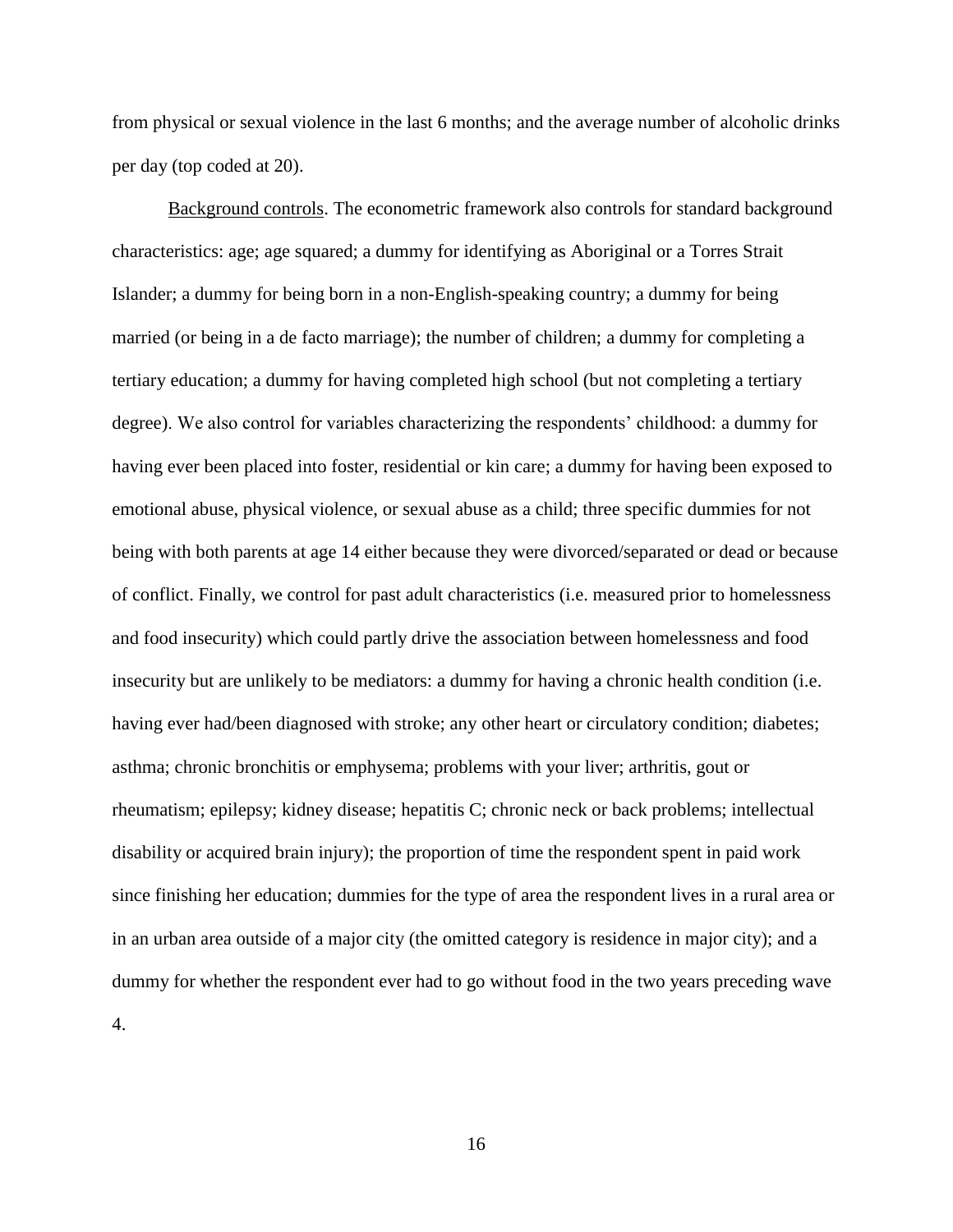from physical or sexual violence in the last 6 months; and the average number of alcoholic drinks per day (top coded at 20).

<u>Background controls</u>. The econometric framework also controls for standard background characteristics: age; age squared; a dummy for identifying as Aboriginal or a Torres Strait Islander; a dummy for being born in a non-English-speaking country; a dummy for being married (or being in a de facto marriage); the number of children; a dummy for completing a tertiary education; a dummy for having completed high school (but not completing a tertiary degree). We also control for variables characterizing the respondents' childhood: a dummy for having ever been placed into foster, residential or kin care; a dummy for having been exposed to emotional abuse, physical violence, or sexual abuse as a child; three specific dummies for not being with both parents at age 14 either because they were divorced/separated or dead or because of conflict. Finally, we control for past adult characteristics (i.e. measured prior to homelessness and food insecurity) which could partly drive the association between homelessness and food insecurity but are unlikely to be mediators: a dummy for having a chronic health condition (i.e. having ever had/been diagnosed with stroke; any other heart or circulatory condition; diabetes; asthma; chronic bronchitis or emphysema; problems with your liver; arthritis, gout or rheumatism; epilepsy; kidney disease; hepatitis C; chronic neck or back problems; intellectual disability or acquired brain injury); the proportion of time the respondent spent in paid work since finishing her education; dummies for the type of area the respondent lives in a rural area or in an urban area outside of a major city (the omitted category is residence in major city); and a dummy for whether the respondent ever had to go without food in the two years preceding wave 4.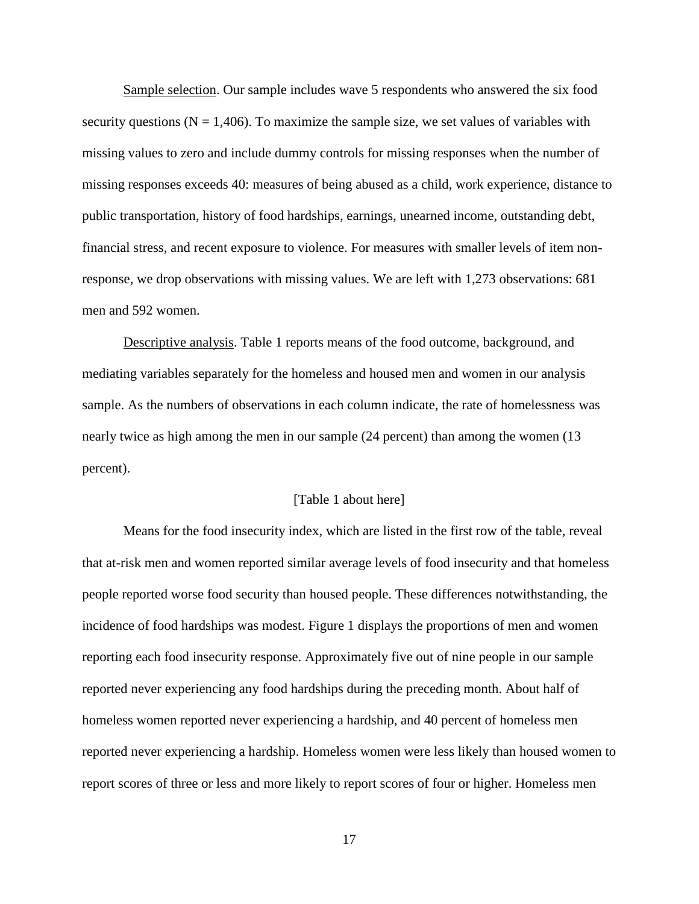Sample selection. Our sample includes wave 5 respondents who answered the six food security questions (N = 1,406). To maximize the sample size, we set values of variables with missing values to zero and include dummy controls for missing responses when the number of missing responses exceeds 40: measures of being abused as a child, work experience, distance to public transportation, history of food hardships, earnings, unearned income, outstanding debt, financial stress, and recent exposure to violence. For measures with smaller levels of item non-response, we drop observations with missing values. We are left with 1,273 observations: 681 men and 592 women.

Descriptive analysis. Table 1 reports means of the food outcome, background, and mediating variables separately for the homeless and housed men and women in our analysis sample. As the numbers of observations in each column indicate, the rate of homelessness was nearly twice as high among the men in our sample (24 percent) than among the women (13 percent).

[Table 1 about here]

Means for the food insecurity index, which are listed in the first row of the table, reveal that at-risk men and women reported similar average levels of food insecurity and that homeless people reported worse food security than housed people. These differences notwithstanding, the incidence of food hardships was modest. Figure 1 displays the proportions of men and women reporting each food insecurity response. Approximately five out of nine people in our sample reported never experiencing any food hardships during the preceding month. About half of homeless women reported never experiencing a hardship, and 40 percent of homeless men reported never experiencing a hardship. Homeless women were less likely than housed women to report scores of three or less and more likely to report scores of four or higher. Homeless men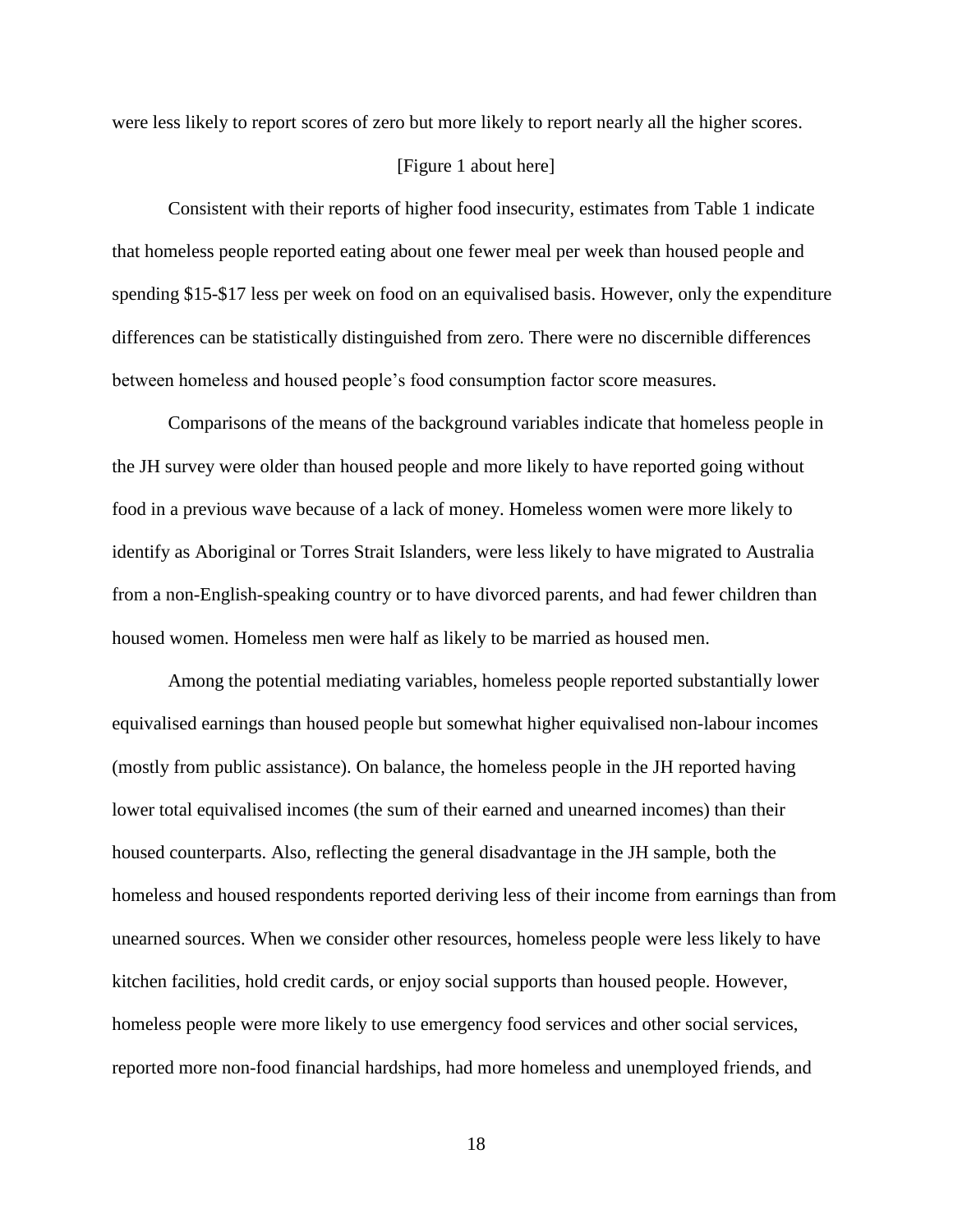were less likely to report scores of zero but more likely to report nearly all the higher scores.

[Figure 1 about here]

Consistent with their reports of higher food insecurity, estimates from Table 1 indicate that homeless people reported eating about one fewer meal per week than housed people and spending $15-$17 less per week on food on an equivalised basis. However, only the expenditure differences can be statistically distinguished from zero. There were no discernible differences between homeless and housed people's food consumption factor score measures.

Comparisons of the means of the background variables indicate that homeless people in the JH survey were older than housed people and more likely to have reported going without food in a previous wave because of a lack of money. Homeless women were more likely to identify as Aboriginal or Torres Strait Islanders, were less likely to have migrated to Australia from a non-English-speaking country or to have divorced parents, and had fewer children than housed women. Homeless men were half as likely to be married as housed men.

Among the potential mediating variables, homeless people reported substantially lower equivalised earnings than housed people but somewhat higher equivalised non-labour incomes (mostly from public assistance). On balance, the homeless people in the JH reported having lower total equivalised incomes (the sum of their earned and unearned incomes) than their housed counterparts. Also, reflecting the general disadvantage in the JH sample, both the homeless and housed respondents reported deriving less of their income from earnings than from unearned sources. When we consider other resources, homeless people were less likely to have kitchen facilities, hold credit cards, or enjoy social supports than housed people. However, homeless people were more likely to use emergency food services and other social services, reported more non-food financial hardships, had more homeless and unemployed friends, and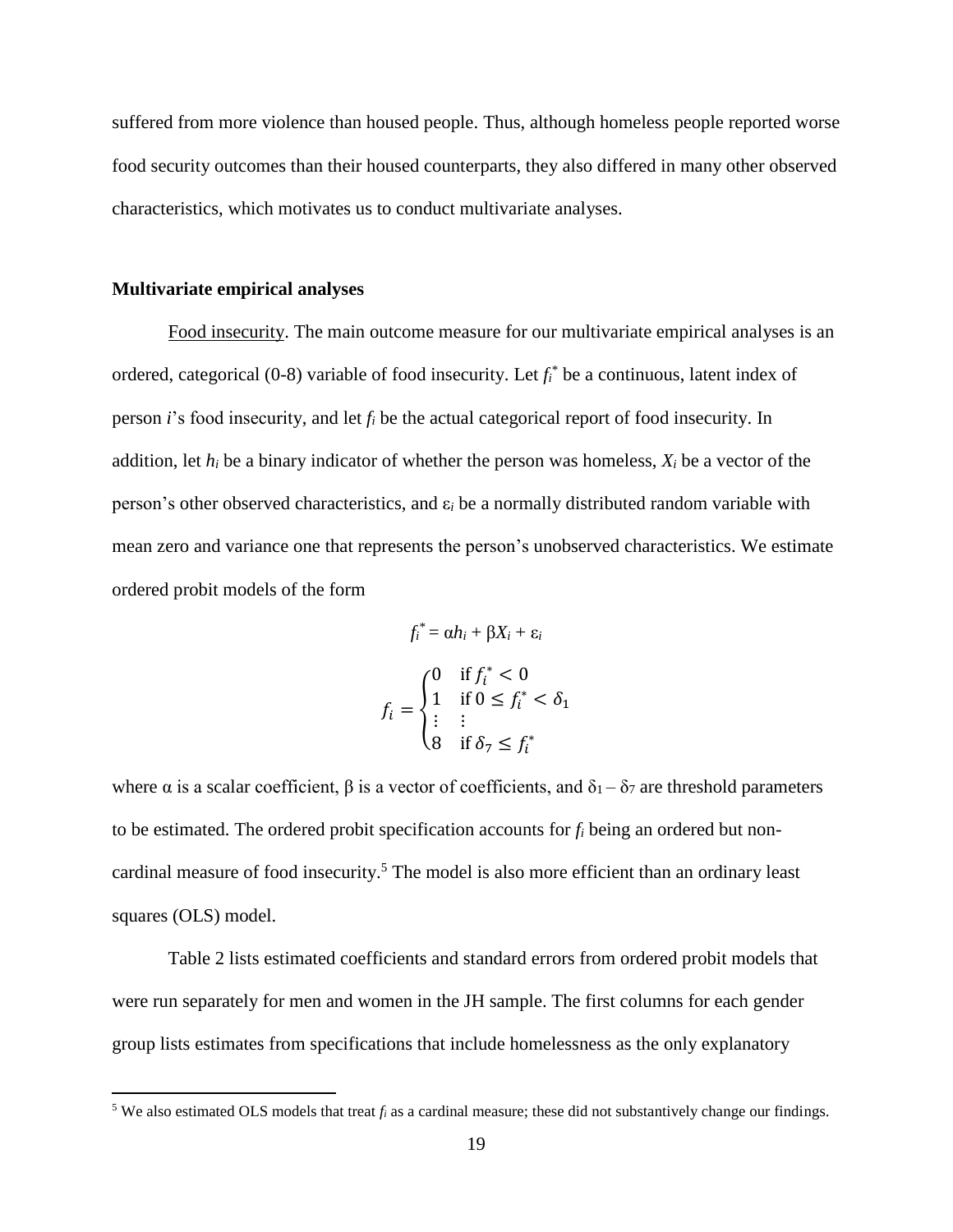suffered from more violence than housed people. Thus, although homeless people reported worse food security outcomes than their housed counterparts, they also differed in many other observed characteristics, which motivates us to conduct multivariate analyses.

**Multivariate empirical analyses**

Food insecurity. The main outcome measure for our multivariate empirical analyses is an ordered, categorical (0-8) variable of food insecurity. Let $f_i^*$ be a continuous, latent index of person *i*'s food insecurity, and let $f_i$ be the actual categorical report of food insecurity. In addition, let $h_i$ be a binary indicator of whether the person was homeless, $X_i$ be a vector of the person's other observed characteristics, and $\varepsilon_i$ be a normally distributed random variable with mean zero and variance one that represents the person's unobserved characteristics. We estimate ordered probit models of the form

$$f_i^* = \alpha h_i + \beta X_i + \varepsilon_i$$

$$f_i = \begin{cases} 0 & \text{if } f_i^* < 0 \\ 1 & \text{if } 0 \leq f_i^* < \delta_1 \\ \vdots & \vdots \\ 8 & \text{if } \delta_7 \leq f_i^* \end{cases}$$

where $\alpha$ is a scalar coefficient, $\beta$ is a vector of coefficients, and $\delta_1 - \delta_7$ are threshold parameters to be estimated. The ordered probit specification accounts for $f_i$ being an ordered but non-cardinal measure of food insecurity.[5] The model is also more efficient than an ordinary least squares (OLS) model.

Table 2 lists estimated coefficients and standard errors from ordered probit models that were run separately for men and women in the JH sample. The first columns for each gender group lists estimates from specifications that include homelessness as the only explanatory

[5] We also estimated OLS models that treat $f_i$ as a cardinal measure; these did not substantively change our findings.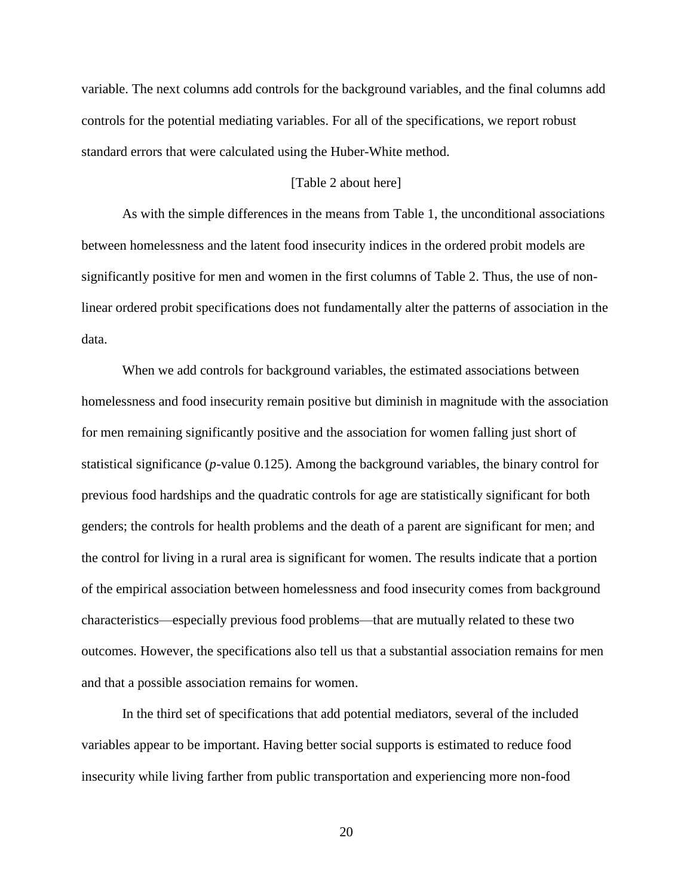variable. The next columns add controls for the background variables, and the final columns add controls for the potential mediating variables. For all of the specifications, we report robust standard errors that were calculated using the Huber-White method.

[Table 2 about here]

As with the simple differences in the means from Table 1, the unconditional associations between homelessness and the latent food insecurity indices in the ordered probit models are significantly positive for men and women in the first columns of Table 2. Thus, the use of non-linear ordered probit specifications does not fundamentally alter the patterns of association in the data.

When we add controls for background variables, the estimated associations between homelessness and food insecurity remain positive but diminish in magnitude with the association for men remaining significantly positive and the association for women falling just short of statistical significance (*p*-value 0.125). Among the background variables, the binary control for previous food hardships and the quadratic controls for age are statistically significant for both genders; the controls for health problems and the death of a parent are significant for men; and the control for living in a rural area is significant for women. The results indicate that a portion of the empirical association between homelessness and food insecurity comes from background characteristics—especially previous food problems—that are mutually related to these two outcomes. However, the specifications also tell us that a substantial association remains for men and that a possible association remains for women.

In the third set of specifications that add potential mediators, several of the included variables appear to be important. Having better social supports is estimated to reduce food insecurity while living farther from public transportation and experiencing more non-food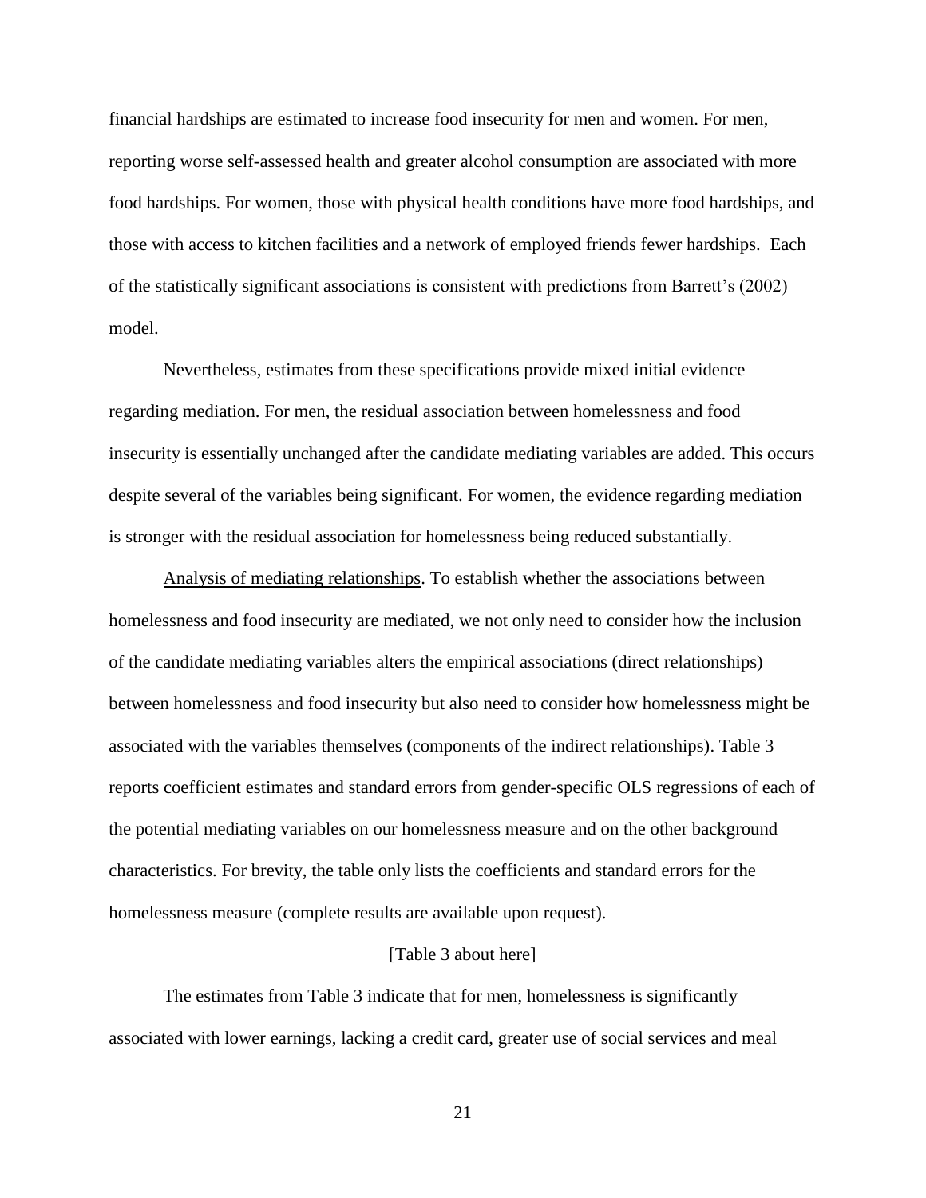financial hardships are estimated to increase food insecurity for men and women. For men, reporting worse self-assessed health and greater alcohol consumption are associated with more food hardships. For women, those with physical health conditions have more food hardships, and those with access to kitchen facilities and a network of employed friends fewer hardships. Each of the statistically significant associations is consistent with predictions from Barrett's (2002) model.

Nevertheless, estimates from these specifications provide mixed initial evidence regarding mediation. For men, the residual association between homelessness and food insecurity is essentially unchanged after the candidate mediating variables are added. This occurs despite several of the variables being significant. For women, the evidence regarding mediation is stronger with the residual association for homelessness being reduced substantially.

Analysis of mediating relationships. To establish whether the associations between homelessness and food insecurity are mediated, we not only need to consider how the inclusion of the candidate mediating variables alters the empirical associations (direct relationships) between homelessness and food insecurity but also need to consider how homelessness might be associated with the variables themselves (components of the indirect relationships). Table 3 reports coefficient estimates and standard errors from gender-specific OLS regressions of each of the potential mediating variables on our homelessness measure and on the other background characteristics. For brevity, the table only lists the coefficients and standard errors for the homelessness measure (complete results are available upon request).

[Table 3 about here]

The estimates from Table 3 indicate that for men, homelessness is significantly associated with lower earnings, lacking a credit card, greater use of social services and meal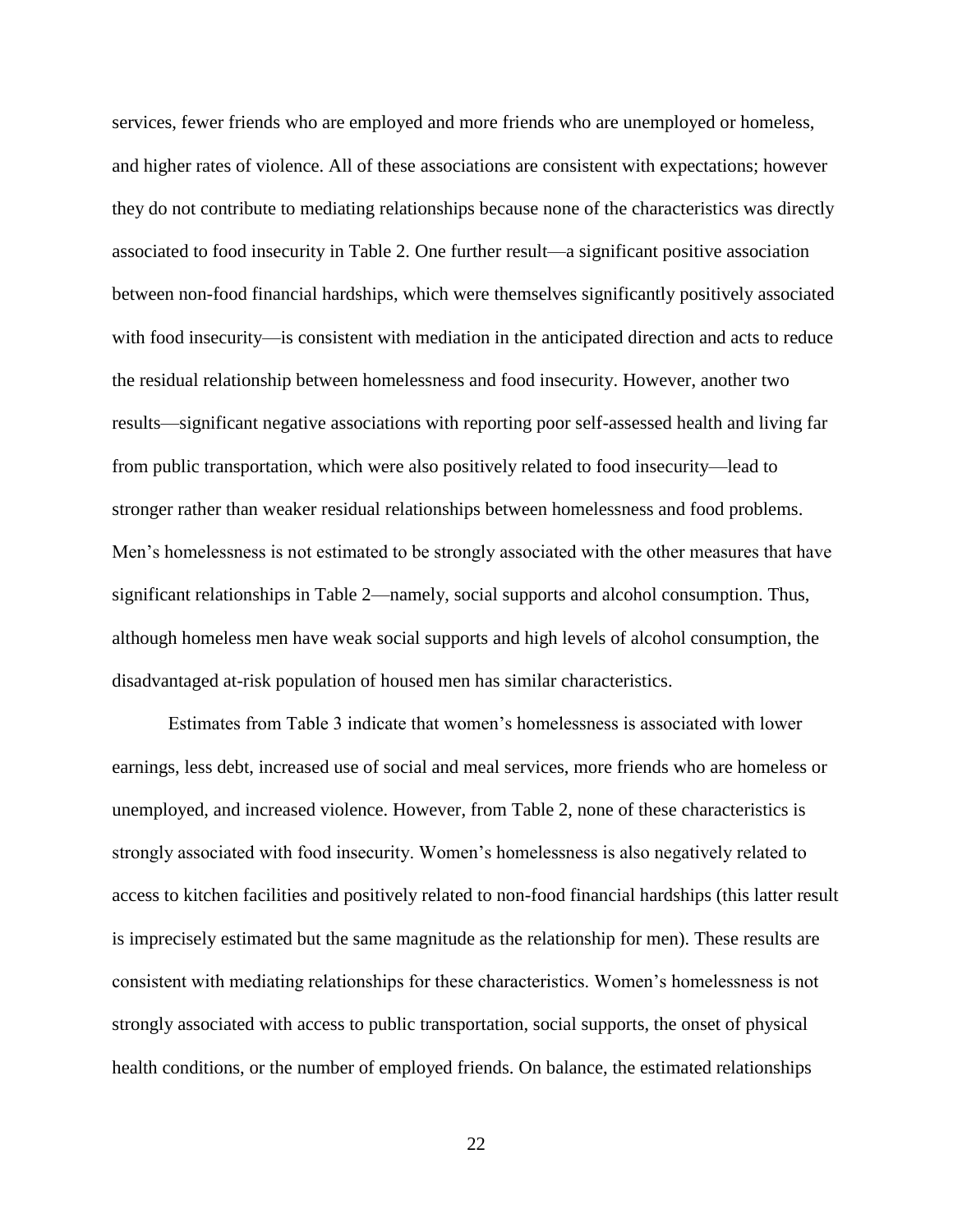services, fewer friends who are employed and more friends who are unemployed or homeless, and higher rates of violence. All of these associations are consistent with expectations; however they do not contribute to mediating relationships because none of the characteristics was directly associated to food insecurity in Table 2. One further result—a significant positive association between non-food financial hardships, which were themselves significantly positively associated with food insecurity—is consistent with mediation in the anticipated direction and acts to reduce the residual relationship between homelessness and food insecurity. However, another two results—significant negative associations with reporting poor self-assessed health and living far from public transportation, which were also positively related to food insecurity—lead to stronger rather than weaker residual relationships between homelessness and food problems. Men's homelessness is not estimated to be strongly associated with the other measures that have significant relationships in Table 2—namely, social supports and alcohol consumption. Thus, although homeless men have weak social supports and high levels of alcohol consumption, the disadvantaged at-risk population of housed men has similar characteristics.

Estimates from Table 3 indicate that women's homelessness is associated with lower earnings, less debt, increased use of social and meal services, more friends who are homeless or unemployed, and increased violence. However, from Table 2, none of these characteristics is strongly associated with food insecurity. Women's homelessness is also negatively related to access to kitchen facilities and positively related to non-food financial hardships (this latter result is imprecisely estimated but the same magnitude as the relationship for men). These results are consistent with mediating relationships for these characteristics. Women's homelessness is not strongly associated with access to public transportation, social supports, the onset of physical health conditions, or the number of employed friends. On balance, the estimated relationships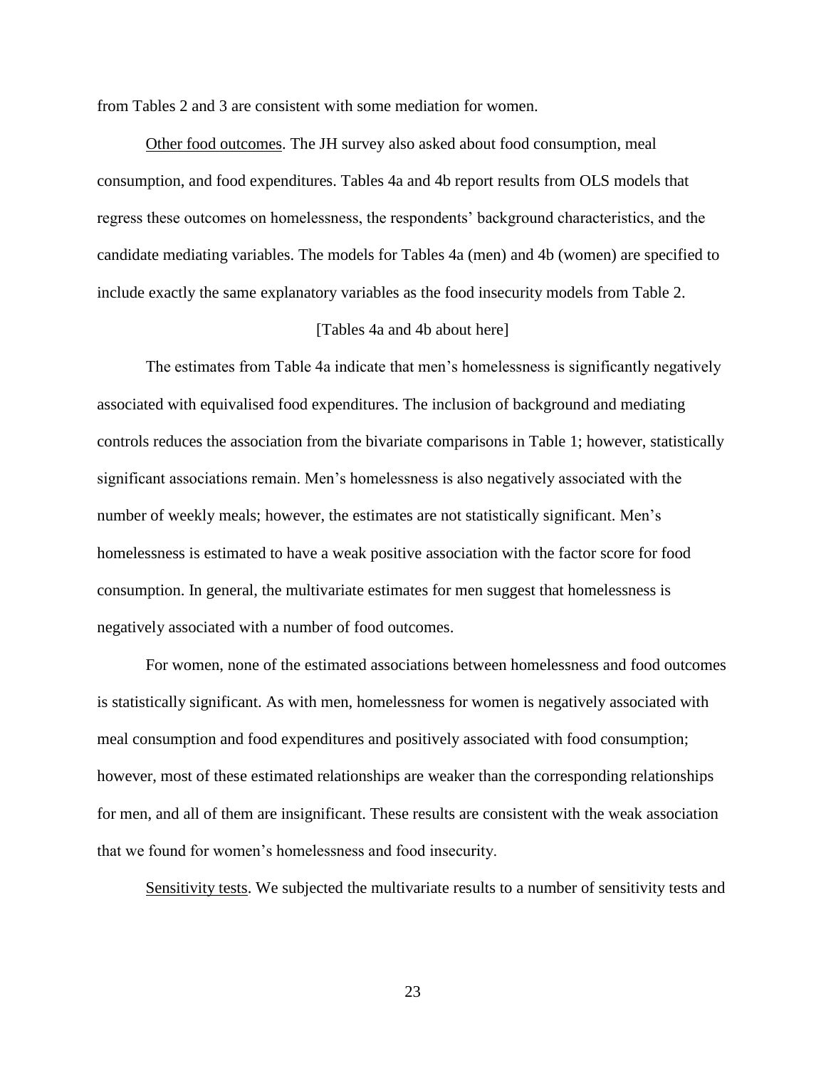from Tables 2 and 3 are consistent with some mediation for women.

Other food outcomes. The JH survey also asked about food consumption, meal consumption, and food expenditures. Tables 4a and 4b report results from OLS models that regress these outcomes on homelessness, the respondents' background characteristics, and the candidate mediating variables. The models for Tables 4a (men) and 4b (women) are specified to include exactly the same explanatory variables as the food insecurity models from Table 2.

[Tables 4a and 4b about here]

The estimates from Table 4a indicate that men's homelessness is significantly negatively associated with equivalised food expenditures. The inclusion of background and mediating controls reduces the association from the bivariate comparisons in Table 1; however, statistically significant associations remain. Men's homelessness is also negatively associated with the number of weekly meals; however, the estimates are not statistically significant. Men's homelessness is estimated to have a weak positive association with the factor score for food consumption. In general, the multivariate estimates for men suggest that homelessness is negatively associated with a number of food outcomes.

For women, none of the estimated associations between homelessness and food outcomes is statistically significant. As with men, homelessness for women is negatively associated with meal consumption and food expenditures and positively associated with food consumption; however, most of these estimated relationships are weaker than the corresponding relationships for men, and all of them are insignificant. These results are consistent with the weak association that we found for women's homelessness and food insecurity.

Sensitivity tests. We subjected the multivariate results to a number of sensitivity tests and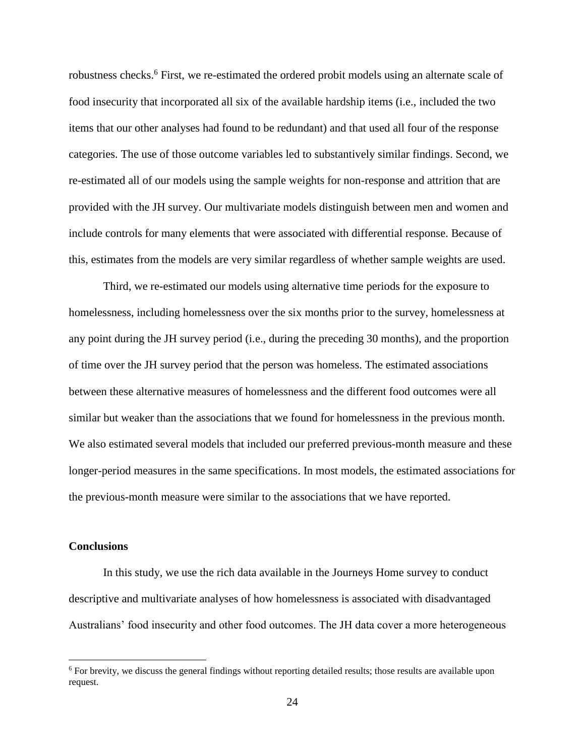robustness checks.[6] First, we re-estimated the ordered probit models using an alternate scale of food insecurity that incorporated all six of the available hardship items (i.e., included the two items that our other analyses had found to be redundant) and that used all four of the response categories. The use of those outcome variables led to substantively similar findings. Second, we re-estimated all of our models using the sample weights for non-response and attrition that are provided with the JH survey. Our multivariate models distinguish between men and women and include controls for many elements that were associated with differential response. Because of this, estimates from the models are very similar regardless of whether sample weights are used.

Third, we re-estimated our models using alternative time periods for the exposure to homelessness, including homelessness over the six months prior to the survey, homelessness at any point during the JH survey period (i.e., during the preceding 30 months), and the proportion of time over the JH survey period that the person was homeless. The estimated associations between these alternative measures of homelessness and the different food outcomes were all similar but weaker than the associations that we found for homelessness in the previous month. We also estimated several models that included our preferred previous-month measure and these longer-period measures in the same specifications. In most models, the estimated associations for the previous-month measure were similar to the associations that we have reported.

## Conclusions

In this study, we use the rich data available in the Journeys Home survey to conduct descriptive and multivariate analyses of how homelessness is associated with disadvantaged Australians' food insecurity and other food outcomes. The JH data cover a more heterogeneous

---

[6] For brevity, we discuss the general findings without reporting detailed results; those results are available upon request.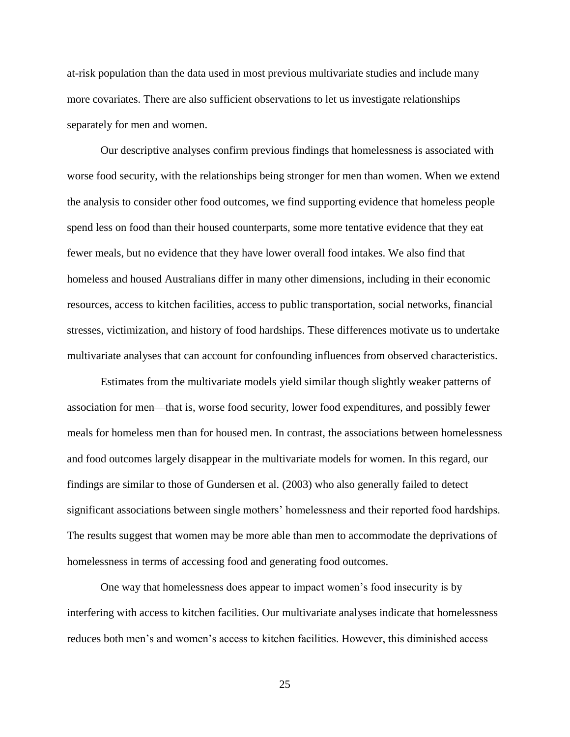at-risk population than the data used in most previous multivariate studies and include many more covariates. There are also sufficient observations to let us investigate relationships separately for men and women.

Our descriptive analyses confirm previous findings that homelessness is associated with worse food security, with the relationships being stronger for men than women. When we extend the analysis to consider other food outcomes, we find supporting evidence that homeless people spend less on food than their housed counterparts, some more tentative evidence that they eat fewer meals, but no evidence that they have lower overall food intakes. We also find that homeless and housed Australians differ in many other dimensions, including in their economic resources, access to kitchen facilities, access to public transportation, social networks, financial stresses, victimization, and history of food hardships. These differences motivate us to undertake multivariate analyses that can account for confounding influences from observed characteristics.

Estimates from the multivariate models yield similar though slightly weaker patterns of association for men—that is, worse food security, lower food expenditures, and possibly fewer meals for homeless men than for housed men. In contrast, the associations between homelessness and food outcomes largely disappear in the multivariate models for women. In this regard, our findings are similar to those of Gundersen et al. (2003) who also generally failed to detect significant associations between single mothers' homelessness and their reported food hardships. The results suggest that women may be more able than men to accommodate the deprivations of homelessness in terms of accessing food and generating food outcomes.

One way that homelessness does appear to impact women's food insecurity is by interfering with access to kitchen facilities. Our multivariate analyses indicate that homelessness reduces both men's and women's access to kitchen facilities. However, this diminished access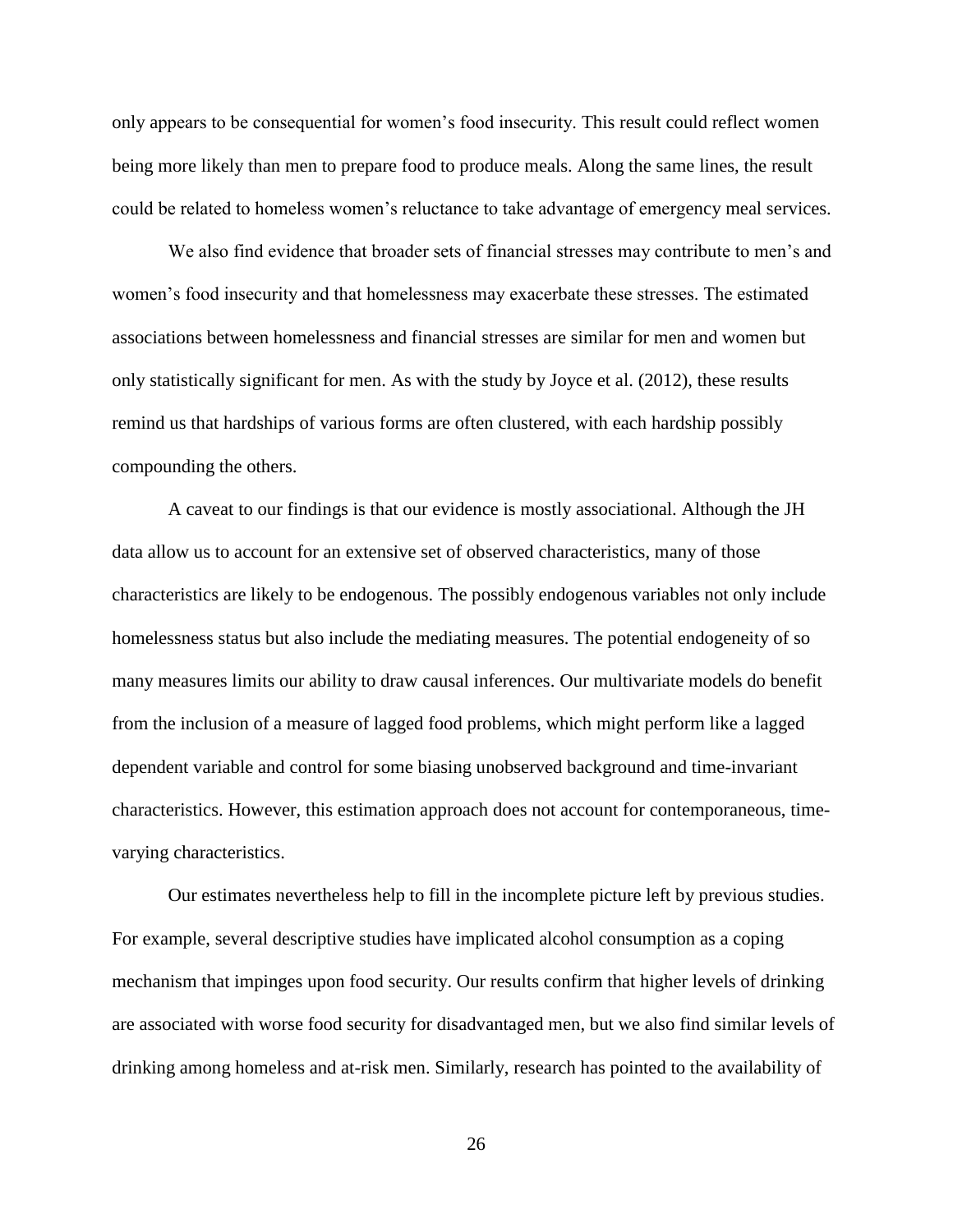only appears to be consequential for women's food insecurity. This result could reflect women being more likely than men to prepare food to produce meals. Along the same lines, the result could be related to homeless women's reluctance to take advantage of emergency meal services.

We also find evidence that broader sets of financial stresses may contribute to men's and women's food insecurity and that homelessness may exacerbate these stresses. The estimated associations between homelessness and financial stresses are similar for men and women but only statistically significant for men. As with the study by Joyce et al. (2012), these results remind us that hardships of various forms are often clustered, with each hardship possibly compounding the others.

A caveat to our findings is that our evidence is mostly associational. Although the JH data allow us to account for an extensive set of observed characteristics, many of those characteristics are likely to be endogenous. The possibly endogenous variables not only include homelessness status but also include the mediating measures. The potential endogeneity of so many measures limits our ability to draw causal inferences. Our multivariate models do benefit from the inclusion of a measure of lagged food problems, which might perform like a lagged dependent variable and control for some biasing unobserved background and time-invariant characteristics. However, this estimation approach does not account for contemporaneous, time-varying characteristics.

Our estimates nevertheless help to fill in the incomplete picture left by previous studies. For example, several descriptive studies have implicated alcohol consumption as a coping mechanism that impinges upon food security. Our results confirm that higher levels of drinking are associated with worse food security for disadvantaged men, but we also find similar levels of drinking among homeless and at-risk men. Similarly, research has pointed to the availability of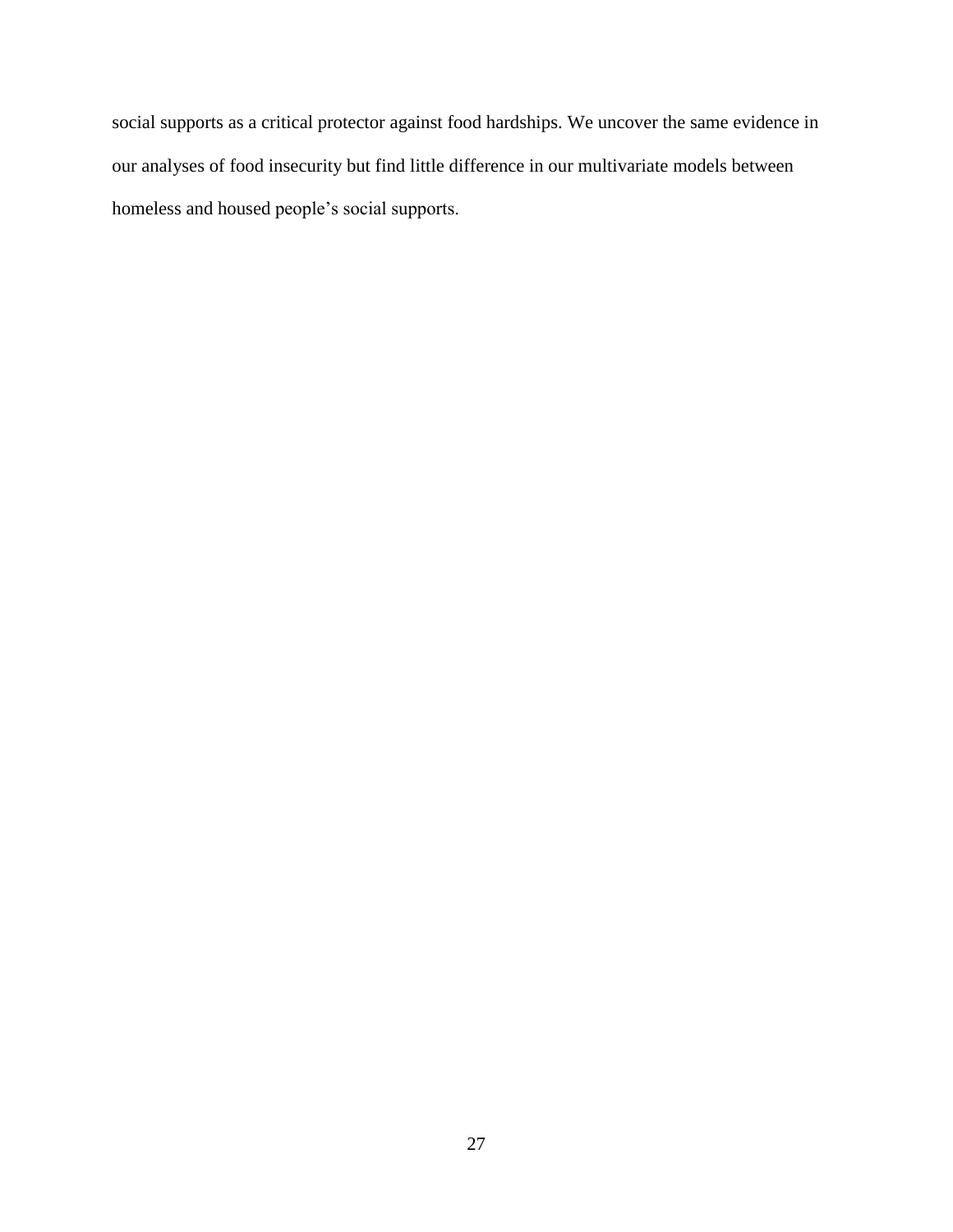social supports as a critical protector against food hardships. We uncover the same evidence in our analyses of food insecurity but find little difference in our multivariate models between homeless and housed people's social supports.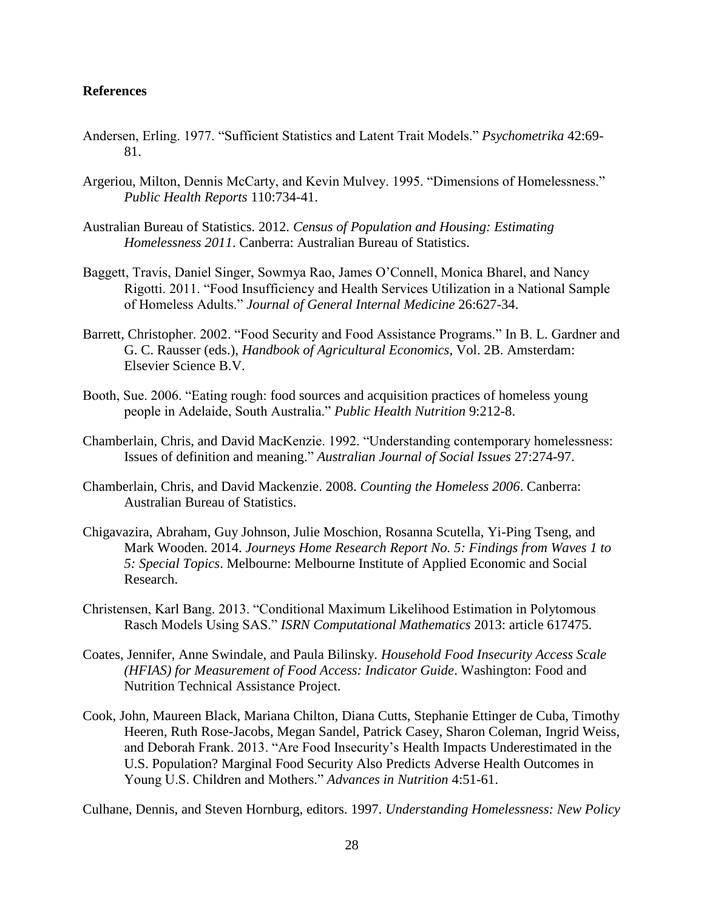**References**

Andersen, Erling. 1977. "Sufficient Statistics and Latent Trait Models." *Psychometrika* 42:69-81.

Argeriou, Milton, Dennis McCarty, and Kevin Mulvey. 1995. "Dimensions of Homelessness." *Public Health Reports* 110:734-41.

Australian Bureau of Statistics. 2012. *Census of Population and Housing: Estimating Homelessness 2011*. Canberra: Australian Bureau of Statistics.

Baggett, Travis, Daniel Singer, Sowmya Rao, James O'Connell, Monica Bharel, and Nancy Rigotti. 2011. "Food Insufficiency and Health Services Utilization in a National Sample of Homeless Adults." *Journal of General Internal Medicine* 26:627-34.

Barrett, Christopher. 2002. "Food Security and Food Assistance Programs." In B. L. Gardner and G. C. Rausser (eds.), *Handbook of Agricultural Economics*, Vol. 2B. Amsterdam: Elsevier Science B.V.

Booth, Sue. 2006. "Eating rough: food sources and acquisition practices of homeless young people in Adelaide, South Australia." *Public Health Nutrition* 9:212-8.

Chamberlain, Chris, and David MacKenzie. 1992. "Understanding contemporary homelessness: Issues of definition and meaning." *Australian Journal of Social Issues* 27:274-97.

Chamberlain, Chris, and David Mackenzie. 2008. *Counting the Homeless 2006*. Canberra: Australian Bureau of Statistics.

Chigavazira, Abraham, Guy Johnson, Julie Moschion, Rosanna Scutella, Yi-Ping Tseng, and Mark Wooden. 2014. *Journeys Home Research Report No. 5: Findings from Waves 1 to 5: Special Topics*. Melbourne: Melbourne Institute of Applied Economic and Social Research.

Christensen, Karl Bang. 2013. "Conditional Maximum Likelihood Estimation in Polytomous Rasch Models Using SAS." *ISRN Computational Mathematics* 2013: article 617475.

Coates, Jennifer, Anne Swindale, and Paula Bilinsky. *Household Food Insecurity Access Scale (HFIAS) for Measurement of Food Access: Indicator Guide*. Washington: Food and Nutrition Technical Assistance Project.

Cook, John, Maureen Black, Mariana Chilton, Diana Cutts, Stephanie Ettinger de Cuba, Timothy Heeren, Ruth Rose-Jacobs, Megan Sandel, Patrick Casey, Sharon Coleman, Ingrid Weiss, and Deborah Frank. 2013. "Are Food Insecurity's Health Impacts Underestimated in the U.S. Population? Marginal Food Security Also Predicts Adverse Health Outcomes in Young U.S. Children and Mothers." *Advances in Nutrition* 4:51-61.

Culhane, Dennis, and Steven Hornburg, editors. 1997. *Understanding Homelessness: New Policy*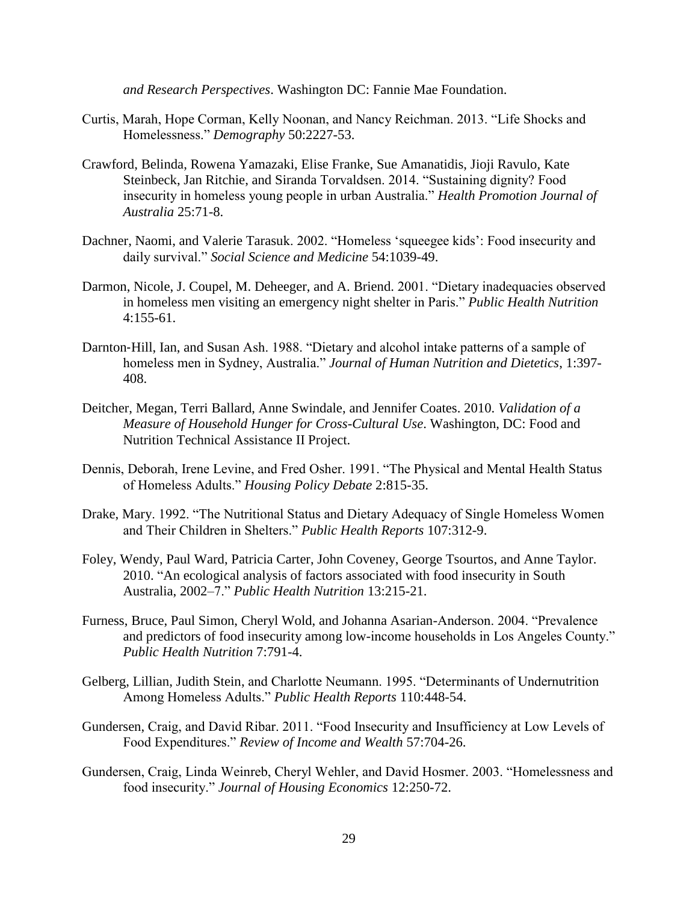*and Research Perspectives*. Washington DC: Fannie Mae Foundation.

Curtis, Marah, Hope Corman, Kelly Noonan, and Nancy Reichman. 2013. "Life Shocks and Homelessness." *Demography* 50:2227-53.

Crawford, Belinda, Rowena Yamazaki, Elise Franke, Sue Amanatidis, Jioji Ravulo, Kate Steinbeck, Jan Ritchie, and Siranda Torvaldsen. 2014. "Sustaining dignity? Food insecurity in homeless young people in urban Australia." *Health Promotion Journal of Australia* 25:71-8.

Dachner, Naomi, and Valerie Tarasuk. 2002. "Homeless 'squeegee kids': Food insecurity and daily survival." *Social Science and Medicine* 54:1039-49.

Darmon, Nicole, J. Coupel, M. Deheeger, and A. Briend. 2001. "Dietary inadequacies observed in homeless men visiting an emergency night shelter in Paris." *Public Health Nutrition* 4:155-61.

Darnton-Hill, Ian, and Susan Ash. 1988. "Dietary and alcohol intake patterns of a sample of homeless men in Sydney, Australia." *Journal of Human Nutrition and Dietetics*, 1:397-408.

Deitcher, Megan, Terri Ballard, Anne Swindale, and Jennifer Coates. 2010. *Validation of a Measure of Household Hunger for Cross-Cultural Use*. Washington, DC: Food and Nutrition Technical Assistance II Project.

Dennis, Deborah, Irene Levine, and Fred Osher. 1991. "The Physical and Mental Health Status of Homeless Adults." *Housing Policy Debate* 2:815-35.

Drake, Mary. 1992. "The Nutritional Status and Dietary Adequacy of Single Homeless Women and Their Children in Shelters." *Public Health Reports* 107:312-9.

Foley, Wendy, Paul Ward, Patricia Carter, John Coveney, George Tsourtos, and Anne Taylor. 2010. "An ecological analysis of factors associated with food insecurity in South Australia, 2002–7." *Public Health Nutrition* 13:215-21.

Furness, Bruce, Paul Simon, Cheryl Wold, and Johanna Asarian-Anderson. 2004. "Prevalence and predictors of food insecurity among low-income households in Los Angeles County." *Public Health Nutrition* 7:791-4.

Gelberg, Lillian, Judith Stein, and Charlotte Neumann. 1995. "Determinants of Undernutrition Among Homeless Adults." *Public Health Reports* 110:448-54.

Gundersen, Craig, and David Ribar. 2011. "Food Insecurity and Insufficiency at Low Levels of Food Expenditures." *Review of Income and Wealth* 57:704-26.

Gundersen, Craig, Linda Weinreb, Cheryl Wehler, and David Hosmer. 2003. "Homelessness and food insecurity." *Journal of Housing Economics* 12:250-72.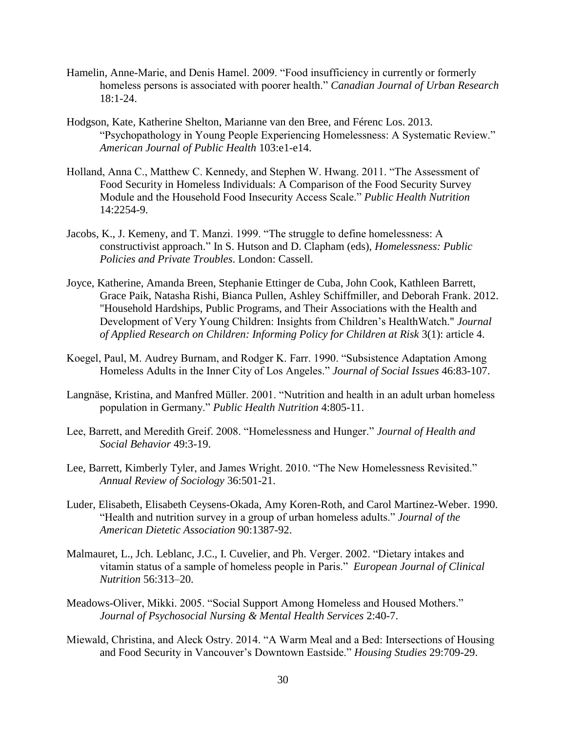Hamelin, Anne-Marie, and Denis Hamel. 2009. "Food insufficiency in currently or formerly homeless persons is associated with poorer health." *Canadian Journal of Urban Research* 18:1-24.

Hodgson, Kate, Katherine Shelton, Marianne van den Bree, and Férenc Los. 2013. "Psychopathology in Young People Experiencing Homelessness: A Systematic Review." *American Journal of Public Health* 103:e1-e14.

Holland, Anna C., Matthew C. Kennedy, and Stephen W. Hwang. 2011. "The Assessment of Food Security in Homeless Individuals: A Comparison of the Food Security Survey Module and the Household Food Insecurity Access Scale." *Public Health Nutrition* 14:2254-9.

Jacobs, K., J. Kemeny, and T. Manzi. 1999. "The struggle to define homelessness: A constructivist approach." In S. Hutson and D. Clapham (eds), *Homelessness: Public Policies and Private Troubles*. London: Cassell.

Joyce, Katherine, Amanda Breen, Stephanie Ettinger de Cuba, John Cook, Kathleen Barrett, Grace Paik, Natasha Rishi, Bianca Pullen, Ashley Schiffmiller, and Deborah Frank. 2012. "Household Hardships, Public Programs, and Their Associations with the Health and Development of Very Young Children: Insights from Children's HealthWatch." *Journal of Applied Research on Children: Informing Policy for Children at Risk* 3(1): article 4.

Koegel, Paul, M. Audrey Burnam, and Rodger K. Farr. 1990. "Subsistence Adaptation Among Homeless Adults in the Inner City of Los Angeles." *Journal of Social Issues* 46:83-107.

Langnäse, Kristina, and Manfred Müller. 2001. "Nutrition and health in an adult urban homeless population in Germany." *Public Health Nutrition* 4:805-11.

Lee, Barrett, and Meredith Greif. 2008. "Homelessness and Hunger." *Journal of Health and Social Behavior* 49:3-19.

Lee, Barrett, Kimberly Tyler, and James Wright. 2010. "The New Homelessness Revisited." *Annual Review of Sociology* 36:501-21.

Luder, Elisabeth, Elisabeth Ceysens-Okada, Amy Koren-Roth, and Carol Martinez-Weber. 1990. "Health and nutrition survey in a group of urban homeless adults." *Journal of the American Dietetic Association* 90:1387-92.

Malmauret, L., Jch. Leblanc, J.C., I. Cuvelier, and Ph. Verger. 2002. "Dietary intakes and vitamin status of a sample of homeless people in Paris." *European Journal of Clinical Nutrition* 56:313–20.

Meadows-Oliver, Mikki. 2005. "Social Support Among Homeless and Housed Mothers." *Journal of Psychosocial Nursing & Mental Health Services* 2:40-7.

Miewald, Christina, and Aleck Ostry. 2014. "A Warm Meal and a Bed: Intersections of Housing and Food Security in Vancouver's Downtown Eastside." *Housing Studies* 29:709-29.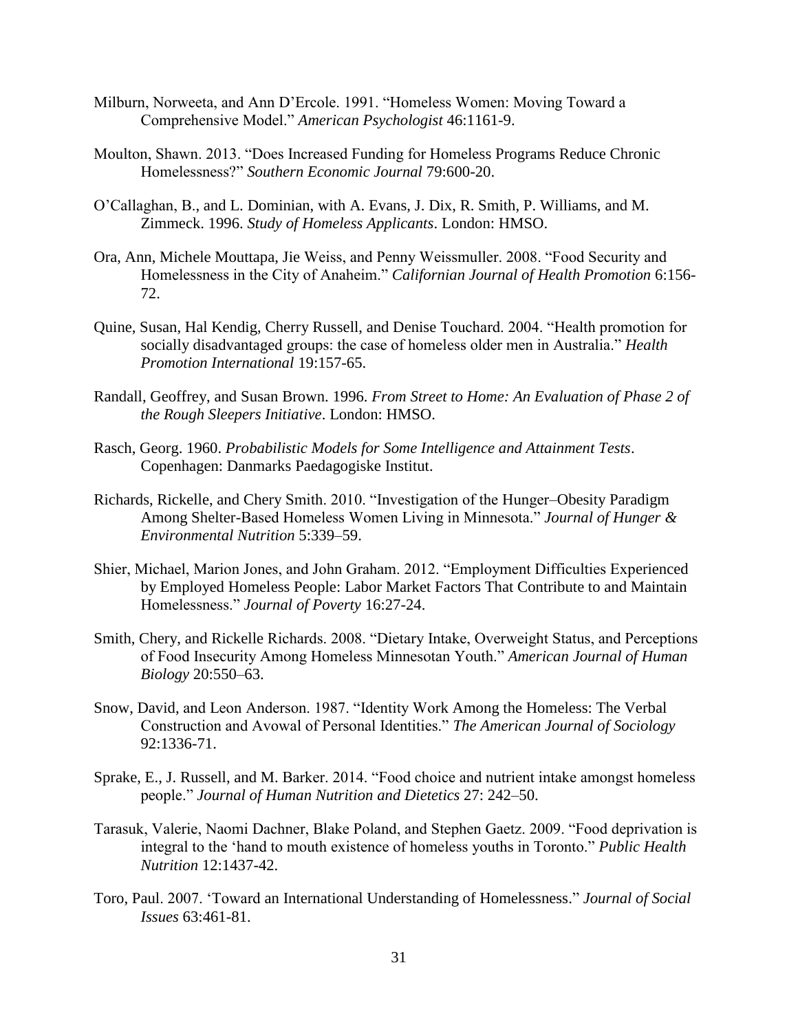Milburn, Norweeta, and Ann D'Ercole. 1991. "Homeless Women: Moving Toward a Comprehensive Model." *American Psychologist* 46:1161-9.

Moulton, Shawn. 2013. "Does Increased Funding for Homeless Programs Reduce Chronic Homelessness?" *Southern Economic Journal* 79:600-20.

O'Callaghan, B., and L. Dominian, with A. Evans, J. Dix, R. Smith, P. Williams, and M. Zimmeck. 1996. *Study of Homeless Applicants*. London: HMSO.

Ora, Ann, Michele Mouttapa, Jie Weiss, and Penny Weissmuller. 2008. "Food Security and Homelessness in the City of Anaheim." *Californian Journal of Health Promotion* 6:156-72.

Quine, Susan, Hal Kendig, Cherry Russell, and Denise Touchard. 2004. "Health promotion for socially disadvantaged groups: the case of homeless older men in Australia." *Health Promotion International* 19:157-65.

Randall, Geoffrey, and Susan Brown. 1996. *From Street to Home: An Evaluation of Phase 2 of the Rough Sleepers Initiative*. London: HMSO.

Rasch, Georg. 1960. *Probabilistic Models for Some Intelligence and Attainment Tests*. Copenhagen: Danmarks Paedagogiske Institut.

Richards, Rickelle, and Chery Smith. 2010. "Investigation of the Hunger–Obesity Paradigm Among Shelter-Based Homeless Women Living in Minnesota." *Journal of Hunger & Environmental Nutrition* 5:339–59.

Shier, Michael, Marion Jones, and John Graham. 2012. "Employment Difficulties Experienced by Employed Homeless People: Labor Market Factors That Contribute to and Maintain Homelessness." *Journal of Poverty* 16:27-24.

Smith, Chery, and Rickelle Richards. 2008. "Dietary Intake, Overweight Status, and Perceptions of Food Insecurity Among Homeless Minnesotan Youth." *American Journal of Human Biology* 20:550–63.

Snow, David, and Leon Anderson. 1987. "Identity Work Among the Homeless: The Verbal Construction and Avowal of Personal Identities." *The American Journal of Sociology* 92:1336-71.

Sprake, E., J. Russell, and M. Barker. 2014. "Food choice and nutrient intake amongst homeless people." *Journal of Human Nutrition and Dietetics* 27: 242–50.

Tarasuk, Valerie, Naomi Dachner, Blake Poland, and Stephen Gaetz. 2009. "Food deprivation is integral to the 'hand to mouth existence of homeless youths in Toronto." *Public Health Nutrition* 12:1437-42.

Toro, Paul. 2007. 'Toward an International Understanding of Homelessness." *Journal of Social Issues* 63:461-81.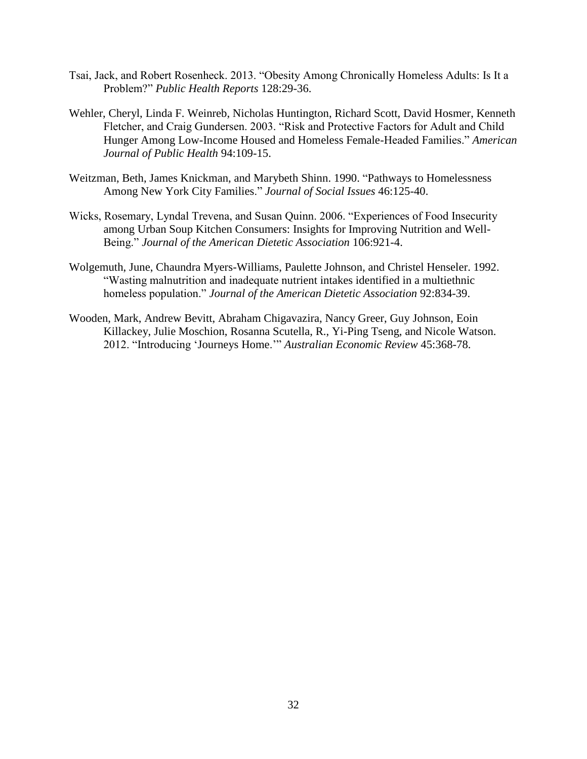Tsai, Jack, and Robert Rosenheck. 2013. "Obesity Among Chronically Homeless Adults: Is It a Problem?" *Public Health Reports* 128:29-36.

Wehler, Cheryl, Linda F. Weinreb, Nicholas Huntington, Richard Scott, David Hosmer, Kenneth Fletcher, and Craig Gundersen. 2003. "Risk and Protective Factors for Adult and Child Hunger Among Low-Income Housed and Homeless Female-Headed Families." *American Journal of Public Health* 94:109-15.

Weitzman, Beth, James Knickman, and Marybeth Shinn. 1990. "Pathways to Homelessness Among New York City Families." *Journal of Social Issues* 46:125-40.

Wicks, Rosemary, Lyndal Trevena, and Susan Quinn. 2006. "Experiences of Food Insecurity among Urban Soup Kitchen Consumers: Insights for Improving Nutrition and Well-Being." *Journal of the American Dietetic Association* 106:921-4.

Wolgemuth, June, Chaundra Myers-Williams, Paulette Johnson, and Christel Henseler. 1992. "Wasting malnutrition and inadequate nutrient intakes identified in a multiethnic homeless population." *Journal of the American Dietetic Association* 92:834-39.

Wooden, Mark, Andrew Bevitt, Abraham Chigavazira, Nancy Greer, Guy Johnson, Eoin Killackey, Julie Moschion, Rosanna Scutella, R., Yi-Ping Tseng, and Nicole Watson. 2012. "Introducing 'Journeys Home.'" *Australian Economic Review* 45:368-78.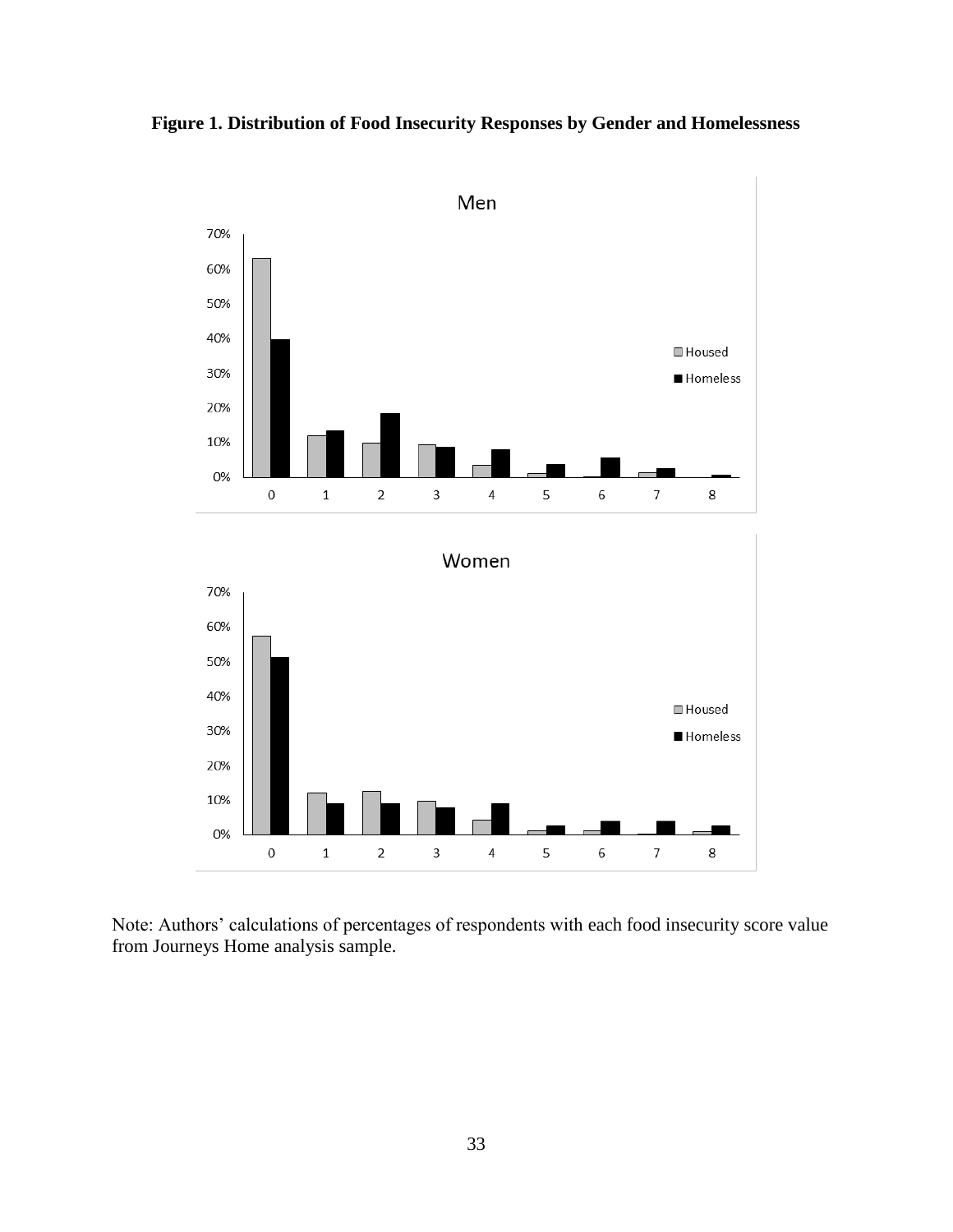**Figure 1. Distribution of Food Insecurity Responses by Gender and Homelessness**

Note: Authors' calculations of percentages of respondents with each food insecurity score value from Journeys Home analysis sample.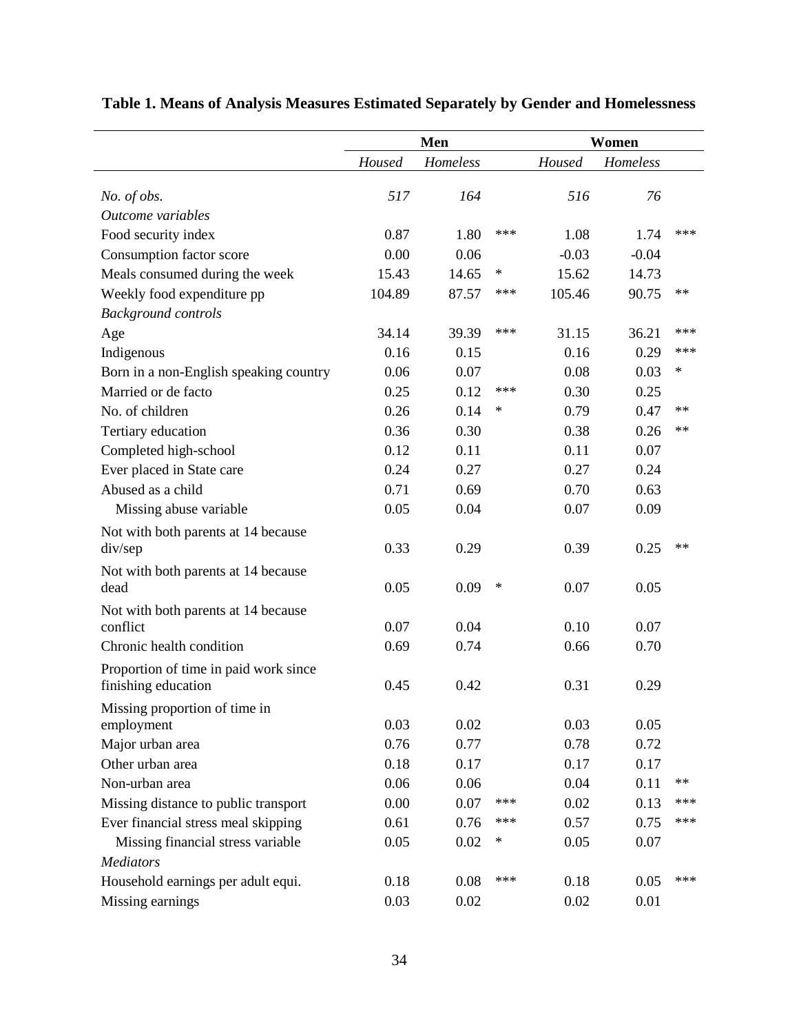**Table 1. Means of Analysis Measures Estimated Separately by Gender and Homelessness**

| | Men | | | Women | | |
|---|---|---|---|---|---|---|
| | *Housed* | *Homeless* | | *Housed* | *Homeless* | |
| *No. of obs.* | *517* | *164* | | *516* | *76* | |
| *Outcome variables* | | | | | | |
| Food security index | 0.87 | 1.80 | *** | 1.08 | 1.74 | *** |
| Consumption factor score | 0.00 | 0.06 | | -0.03 | -0.04 | |
| Meals consumed during the week | 15.43 | 14.65 | * | 15.62 | 14.73 | |
| Weekly food expenditure pp | 104.89 | 87.57 | *** | 105.46 | 90.75 | ** |
| *Background controls* | | | | | | |
| Age | 34.14 | 39.39 | *** | 31.15 | 36.21 | *** |
| Indigenous | 0.16 | 0.15 | | 0.16 | 0.29 | *** |
| Born in a non-English speaking country | 0.06 | 0.07 | | 0.08 | 0.03 | * |
| Married or de facto | 0.25 | 0.12 | *** | 0.30 | 0.25 | |
| No. of children | 0.26 | 0.14 | * | 0.79 | 0.47 | ** |
| Tertiary education | 0.36 | 0.30 | | 0.38 | 0.26 | ** |
| Completed high-school | 0.12 | 0.11 | | 0.11 | 0.07 | |
| Ever placed in State care | 0.24 | 0.27 | | 0.27 | 0.24 | |
| Abused as a child | 0.71 | 0.69 | | 0.70 | 0.63 | |
| Missing abuse variable | 0.05 | 0.04 | | 0.07 | 0.09 | |
| Not with both parents at 14 because div/sep | 0.33 | 0.29 | | 0.39 | 0.25 | ** |
| Not with both parents at 14 because dead | 0.05 | 0.09 | * | 0.07 | 0.05 | |
| Not with both parents at 14 because conflict | 0.07 | 0.04 | | 0.10 | 0.07 | |
| Chronic health condition | 0.69 | 0.74 | | 0.66 | 0.70 | |
| Proportion of time in paid work since finishing education | 0.45 | 0.42 | | 0.31 | 0.29 | |
| Missing proportion of time in employment | 0.03 | 0.02 | | 0.03 | 0.05 | |
| Major urban area | 0.76 | 0.77 | | 0.78 | 0.72 | |
| Other urban area | 0.18 | 0.17 | | 0.17 | 0.17 | |
| Non-urban area | 0.06 | 0.06 | | 0.04 | 0.11 | ** |
| Missing distance to public transport | 0.00 | 0.07 | *** | 0.02 | 0.13 | *** |
| Ever financial stress meal skipping | 0.61 | 0.76 | *** | 0.57 | 0.75 | *** |
| Missing financial stress variable | 0.05 | 0.02 | * | 0.05 | 0.07 | |
| *Mediators* | | | | | | |
| Household earnings per adult equi. | 0.18 | 0.08 | *** | 0.18 | 0.05 | *** |
| Missing earnings | 0.03 | 0.02 | | 0.02 | 0.01 | |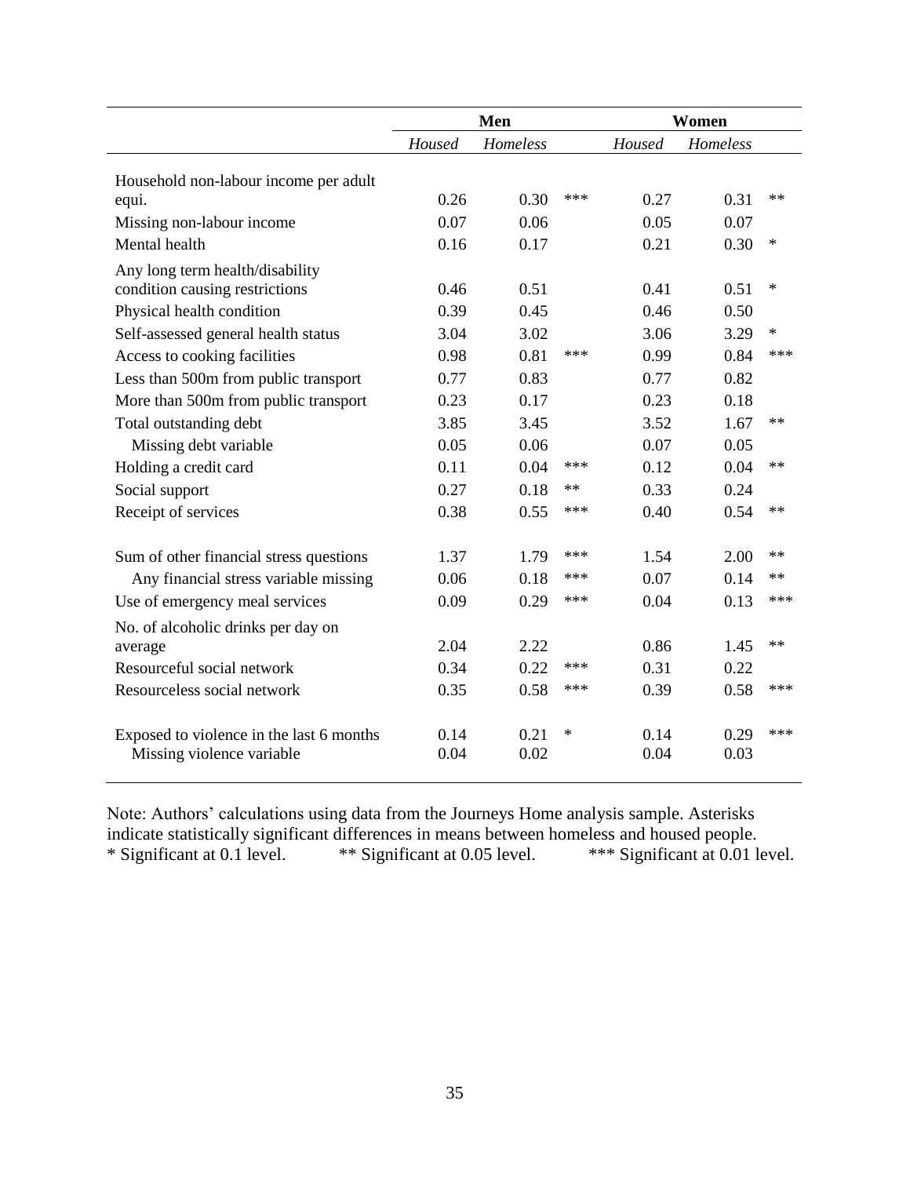| | Men | | | Women | | |
|---|---|---|---|---|---|---|
| | *Housed* | *Homeless* | | *Housed* | *Homeless* | |
| Household non-labour income per adult equi. | 0.26 | 0.30 | *** | 0.27 | 0.31 | ** |
| Missing non-labour income | 0.07 | 0.06 | | 0.05 | 0.07 | |
| Mental health | 0.16 | 0.17 | | 0.21 | 0.30 | * |
| Any long term health/disability condition causing restrictions | 0.46 | 0.51 | | 0.41 | 0.51 | * |
| Physical health condition | 0.39 | 0.45 | | 0.46 | 0.50 | |
| Self-assessed general health status | 3.04 | 3.02 | | 3.06 | 3.29 | * |
| Access to cooking facilities | 0.98 | 0.81 | *** | 0.99 | 0.84 | *** |
| Less than 500m from public transport | 0.77 | 0.83 | | 0.77 | 0.82 | |
| More than 500m from public transport | 0.23 | 0.17 | | 0.23 | 0.18 | |
| Total outstanding debt | 3.85 | 3.45 | | 3.52 | 1.67 | ** |
| Missing debt variable | 0.05 | 0.06 | | 0.07 | 0.05 | |
| Holding a credit card | 0.11 | 0.04 | *** | 0.12 | 0.04 | ** |
| Social support | 0.27 | 0.18 | ** | 0.33 | 0.24 | |
| Receipt of services | 0.38 | 0.55 | *** | 0.40 | 0.54 | ** |
| Sum of other financial stress questions | 1.37 | 1.79 | *** | 1.54 | 2.00 | ** |
| Any financial stress variable missing | 0.06 | 0.18 | *** | 0.07 | 0.14 | ** |
| Use of emergency meal services | 0.09 | 0.29 | *** | 0.04 | 0.13 | *** |
| No. of alcoholic drinks per day on average | 2.04 | 2.22 | | 0.86 | 1.45 | ** |
| Resourceful social network | 0.34 | 0.22 | *** | 0.31 | 0.22 | |
| Resourceless social network | 0.35 | 0.58 | *** | 0.39 | 0.58 | *** |
| Exposed to violence in the last 6 months | 0.14 | 0.21 | * | 0.14 | 0.29 | *** |
| Missing violence variable | 0.04 | 0.02 | | 0.04 | 0.03 | |

Note: Authors' calculations using data from the Journeys Home analysis sample. Asterisks indicate statistically significant differences in means between homeless and housed people.
* Significant at 0.1 level. ** Significant at 0.05 level. *** Significant at 0.01 level.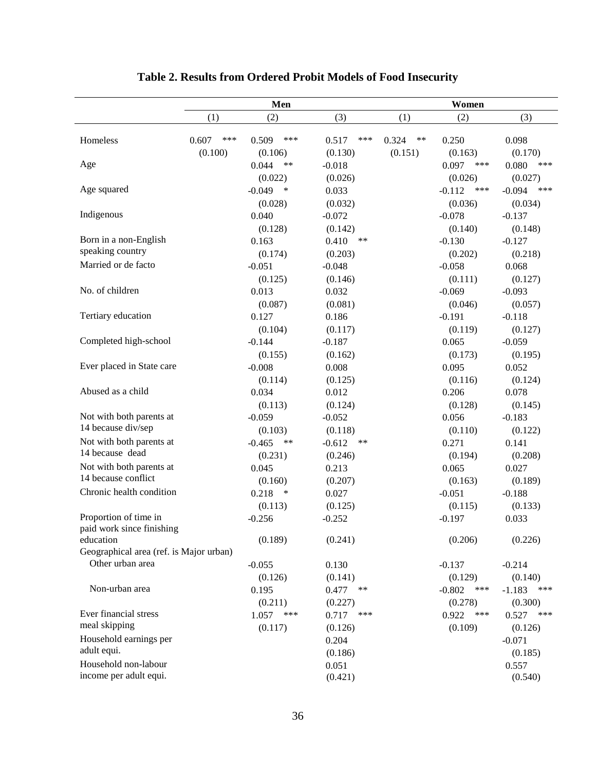# Table 2. Results from Ordered Probit Models of Food Insecurity

| | Men | | | Women | | |
|---|---|---|---|---|---|---|
| | (1) | (2) | (3) | (1) | (2) | (3) |
| Homeless | 0.607 *** | 0.509 *** | 0.517 *** | 0.324 ** | 0.250 | 0.098 |
| | (0.100) | (0.106) | (0.130) | (0.151) | (0.163) | (0.170) |
| Age | | 0.044 ** | -0.018 | | 0.097 *** | 0.080 *** |
| | | (0.022) | (0.026) | | (0.026) | (0.027) |
| Age squared | | -0.049 * | 0.033 | | -0.112 *** | -0.094 *** |
| | | (0.028) | (0.032) | | (0.036) | (0.034) |
| Indigenous | | 0.040 | -0.072 | | -0.078 | -0.137 |
| | | (0.128) | (0.142) | | (0.140) | (0.148) |
| Born in a non-English speaking country | | 0.163 | 0.410 ** | | -0.130 | -0.127 |
| | | (0.174) | (0.203) | | (0.202) | (0.218) |
| Married or de facto | | -0.051 | -0.048 | | -0.058 | 0.068 |
| | | (0.125) | (0.146) | | (0.111) | (0.127) |
| No. of children | | 0.013 | 0.032 | | -0.069 | -0.093 |
| | | (0.087) | (0.081) | | (0.046) | (0.057) |
| Tertiary education | | 0.127 | 0.186 | | -0.191 | -0.118 |
| | | (0.104) | (0.117) | | (0.119) | (0.127) |
| Completed high-school | | -0.144 | -0.187 | | 0.065 | -0.059 |
| | | (0.155) | (0.162) | | (0.173) | (0.195) |
| Ever placed in State care | | -0.008 | 0.008 | | 0.095 | 0.052 |
| | | (0.114) | (0.125) | | (0.116) | (0.124) |
| Abused as a child | | 0.034 | 0.012 | | 0.206 | 0.078 |
| | | (0.113) | (0.124) | | (0.128) | (0.145) |
| Not with both parents at 14 because div/sep | | -0.059 | -0.052 | | 0.056 | -0.183 |
| | | (0.103) | (0.118) | | (0.110) | (0.122) |
| Not with both parents at 14 because dead | | -0.465 ** | -0.612 ** | | 0.271 | 0.141 |
| | | (0.231) | (0.246) | | (0.194) | (0.208) |
| Not with both parents at 14 because conflict | | 0.045 | 0.213 | | 0.065 | 0.027 |
| | | (0.160) | (0.207) | | (0.163) | (0.189) |
| Chronic health condition | | 0.218 * | 0.027 | | -0.051 | -0.188 |
| | | (0.113) | (0.125) | | (0.115) | (0.133) |
| Proportion of time in paid work since finishing education | | -0.256 | -0.252 | | -0.197 | 0.033 |
| | | (0.189) | (0.241) | | (0.206) | (0.226) |
| Geographical area (ref. is Major urban) | | | | | | |
| Other urban area | | -0.055 | 0.130 | | -0.137 | -0.214 |
| | | (0.126) | (0.141) | | (0.129) | (0.140) |
| Non-urban area | | 0.195 | 0.477 ** | | -0.802 *** | -1.183 *** |
| | | (0.211) | (0.227) | | (0.278) | (0.300) |
| Ever financial stress meal skipping | | 1.057 *** | 0.717 *** | | 0.922 *** | 0.527 *** |
| | | (0.117) | (0.126) | | (0.109) | (0.126) |
| Household earnings per adult equi. | | | 0.204 | | | -0.071 |
| | | | (0.186) | | | (0.185) |
| Household non-labour income per adult equi. | | | 0.051 | | | 0.557 |
| | | | (0.421) | | | (0.540) |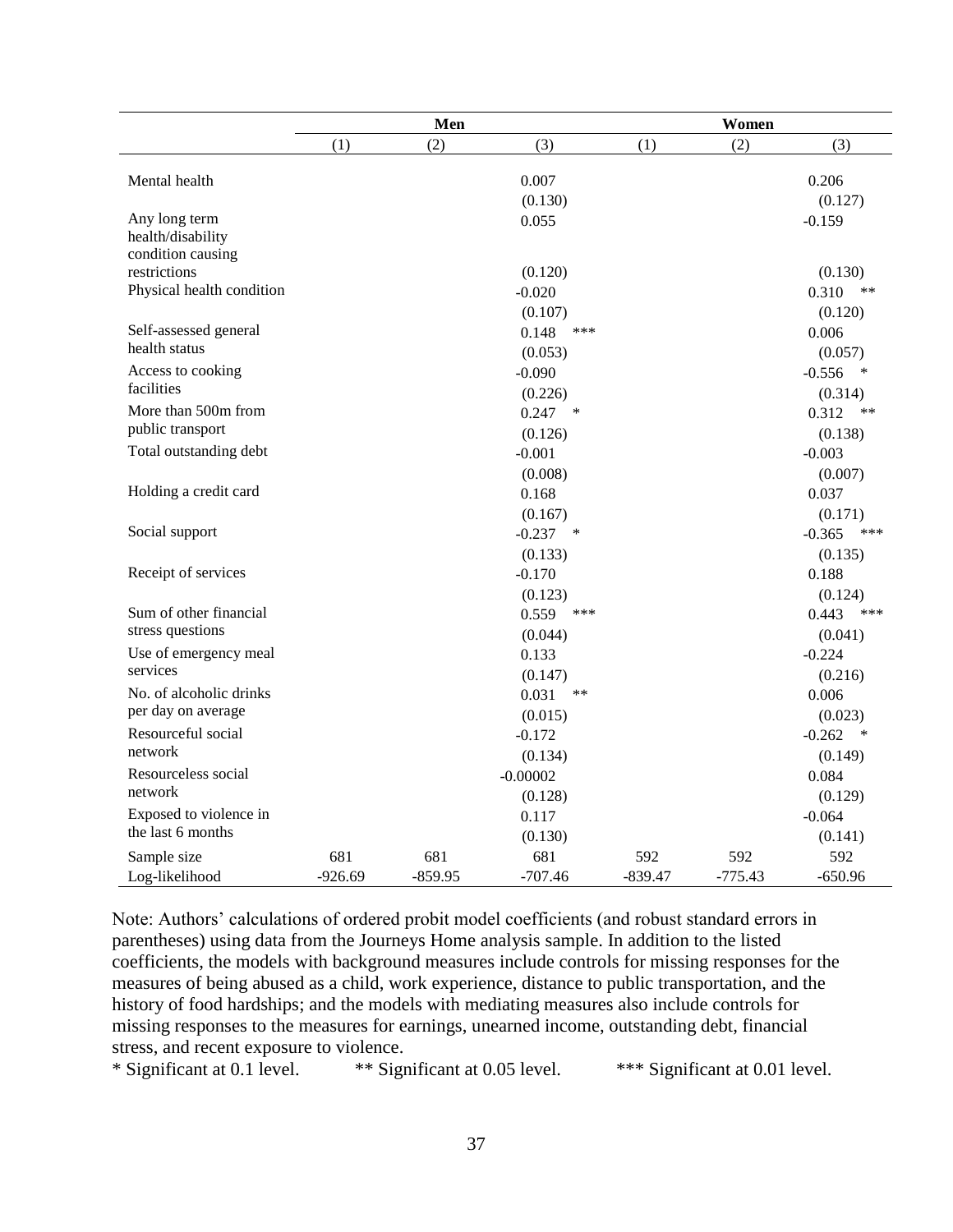| | Men | | | Women | | |
|---|---|---|---|---|---|---|
| | (1) | (2) | (3) | (1) | (2) | (3) |
| Mental health | | | 0.007 | | | 0.206 |
| | | | (0.130) | | | (0.127) |
| Any long term health/disability condition causing restrictions | | | 0.055 | | | -0.159 |
| | | | (0.120) | | | (0.130) |
| Physical health condition | | | -0.020 | | | 0.310 ** |
| | | | (0.107) | | | (0.120) |
| Self-assessed general health status | | | 0.148 *** | | | 0.006 |
| | | | (0.053) | | | (0.057) |
| Access to cooking facilities | | | -0.090 | | | -0.556 * |
| | | | (0.226) | | | (0.314) |
| More than 500m from public transport | | | 0.247 * | | | 0.312 ** |
| | | | (0.126) | | | (0.138) |
| Total outstanding debt | | | -0.001 | | | -0.003 |
| | | | (0.008) | | | (0.007) |
| Holding a credit card | | | 0.168 | | | 0.037 |
| | | | (0.167) | | | (0.171) |
| Social support | | | -0.237 * | | | -0.365 *** |
| | | | (0.133) | | | (0.135) |
| Receipt of services | | | -0.170 | | | 0.188 |
| | | | (0.123) | | | (0.124) |
| Sum of other financial stress questions | | | 0.559 *** | | | 0.443 *** |
| | | | (0.044) | | | (0.041) |
| Use of emergency meal services | | | 0.133 | | | -0.224 |
| | | | (0.147) | | | (0.216) |
| No. of alcoholic drinks per day on average | | | 0.031 ** | | | 0.006 |
| | | | (0.015) | | | (0.023) |
| Resourceful social network | | | -0.172 | | | -0.262 * |
| | | | (0.134) | | | (0.149) |
| Resourceless social network | | | -0.00002 | | | 0.084 |
| | | | (0.128) | | | (0.129) |
| Exposed to violence in the last 6 months | | | 0.117 | | | -0.064 |
| | | | (0.130) | | | (0.141) |
| Sample size | 681 | 681 | 681 | 592 | 592 | 592 |
| Log-likelihood | -926.69 | -859.95 | -707.46 | -839.47 | -775.43 | -650.96 |

Note: Authors' calculations of ordered probit model coefficients (and robust standard errors in parentheses) using data from the Journeys Home analysis sample. In addition to the listed coefficients, the models with background measures include controls for missing responses for the measures of being abused as a child, work experience, distance to public transportation, and the history of food hardships; and the models with mediating measures also include controls for missing responses to the measures for earnings, unearned income, outstanding debt, financial stress, and recent exposure to violence.

\* Significant at 0.1 level. \*\* Significant at 0.05 level. \*\*\* Significant at 0.01 level.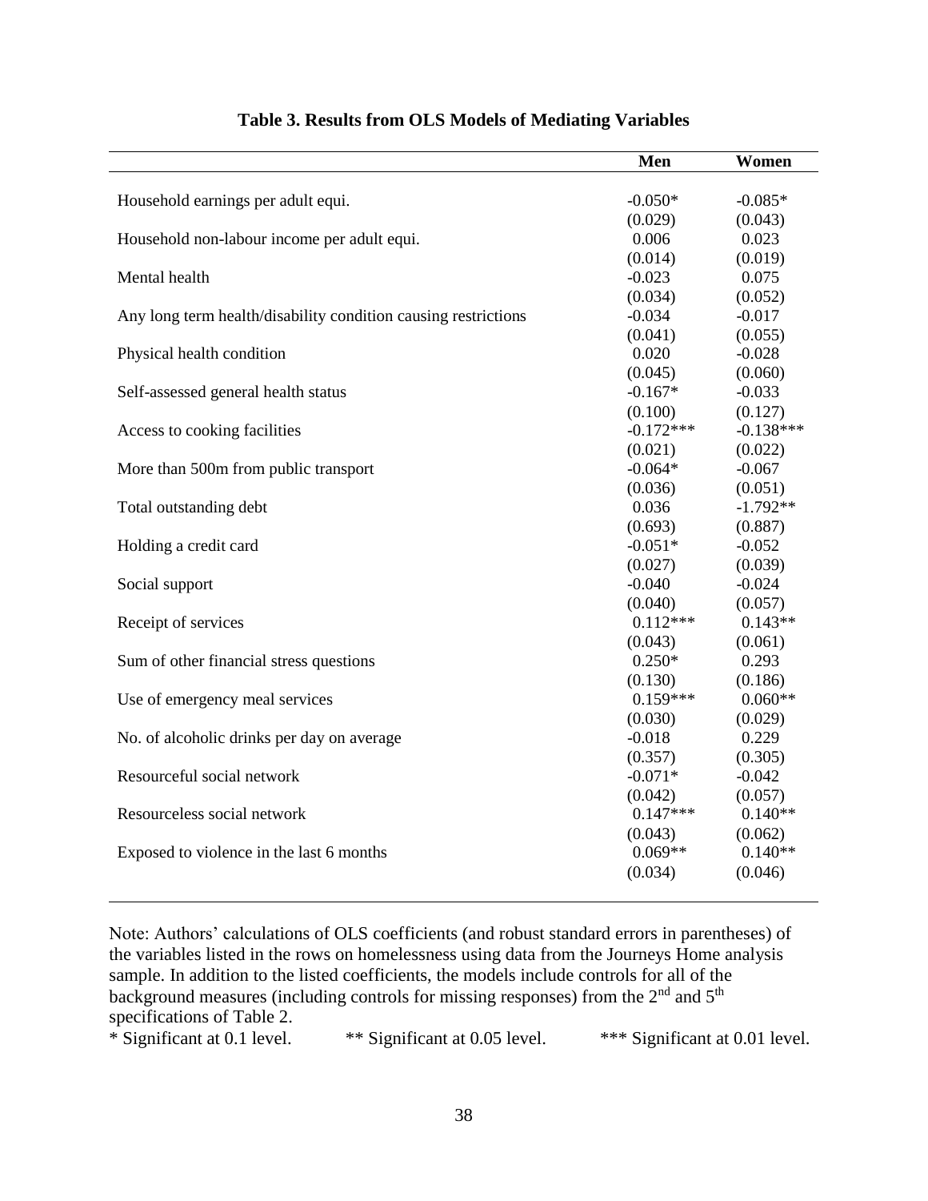**Table 3. Results from OLS Models of Mediating Variables**

| | Men | Women |
|---|---|---|
| Household earnings per adult equi. | -0.050* | -0.085* |
| | (0.029) | (0.043) |
| Household non-labour income per adult equi. | 0.006 | 0.023 |
| | (0.014) | (0.019) |
| Mental health | -0.023 | 0.075 |
| | (0.034) | (0.052) |
| Any long term health/disability condition causing restrictions | -0.034 | -0.017 |
| | (0.041) | (0.055) |
| Physical health condition | 0.020 | -0.028 |
| | (0.045) | (0.060) |
| Self-assessed general health status | -0.167* | -0.033 |
| | (0.100) | (0.127) |
| Access to cooking facilities | -0.172*** | -0.138*** |
| | (0.021) | (0.022) |
| More than 500m from public transport | -0.064* | -0.067 |
| | (0.036) | (0.051) |
| Total outstanding debt | 0.036 | -1.792** |
| | (0.693) | (0.887) |
| Holding a credit card | -0.051* | -0.052 |
| | (0.027) | (0.039) |
| Social support | -0.040 | -0.024 |
| | (0.040) | (0.057) |
| Receipt of services | 0.112*** | 0.143** |
| | (0.043) | (0.061) |
| Sum of other financial stress questions | 0.250* | 0.293 |
| | (0.130) | (0.186) |
| Use of emergency meal services | 0.159*** | 0.060** |
| | (0.030) | (0.029) |
| No. of alcoholic drinks per day on average | -0.018 | 0.229 |
| | (0.357) | (0.305) |
| Resourceful social network | -0.071* | -0.042 |
| | (0.042) | (0.057) |
| Resourceless social network | 0.147*** | 0.140** |
| | (0.043) | (0.062) |
| Exposed to violence in the last 6 months | 0.069** | 0.140** |
| | (0.034) | (0.046) |

Note: Authors' calculations of OLS coefficients (and robust standard errors in parentheses) of the variables listed in the rows on homelessness using data from the Journeys Home analysis sample. In addition to the listed coefficients, the models include controls for all of the background measures (including controls for missing responses) from the 2nd and 5th specifications of Table 2.

\* Significant at 0.1 level. ** Significant at 0.05 level. *** Significant at 0.01 level.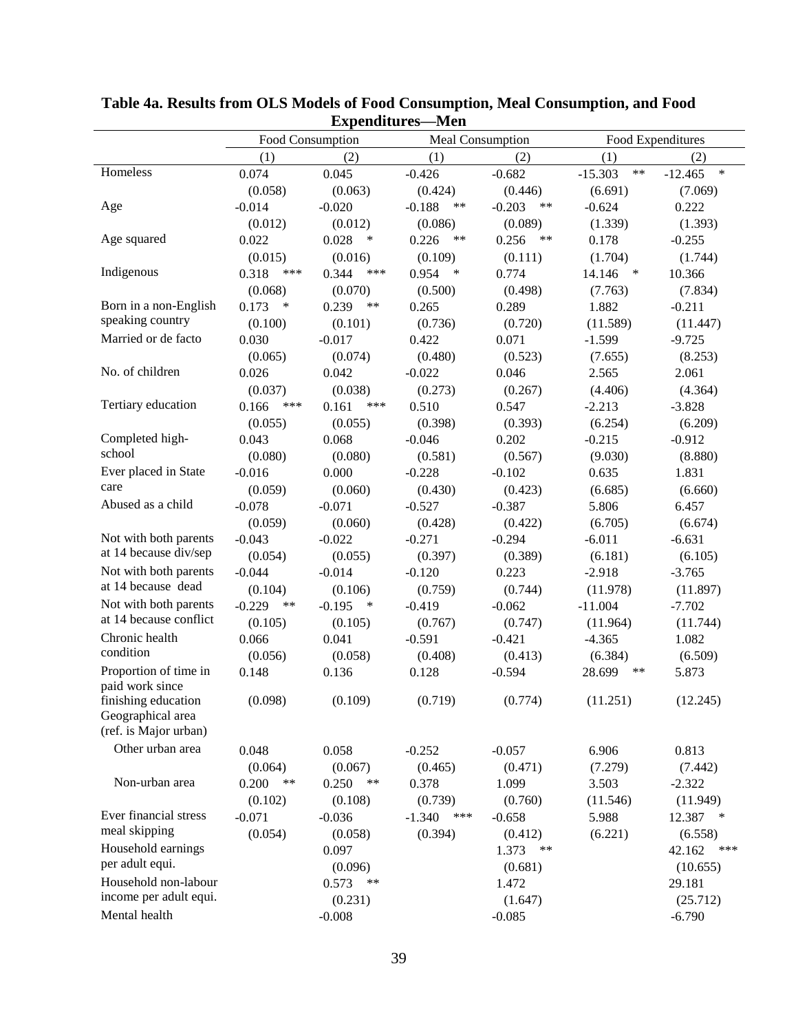**Table 4a. Results from OLS Models of Food Consumption, Meal Consumption, and Food Expenditures—Men**

| | Food Consumption | | Meal Consumption | | Food Expenditures | |
|---|---|---|---|---|---|---|
| | (1) | (2) | (1) | (2) | (1) | (2) |
| Homeless | 0.074 | 0.045 | -0.426 | -0.682 | -15.303 ** | -12.465 * |
| | (0.058) | (0.063) | (0.424) | (0.446) | (6.691) | (7.069) |
| Age | -0.014 | -0.020 | -0.188 ** | -0.203 ** | -0.624 | 0.222 |
| | (0.012) | (0.012) | (0.086) | (0.089) | (1.339) | (1.393) |
| Age squared | 0.022 | 0.028 * | 0.226 ** | 0.256 ** | 0.178 | -0.255 |
| | (0.015) | (0.016) | (0.109) | (0.111) | (1.704) | (1.744) |
| Indigenous | 0.318 *** | 0.344 *** | 0.954 * | 0.774 | 14.146 * | 10.366 |
| | (0.068) | (0.070) | (0.500) | (0.498) | (7.763) | (7.834) |
| Born in a non-English speaking country | 0.173 * | 0.239 ** | 0.265 | 0.289 | 1.882 | -0.211 |
| | (0.100) | (0.101) | (0.736) | (0.720) | (11.589) | (11.447) |
| Married or de facto | 0.030 | -0.017 | 0.422 | 0.071 | -1.599 | -9.725 |
| | (0.065) | (0.074) | (0.480) | (0.523) | (7.655) | (8.253) |
| No. of children | 0.026 | 0.042 | -0.022 | 0.046 | 2.565 | 2.061 |
| | (0.037) | (0.038) | (0.273) | (0.267) | (4.406) | (4.364) |
| Tertiary education | 0.166 *** | 0.161 *** | 0.510 | 0.547 | -2.213 | -3.828 |
| | (0.055) | (0.055) | (0.398) | (0.393) | (6.254) | (6.209) |
| Completed high-school | 0.043 | 0.068 | -0.046 | 0.202 | -0.215 | -0.912 |
| | (0.080) | (0.080) | (0.581) | (0.567) | (9.030) | (8.880) |
| Ever placed in State care | -0.016 | 0.000 | -0.228 | -0.102 | 0.635 | 1.831 |
| | (0.059) | (0.060) | (0.430) | (0.423) | (6.685) | (6.660) |
| Abused as a child | -0.078 | -0.071 | -0.527 | -0.387 | 5.806 | 6.457 |
| | (0.059) | (0.060) | (0.428) | (0.422) | (6.705) | (6.674) |
| Not with both parents at 14 because div/sep | -0.043 | -0.022 | -0.271 | -0.294 | -6.011 | -6.631 |
| | (0.054) | (0.055) | (0.397) | (0.389) | (6.181) | (6.105) |
| Not with both parents at 14 because dead | -0.044 | -0.014 | -0.120 | 0.223 | -2.918 | -3.765 |
| | (0.104) | (0.106) | (0.759) | (0.744) | (11.978) | (11.897) |
| Not with both parents at 14 because conflict | -0.229 ** | -0.195 * | -0.419 | -0.062 | -11.004 | -7.702 |
| | (0.105) | (0.105) | (0.767) | (0.747) | (11.964) | (11.744) |
| Chronic health condition | 0.066 | 0.041 | -0.591 | -0.421 | -4.365 | 1.082 |
| | (0.056) | (0.058) | (0.408) | (0.413) | (6.384) | (6.509) |
| Proportion of time in paid work since finishing education | 0.148 | 0.136 | 0.128 | -0.594 | 28.699 ** | 5.873 |
| | (0.098) | (0.109) | (0.719) | (0.774) | (11.251) | (12.245) |
| Geographical area (ref. is Major urban) | | | | | | |
| Other urban area | 0.048 | 0.058 | -0.252 | -0.057 | 6.906 | 0.813 |
| | (0.064) | (0.067) | (0.465) | (0.471) | (7.279) | (7.442) |
| Non-urban area | 0.200 ** | 0.250 ** | 0.378 | 1.099 | 3.503 | -2.322 |
| | (0.102) | (0.108) | (0.739) | (0.760) | (11.546) | (11.949) |
| Ever financial stress meal skipping | -0.071 | -0.036 | -1.340 *** | -0.658 | 5.988 | 12.387 * |
| | (0.054) | (0.058) | (0.394) | (0.412) | (6.221) | (6.558) |
| Household earnings per adult equi. | | 0.097 | | 1.373 ** | | 42.162 *** |
| | | (0.096) | | (0.681) | | (10.655) |
| Household non-labour income per adult equi. | | 0.573 ** | | 1.472 | | 29.181 |
| | | (0.231) | | (1.647) | | (25.712) |
| Mental health | | -0.008 | | -0.085 | | -6.790 |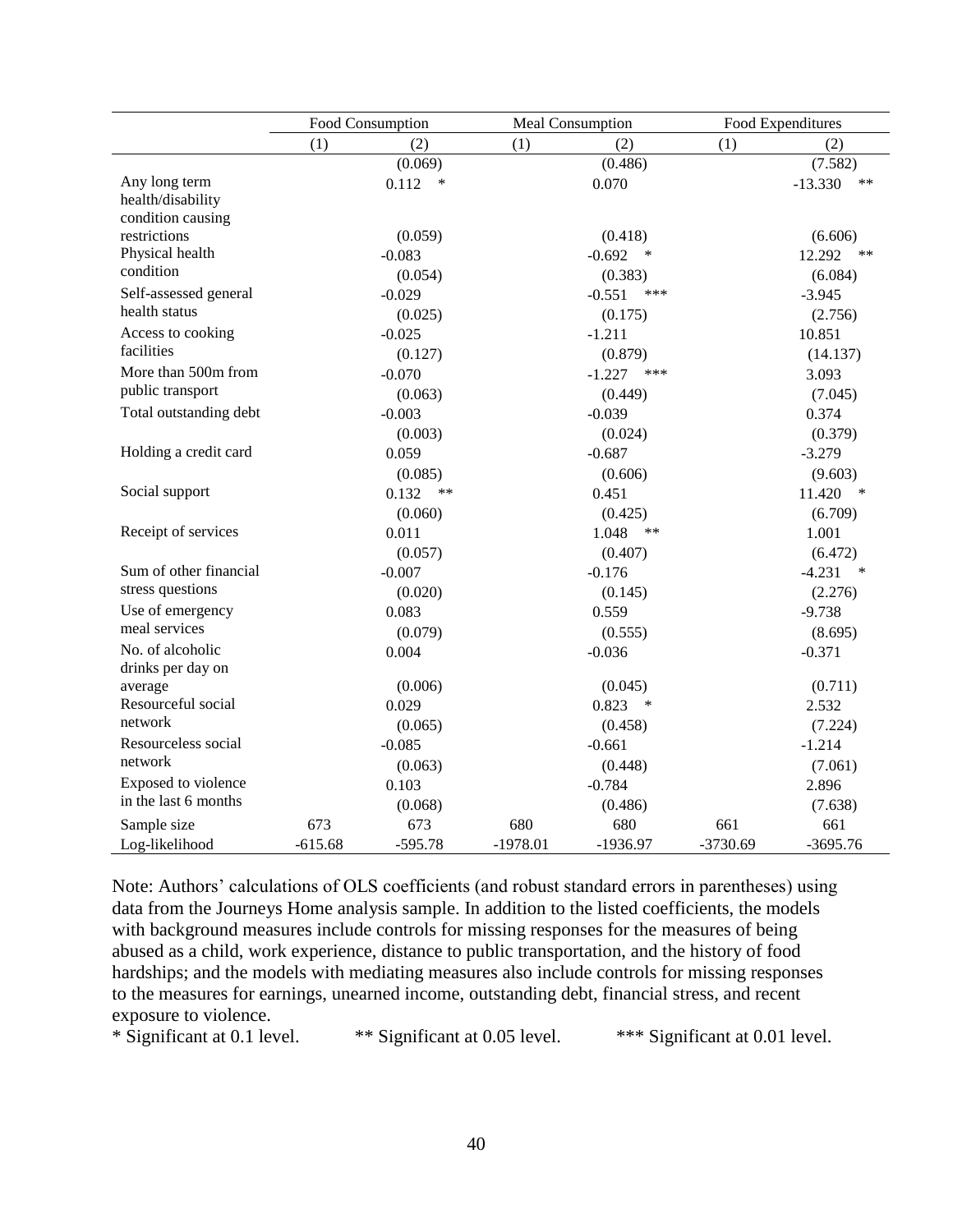| | Food Consumption | | Meal Consumption | | Food Expenditures | |
|---|---|---|---|---|---|---|
| | (1) | (2) | (1) | (2) | (1) | (2) |
| | | (0.069) | | (0.486) | | (7.582) |
| Any long term health/disability condition causing restrictions | | 0.112 * | | 0.070 | | -13.330 ** |
| | | (0.059) | | (0.418) | | (6.606) |
| Physical health condition | | -0.083 | | -0.692 * | | 12.292 ** |
| | | (0.054) | | (0.383) | | (6.084) |
| Self-assessed general health status | | -0.029 | | -0.551 *** | | -3.945 |
| | | (0.025) | | (0.175) | | (2.756) |
| Access to cooking facilities | | -0.025 | | -1.211 | | 10.851 |
| | | (0.127) | | (0.879) | | (14.137) |
| More than 500m from public transport | | -0.070 | | -1.227 *** | | 3.093 |
| | | (0.063) | | (0.449) | | (7.045) |
| Total outstanding debt | | -0.003 | | -0.039 | | 0.374 |
| | | (0.003) | | (0.024) | | (0.379) |
| Holding a credit card | | 0.059 | | -0.687 | | -3.279 |
| | | (0.085) | | (0.606) | | (9.603) |
| Social support | | 0.132 ** | | 0.451 | | 11.420 * |
| | | (0.060) | | (0.425) | | (6.709) |
| Receipt of services | | 0.011 | | 1.048 ** | | 1.001 |
| | | (0.057) | | (0.407) | | (6.472) |
| Sum of other financial stress questions | | -0.007 | | -0.176 | | -4.231 * |
| | | (0.020) | | (0.145) | | (2.276) |
| Use of emergency meal services | | 0.083 | | 0.559 | | -9.738 |
| | | (0.079) | | (0.555) | | (8.695) |
| No. of alcoholic drinks per day on average | | 0.004 | | -0.036 | | -0.371 |
| | | (0.006) | | (0.045) | | (0.711) |
| Resourceful social network | | 0.029 | | 0.823 * | | 2.532 |
| | | (0.065) | | (0.458) | | (7.224) |
| Resourceless social network | | -0.085 | | -0.661 | | -1.214 |
| | | (0.063) | | (0.448) | | (7.061) |
| Exposed to violence in the last 6 months | | 0.103 | | -0.784 | | 2.896 |
| | | (0.068) | | (0.486) | | (7.638) |
| Sample size | 673 | 673 | 680 | 680 | 661 | 661 |
| Log-likelihood | -615.68 | -595.78 | -1978.01 | -1936.97 | -3730.69 | -3695.76 |

Note: Authors' calculations of OLS coefficients (and robust standard errors in parentheses) using data from the Journeys Home analysis sample. In addition to the listed coefficients, the models with background measures include controls for missing responses for the measures of being abused as a child, work experience, distance to public transportation, and the history of food hardships; and the models with mediating measures also include controls for missing responses to the measures for earnings, unearned income, outstanding debt, financial stress, and recent exposure to violence.

\* Significant at 0.1 level. &nbsp;&nbsp;&nbsp; ** Significant at 0.05 level. &nbsp;&nbsp;&nbsp; *** Significant at 0.01 level.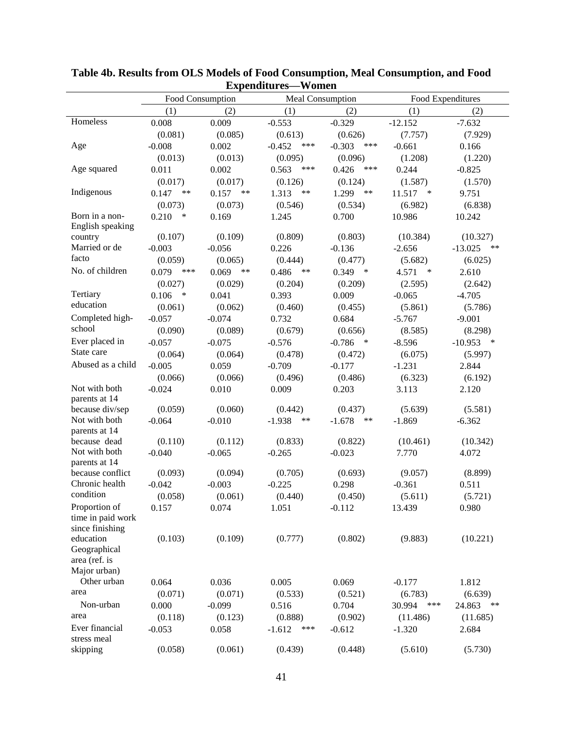**Table 4b. Results from OLS Models of Food Consumption, Meal Consumption, and Food Expenditures—Women**

| | Food Consumption | | Meal Consumption | | Food Expenditures | |
|---|---|---|---|---|---|---|
| | (1) | (2) | (1) | (2) | (1) | (2) |
| Homeless | 0.008 | 0.009 | -0.553 | -0.329 | -12.152 | -7.632 |
| | (0.081) | (0.085) | (0.613) | (0.626) | (7.757) | (7.929) |
| Age | -0.008 | 0.002 | -0.452 *** | -0.303 *** | -0.661 | 0.166 |
| | (0.013) | (0.013) | (0.095) | (0.096) | (1.208) | (1.220) |
| Age squared | 0.011 | 0.002 | 0.563 *** | 0.426 *** | 0.244 | -0.825 |
| | (0.017) | (0.017) | (0.126) | (0.124) | (1.587) | (1.570) |
| Indigenous | 0.147 ** | 0.157 ** | 1.313 ** | 1.299 ** | 11.517 * | 9.751 |
| | (0.073) | (0.073) | (0.546) | (0.534) | (6.982) | (6.838) |
| Born in a non-English speaking country | 0.210 * | 0.169 | 1.245 | 0.700 | 10.986 | 10.242 |
| | (0.107) | (0.109) | (0.809) | (0.803) | (10.384) | (10.327) |
| Married or de facto | -0.003 | -0.056 | 0.226 | -0.136 | -2.656 | -13.025 ** |
| | (0.059) | (0.065) | (0.444) | (0.477) | (5.682) | (6.025) |
| No. of children | 0.079 *** | 0.069 ** | 0.486 ** | 0.349 * | 4.571 * | 2.610 |
| | (0.027) | (0.029) | (0.204) | (0.209) | (2.595) | (2.642) |
| Tertiary education | 0.106 * | 0.041 | 0.393 | 0.009 | -0.065 | -4.705 |
| | (0.061) | (0.062) | (0.460) | (0.455) | (5.861) | (5.786) |
| Completed high-school | -0.057 | -0.074 | 0.732 | 0.684 | -5.767 | -9.001 |
| | (0.090) | (0.089) | (0.679) | (0.656) | (8.585) | (8.298) |
| Ever placed in State care | -0.057 | -0.075 | -0.576 | -0.786 * | -8.596 | -10.953 * |
| | (0.064) | (0.064) | (0.478) | (0.472) | (6.075) | (5.997) |
| Abused as a child | -0.005 | 0.059 | -0.709 | -0.177 | -1.231 | 2.844 |
| | (0.066) | (0.066) | (0.496) | (0.486) | (6.323) | (6.192) |
| Not with both parents at 14 because div/sep | -0.024 | 0.010 | 0.009 | 0.203 | 3.113 | 2.120 |
| | (0.059) | (0.060) | (0.442) | (0.437) | (5.639) | (5.581) |
| Not with both parents at 14 because dead | -0.064 | -0.010 | -1.938 ** | -1.678 ** | -1.869 | -6.362 |
| | (0.110) | (0.112) | (0.833) | (0.822) | (10.461) | (10.342) |
| Not with both parents at 14 because conflict | -0.040 | -0.065 | -0.265 | -0.023 | 7.770 | 4.072 |
| | (0.093) | (0.094) | (0.705) | (0.693) | (9.057) | (8.899) |
| Chronic health condition | -0.042 | -0.003 | -0.225 | 0.298 | -0.361 | 0.511 |
| | (0.058) | (0.061) | (0.440) | (0.450) | (5.611) | (5.721) |
| Proportion of time in paid work since finishing education | 0.157 | 0.074 | 1.051 | -0.112 | 13.439 | 0.980 |
| | (0.103) | (0.109) | (0.777) | (0.802) | (9.883) | (10.221) |
| Geographical area (ref. is Major urban) | | | | | | |
| Other urban area | 0.064 | 0.036 | 0.005 | 0.069 | -0.177 | 1.812 |
| | (0.071) | (0.071) | (0.533) | (0.521) | (6.783) | (6.639) |
| Non-urban area | 0.000 | -0.099 | 0.516 | 0.704 | 30.994 *** | 24.863 ** |
| | (0.118) | (0.123) | (0.888) | (0.902) | (11.486) | (11.685) |
| Ever financial stress meal skipping | -0.053 | 0.058 | -1.612 *** | -0.612 | -1.320 | 2.684 |
| | (0.058) | (0.061) | (0.439) | (0.448) | (5.610) | (5.730) |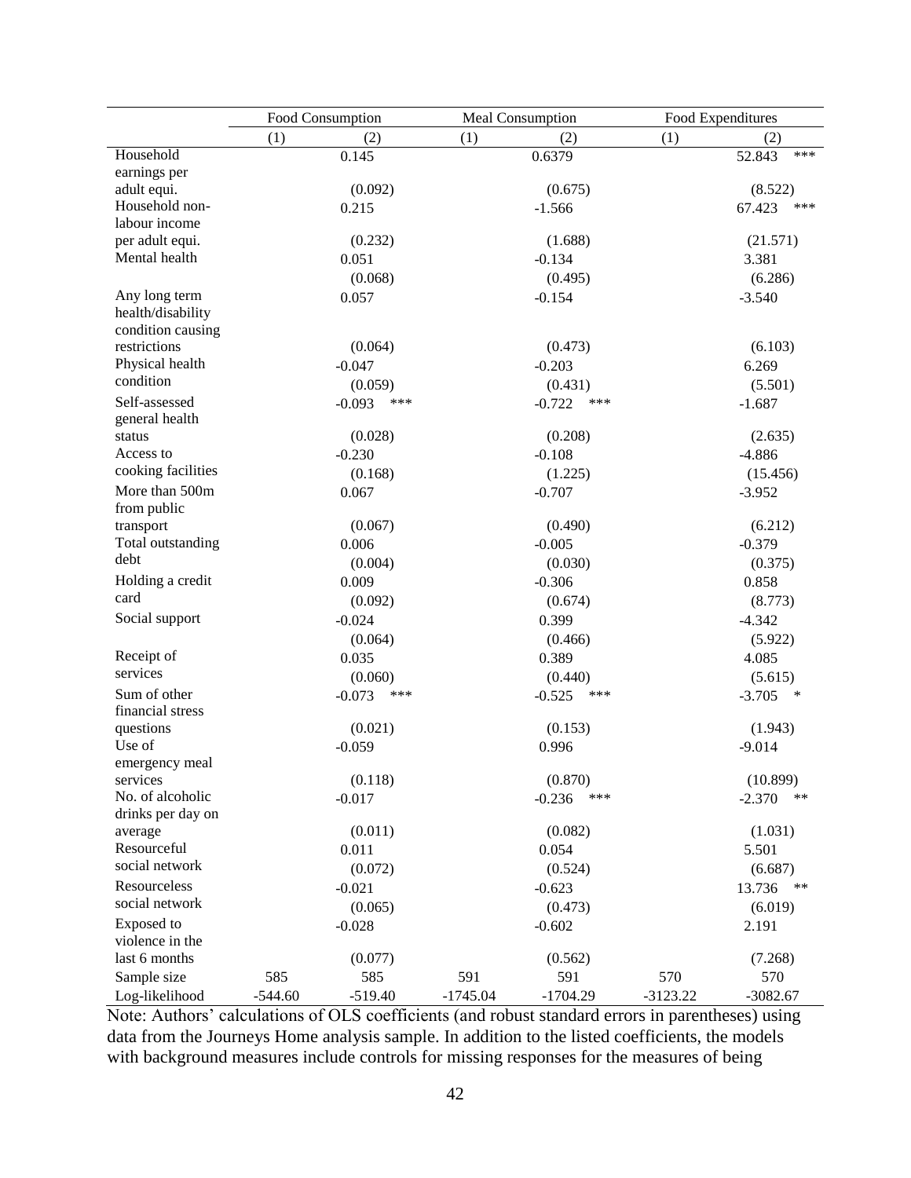| | Food Consumption | | Meal Consumption | | Food Expenditures | |
|---|---|---|---|---|---|---|
| | (1) | (2) | (1) | (2) | (1) | (2) |
| Household earnings per adult equi. | | 0.145 | | 0.6379 | | 52.843 *** |
| | | (0.092) | | (0.675) | | (8.522) |
| Household non-labour income per adult equi. | | 0.215 | | -1.566 | | 67.423 *** |
| | | (0.232) | | (1.688) | | (21.571) |
| Mental health | | 0.051 | | -0.134 | | 3.381 |
| | | (0.068) | | (0.495) | | (6.286) |
| Any long term health/disability condition causing restrictions | | 0.057 | | -0.154 | | -3.540 |
| | | (0.064) | | (0.473) | | (6.103) |
| Physical health condition | | -0.047 | | -0.203 | | 6.269 |
| | | (0.059) | | (0.431) | | (5.501) |
| Self-assessed general health status | | -0.093 *** | | -0.722 *** | | -1.687 |
| | | (0.028) | | (0.208) | | (2.635) |
| Access to cooking facilities | | -0.230 | | -0.108 | | -4.886 |
| | | (0.168) | | (1.225) | | (15.456) |
| More than 500m from public transport | | 0.067 | | -0.707 | | -3.952 |
| | | (0.067) | | (0.490) | | (6.212) |
| Total outstanding debt | | 0.006 | | -0.005 | | -0.379 |
| | | (0.004) | | (0.030) | | (0.375) |
| Holding a credit card | | 0.009 | | -0.306 | | 0.858 |
| | | (0.092) | | (0.674) | | (8.773) |
| Social support | | -0.024 | | 0.399 | | -4.342 |
| | | (0.064) | | (0.466) | | (5.922) |
| Receipt of services | | 0.035 | | 0.389 | | 4.085 |
| | | (0.060) | | (0.440) | | (5.615) |
| Sum of other financial stress questions | | -0.073 *** | | -0.525 *** | | -3.705 * |
| | | (0.021) | | (0.153) | | (1.943) |
| Use of emergency meal services | | -0.059 | | 0.996 | | -9.014 |
| | | (0.118) | | (0.870) | | (10.899) |
| No. of alcoholic drinks per day on average | | -0.017 | | -0.236 *** | | -2.370 ** |
| | | (0.011) | | (0.082) | | (1.031) |
| Resourceful social network | | 0.011 | | 0.054 | | 5.501 |
| | | (0.072) | | (0.524) | | (6.687) |
| Resourceless social network | | -0.021 | | -0.623 | | 13.736 ** |
| | | (0.065) | | (0.473) | | (6.019) |
| Exposed to violence in the last 6 months | | -0.028 | | -0.602 | | 2.191 |
| | | (0.077) | | (0.562) | | (7.268) |
| Sample size | 585 | 585 | 591 | 591 | 570 | 570 |
| Log-likelihood | -544.60 | -519.40 | -1745.04 | -1704.29 | -3123.22 | -3082.67 |

Note: Authors' calculations of OLS coefficients (and robust standard errors in parentheses) using data from the Journeys Home analysis sample. In addition to the listed coefficients, the models with background measures include controls for missing responses for the measures of being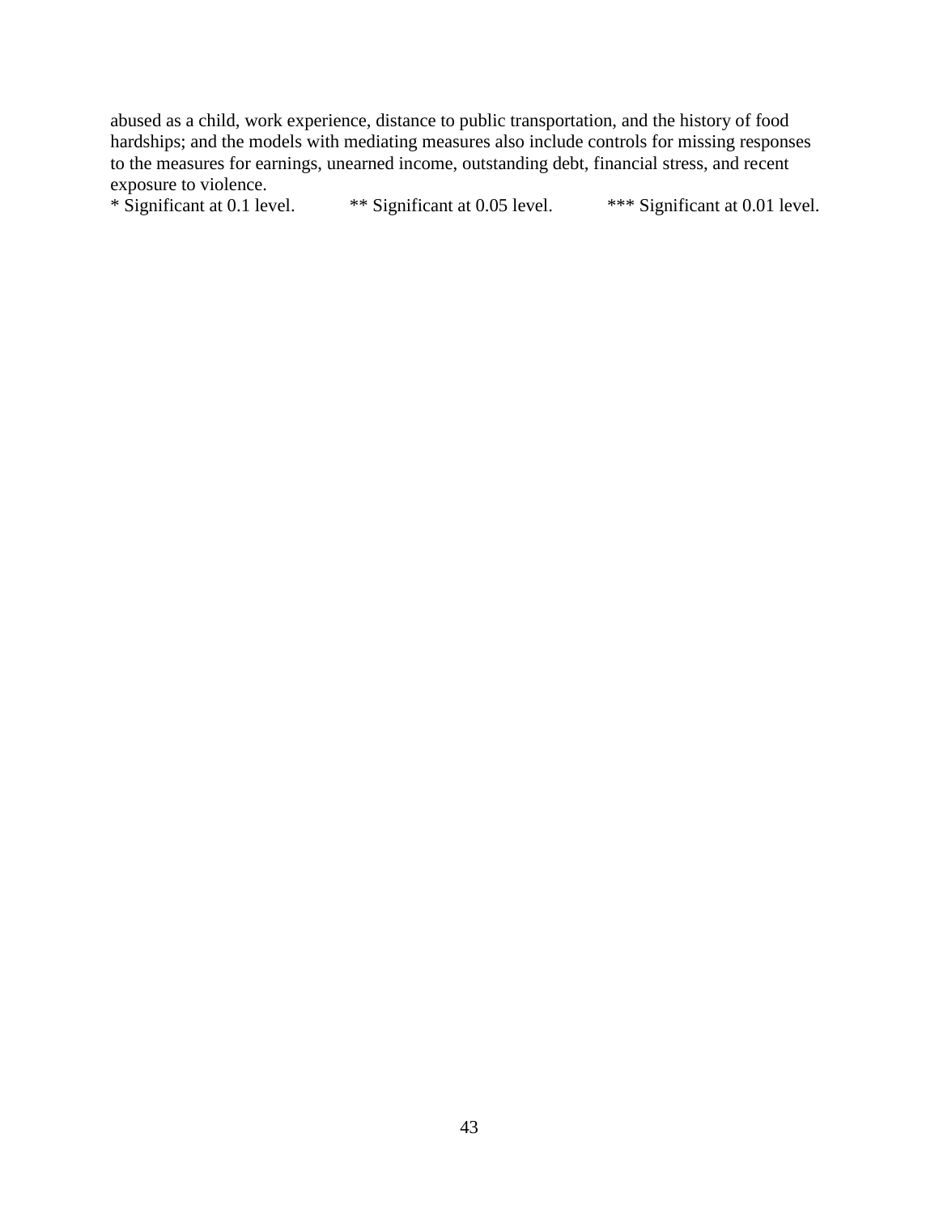abused as a child, work experience, distance to public transportation, and the history of food hardships; and the models with mediating measures also include controls for missing responses to the measures for earnings, unearned income, outstanding debt, financial stress, and recent exposure to violence.

* Significant at 0.1 level. ** Significant at 0.05 level. *** Significant at 0.01 level.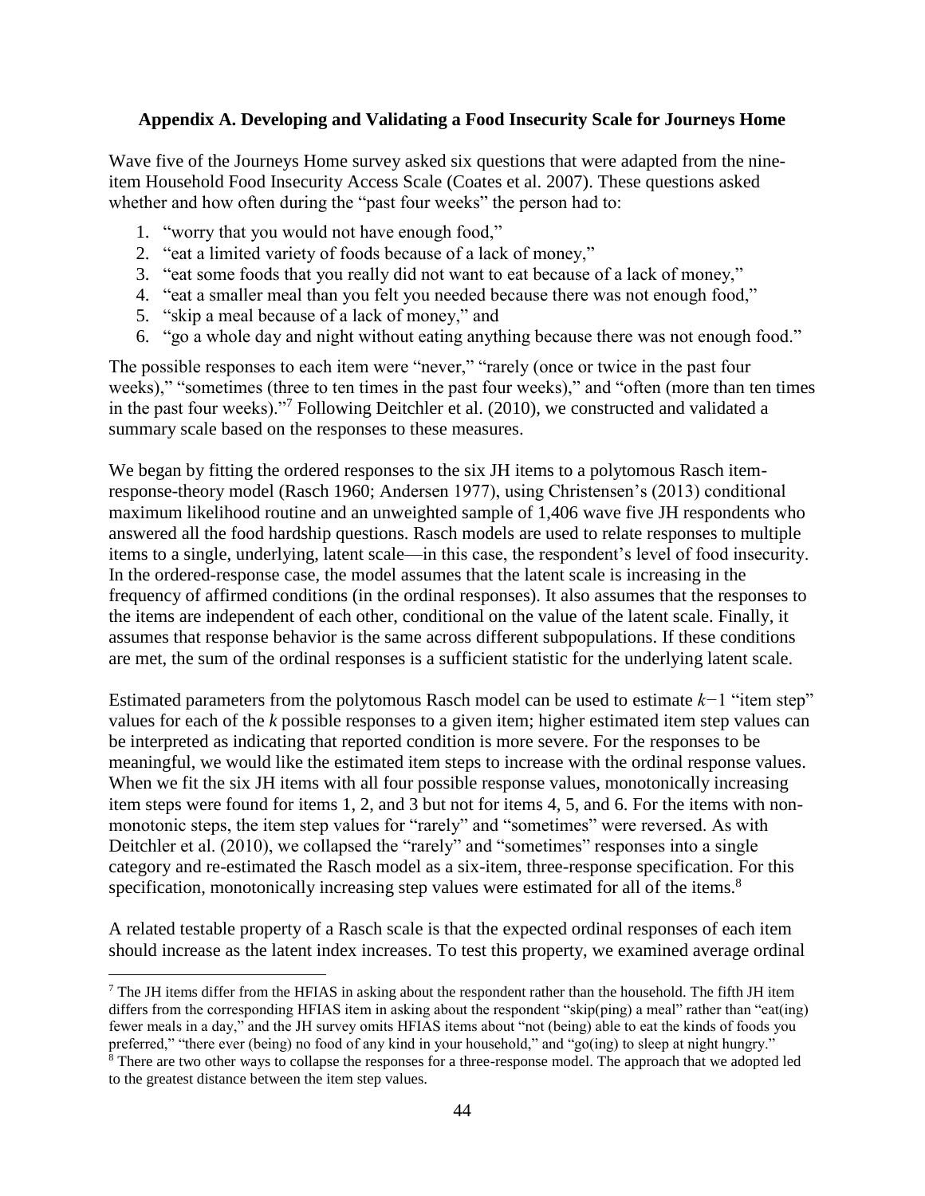## Appendix A. Developing and Validating a Food Insecurity Scale for Journeys Home

Wave five of the Journeys Home survey asked six questions that were adapted from the nine-item Household Food Insecurity Access Scale (Coates et al. 2007). These questions asked whether and how often during the "past four weeks" the person had to:

1. "worry that you would not have enough food,"
2. "eat a limited variety of foods because of a lack of money,"
3. "eat some foods that you really did not want to eat because of a lack of money,"
4. "eat a smaller meal than you felt you needed because there was not enough food,"
5. "skip a meal because of a lack of money," and
6. "go a whole day and night without eating anything because there was not enough food."

The possible responses to each item were "never," "rarely (once or twice in the past four weeks)," "sometimes (three to ten times in the past four weeks)," and "often (more than ten times in the past four weeks)."[7] Following Deitchler et al. (2010), we constructed and validated a summary scale based on the responses to these measures.

We began by fitting the ordered responses to the six JH items to a polytomous Rasch item-response-theory model (Rasch 1960; Andersen 1977), using Christensen's (2013) conditional maximum likelihood routine and an unweighted sample of 1,406 wave five JH respondents who answered all the food hardship questions. Rasch models are used to relate responses to multiple items to a single, underlying, latent scale—in this case, the respondent's level of food insecurity. In the ordered-response case, the model assumes that the latent scale is increasing in the frequency of affirmed conditions (in the ordinal responses). It also assumes that the responses to the items are independent of each other, conditional on the value of the latent scale. Finally, it assumes that response behavior is the same across different subpopulations. If these conditions are met, the sum of the ordinal responses is a sufficient statistic for the underlying latent scale.

Estimated parameters from the polytomous Rasch model can be used to estimate $k-1$ "item step" values for each of the $k$ possible responses to a given item; higher estimated item step values can be interpreted as indicating that reported condition is more severe. For the responses to be meaningful, we would like the estimated item steps to increase with the ordinal response values. When we fit the six JH items with all four possible response values, monotonically increasing item steps were found for items 1, 2, and 3 but not for items 4, 5, and 6. For the items with non-monotonic steps, the item step values for "rarely" and "sometimes" were reversed. As with Deitchler et al. (2010), we collapsed the "rarely" and "sometimes" responses into a single category and re-estimated the Rasch model as a six-item, three-response specification. For this specification, monotonically increasing step values were estimated for all of the items.[8]

A related testable property of a Rasch scale is that the expected ordinal responses of each item should increase as the latent index increases. To test this property, we examined average ordinal

[7] The JH items differ from the HFIAS in asking about the respondent rather than the household. The fifth JH item differs from the corresponding HFIAS item in asking about the respondent "skip(ping) a meal" rather than "eat(ing) fewer meals in a day," and the JH survey omits HFIAS items about "not (being) able to eat the kinds of foods you preferred," "there ever (being) no food of any kind in your household," and "go(ing) to sleep at night hungry."

[8] There are two other ways to collapse the responses for a three-response model. The approach that we adopted led to the greatest distance between the item step values.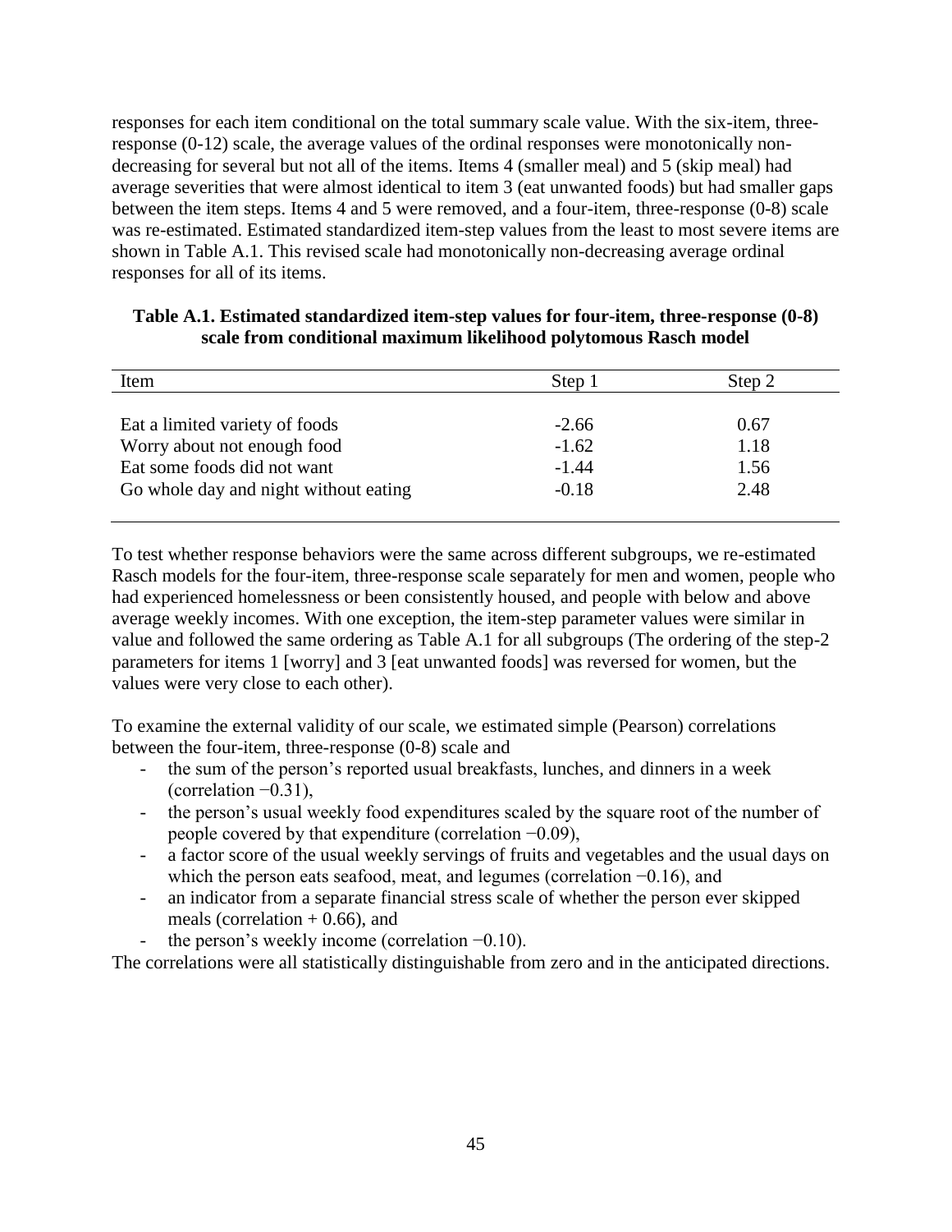responses for each item conditional on the total summary scale value. With the six-item, three-response (0-12) scale, the average values of the ordinal responses were monotonically non-decreasing for several but not all of the items. Items 4 (smaller meal) and 5 (skip meal) had average severities that were almost identical to item 3 (eat unwanted foods) but had smaller gaps between the item steps. Items 4 and 5 were removed, and a four-item, three-response (0-8) scale was re-estimated. Estimated standardized item-step values from the least to most severe items are shown in Table A.1. This revised scale had monotonically non-decreasing average ordinal responses for all of its items.

**Table A.1. Estimated standardized item-step values for four-item, three-response (0-8) scale from conditional maximum likelihood polytomous Rasch model**

| Item | Step 1 | Step 2 |
|---|---|---|
| Eat a limited variety of foods | -2.66 | 0.67 |
| Worry about not enough food | -1.62 | 1.18 |
| Eat some foods did not want | -1.44 | 1.56 |
| Go whole day and night without eating | -0.18 | 2.48 |

To test whether response behaviors were the same across different subgroups, we re-estimated Rasch models for the four-item, three-response scale separately for men and women, people who had experienced homelessness or been consistently housed, and people with below and above average weekly incomes. With one exception, the item-step parameter values were similar in value and followed the same ordering as Table A.1 for all subgroups (The ordering of the step-2 parameters for items 1 [worry] and 3 [eat unwanted foods] was reversed for women, but the values were very close to each other).

To examine the external validity of our scale, we estimated simple (Pearson) correlations between the four-item, three-response (0-8) scale and

- the sum of the person's reported usual breakfasts, lunches, and dinners in a week (correlation −0.31),
- the person's usual weekly food expenditures scaled by the square root of the number of people covered by that expenditure (correlation −0.09),
- a factor score of the usual weekly servings of fruits and vegetables and the usual days on which the person eats seafood, meat, and legumes (correlation −0.16), and
- an indicator from a separate financial stress scale of whether the person ever skipped meals (correlation + 0.66), and
- the person's weekly income (correlation −0.10).

The correlations were all statistically distinguishable from zero and in the anticipated directions.